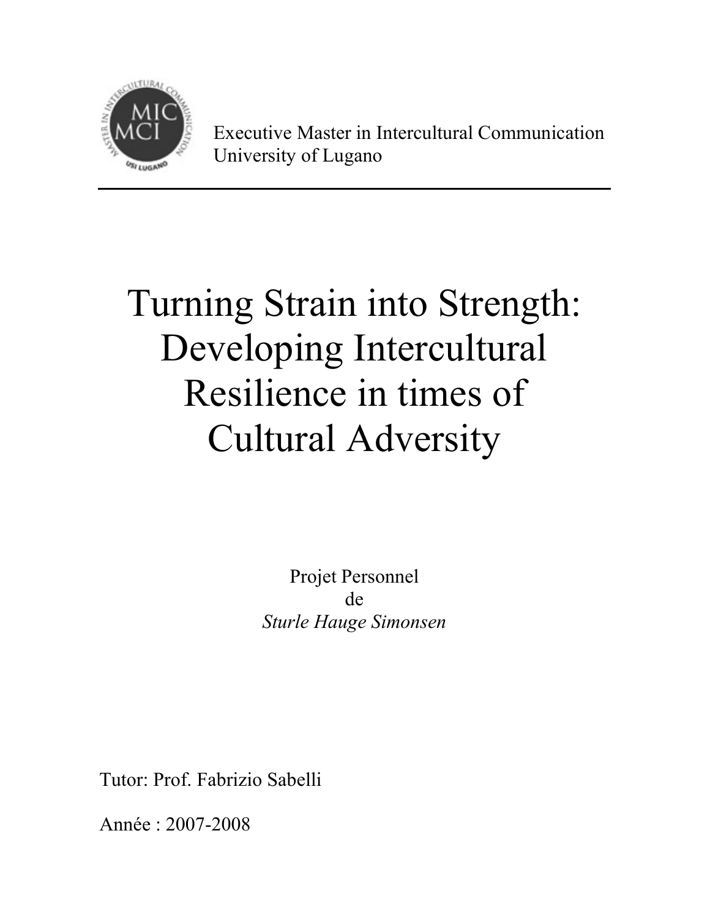Executive Master in Intercultural Communication
University of Lugano

# Turning Strain into Strength: Developing Intercultural Resilience in times of Cultural Adversity

Projet Personnel
de
*Sturle Hauge Simonsen*

Tutor: Prof. Fabrizio Sabelli

Année : 2007-2008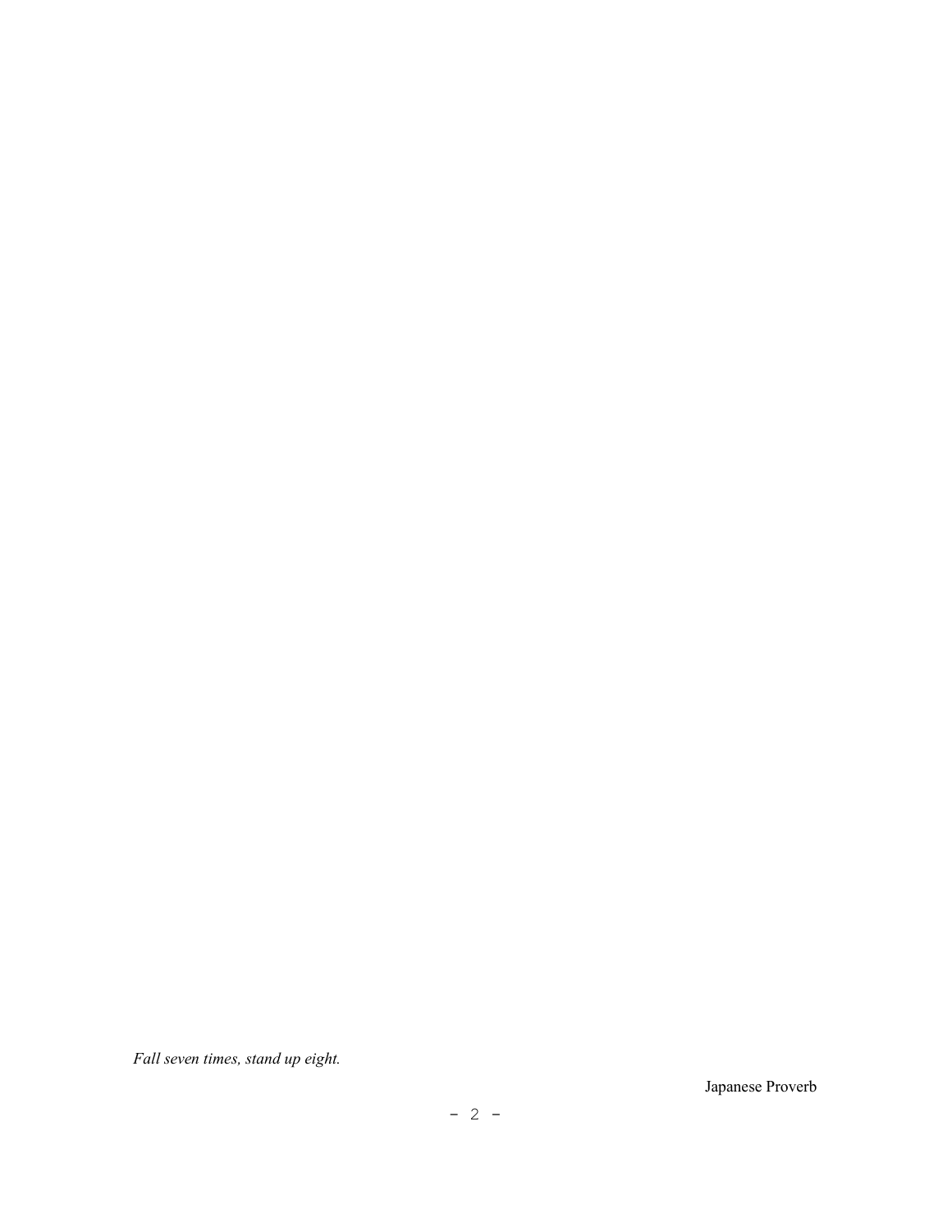*Fall seven times, stand up eight.*

Japanese Proverb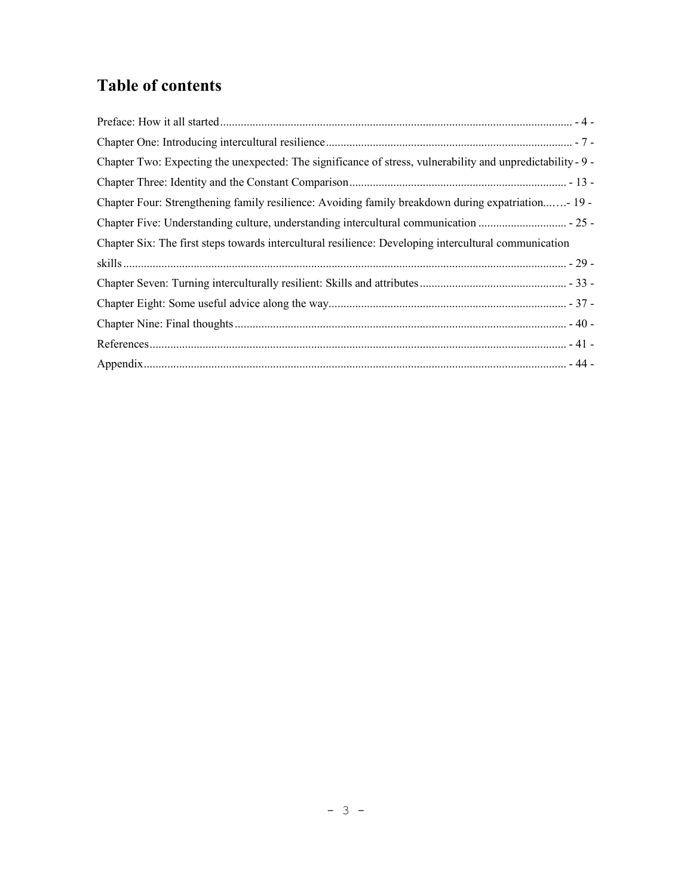## Table of contents

Preface: How it all started ........ - 4 -

Chapter One: Introducing intercultural resilience ........ - 7 -

Chapter Two: Expecting the unexpected: The significance of stress, vulnerability and unpredictability - 9 -

Chapter Three: Identity and the Constant Comparison ........ - 13 -

Chapter Four: Strengthening family resilience: Avoiding family breakdown during expatriation........ - 19 -

Chapter Five: Understanding culture, understanding intercultural communication ........ - 25 -

Chapter Six: The first steps towards intercultural resilience: Developing intercultural communication skills ........ - 29 -

Chapter Seven: Turning interculturally resilient: Skills and attributes ........ - 33 -

Chapter Eight: Some useful advice along the way........ - 37 -

Chapter Nine: Final thoughts ........ - 40 -

References ........ - 41 -

Appendix ........ - 44 -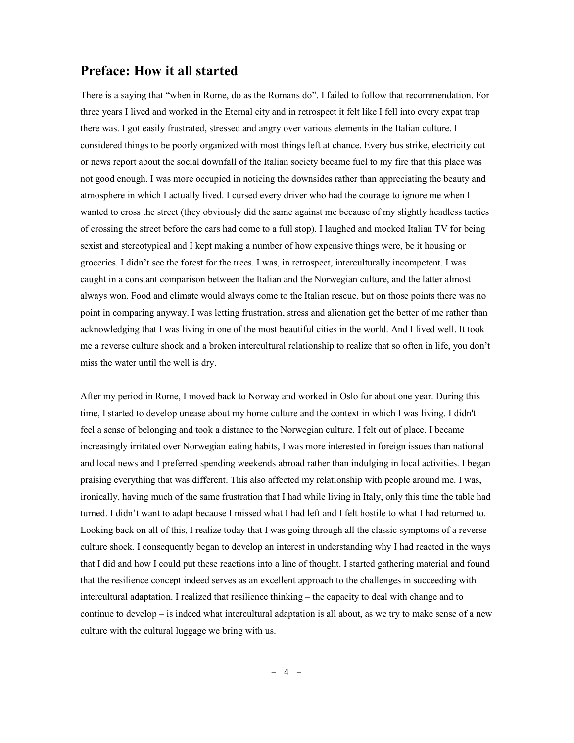## Preface: How it all started

There is a saying that "when in Rome, do as the Romans do". I failed to follow that recommendation. For three years I lived and worked in the Eternal city and in retrospect it felt like I fell into every expat trap there was. I got easily frustrated, stressed and angry over various elements in the Italian culture. I considered things to be poorly organized with most things left at chance. Every bus strike, electricity cut or news report about the social downfall of the Italian society became fuel to my fire that this place was not good enough. I was more occupied in noticing the downsides rather than appreciating the beauty and atmosphere in which I actually lived. I cursed every driver who had the courage to ignore me when I wanted to cross the street (they obviously did the same against me because of my slightly headless tactics of crossing the street before the cars had come to a full stop). I laughed and mocked Italian TV for being sexist and stereotypical and I kept making a number of how expensive things were, be it housing or groceries. I didn't see the forest for the trees. I was, in retrospect, interculturally incompetent. I was caught in a constant comparison between the Italian and the Norwegian culture, and the latter almost always won. Food and climate would always come to the Italian rescue, but on those points there was no point in comparing anyway. I was letting frustration, stress and alienation get the better of me rather than acknowledging that I was living in one of the most beautiful cities in the world. And I lived well. It took me a reverse culture shock and a broken intercultural relationship to realize that so often in life, you don't miss the water until the well is dry.

After my period in Rome, I moved back to Norway and worked in Oslo for about one year. During this time, I started to develop unease about my home culture and the context in which I was living. I didn't feel a sense of belonging and took a distance to the Norwegian culture. I felt out of place. I became increasingly irritated over Norwegian eating habits, I was more interested in foreign issues than national and local news and I preferred spending weekends abroad rather than indulging in local activities. I began praising everything that was different. This also affected my relationship with people around me. I was, ironically, having much of the same frustration that I had while living in Italy, only this time the table had turned. I didn't want to adapt because I missed what I had left and I felt hostile to what I had returned to. Looking back on all of this, I realize today that I was going through all the classic symptoms of a reverse culture shock. I consequently began to develop an interest in understanding why I had reacted in the ways that I did and how I could put these reactions into a line of thought. I started gathering material and found that the resilience concept indeed serves as an excellent approach to the challenges in succeeding with intercultural adaptation. I realized that resilience thinking – the capacity to deal with change and to continue to develop – is indeed what intercultural adaptation is all about, as we try to make sense of a new culture with the cultural luggage we bring with us.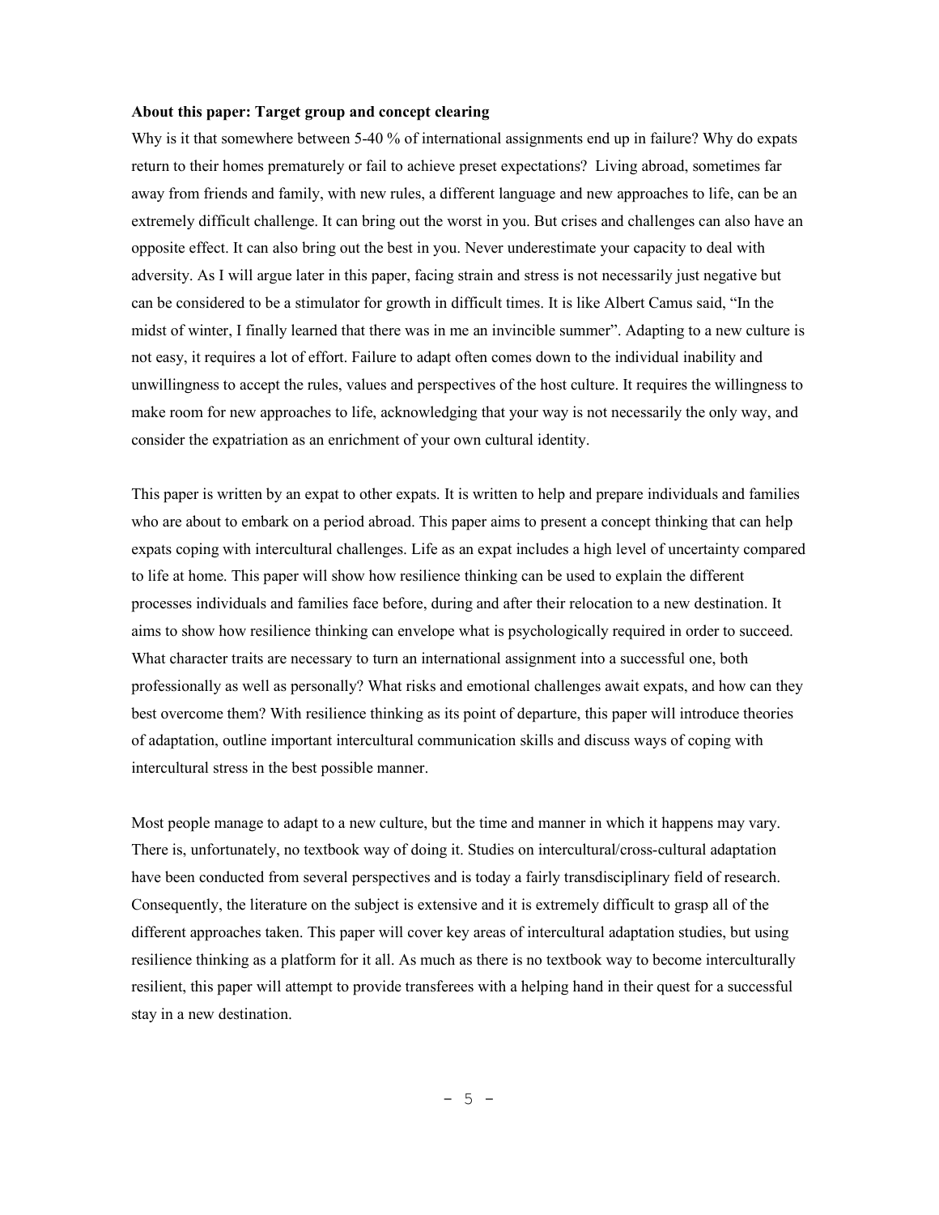**About this paper: Target group and concept clearing**

Why is it that somewhere between 5-40 % of international assignments end up in failure? Why do expats return to their homes prematurely or fail to achieve preset expectations? Living abroad, sometimes far away from friends and family, with new rules, a different language and new approaches to life, can be an extremely difficult challenge. It can bring out the worst in you. But crises and challenges can also have an opposite effect. It can also bring out the best in you. Never underestimate your capacity to deal with adversity. As I will argue later in this paper, facing strain and stress is not necessarily just negative but can be considered to be a stimulator for growth in difficult times. It is like Albert Camus said, "In the midst of winter, I finally learned that there was in me an invincible summer". Adapting to a new culture is not easy, it requires a lot of effort. Failure to adapt often comes down to the individual inability and unwillingness to accept the rules, values and perspectives of the host culture. It requires the willingness to make room for new approaches to life, acknowledging that your way is not necessarily the only way, and consider the expatriation as an enrichment of your own cultural identity.

This paper is written by an expat to other expats. It is written to help and prepare individuals and families who are about to embark on a period abroad. This paper aims to present a concept thinking that can help expats coping with intercultural challenges. Life as an expat includes a high level of uncertainty compared to life at home. This paper will show how resilience thinking can be used to explain the different processes individuals and families face before, during and after their relocation to a new destination. It aims to show how resilience thinking can envelope what is psychologically required in order to succeed. What character traits are necessary to turn an international assignment into a successful one, both professionally as well as personally? What risks and emotional challenges await expats, and how can they best overcome them? With resilience thinking as its point of departure, this paper will introduce theories of adaptation, outline important intercultural communication skills and discuss ways of coping with intercultural stress in the best possible manner.

Most people manage to adapt to a new culture, but the time and manner in which it happens may vary. There is, unfortunately, no textbook way of doing it. Studies on intercultural/cross-cultural adaptation have been conducted from several perspectives and is today a fairly transdisciplinary field of research. Consequently, the literature on the subject is extensive and it is extremely difficult to grasp all of the different approaches taken. This paper will cover key areas of intercultural adaptation studies, but using resilience thinking as a platform for it all. As much as there is no textbook way to become interculturally resilient, this paper will attempt to provide transferees with a helping hand in their quest for a successful stay in a new destination.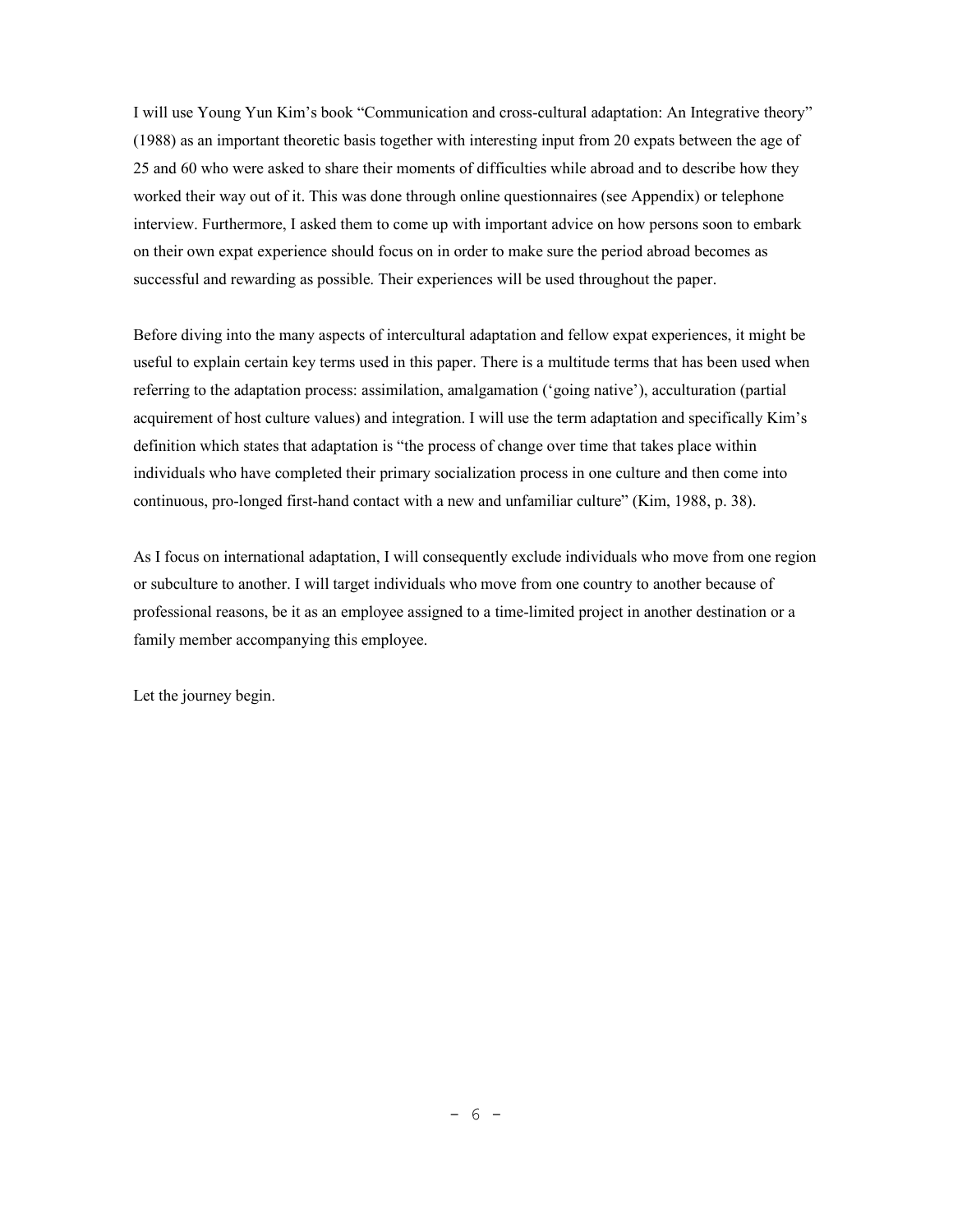I will use Young Yun Kim's book "Communication and cross-cultural adaptation: An Integrative theory" (1988) as an important theoretic basis together with interesting input from 20 expats between the age of 25 and 60 who were asked to share their moments of difficulties while abroad and to describe how they worked their way out of it. This was done through online questionnaires (see Appendix) or telephone interview. Furthermore, I asked them to come up with important advice on how persons soon to embark on their own expat experience should focus on in order to make sure the period abroad becomes as successful and rewarding as possible. Their experiences will be used throughout the paper.

Before diving into the many aspects of intercultural adaptation and fellow expat experiences, it might be useful to explain certain key terms used in this paper. There is a multitude terms that has been used when referring to the adaptation process: assimilation, amalgamation ('going native'), acculturation (partial acquirement of host culture values) and integration. I will use the term adaptation and specifically Kim's definition which states that adaptation is "the process of change over time that takes place within individuals who have completed their primary socialization process in one culture and then come into continuous, pro-longed first-hand contact with a new and unfamiliar culture" (Kim, 1988, p. 38).

As I focus on international adaptation, I will consequently exclude individuals who move from one region or subculture to another. I will target individuals who move from one country to another because of professional reasons, be it as an employee assigned to a time-limited project in another destination or a family member accompanying this employee.

Let the journey begin.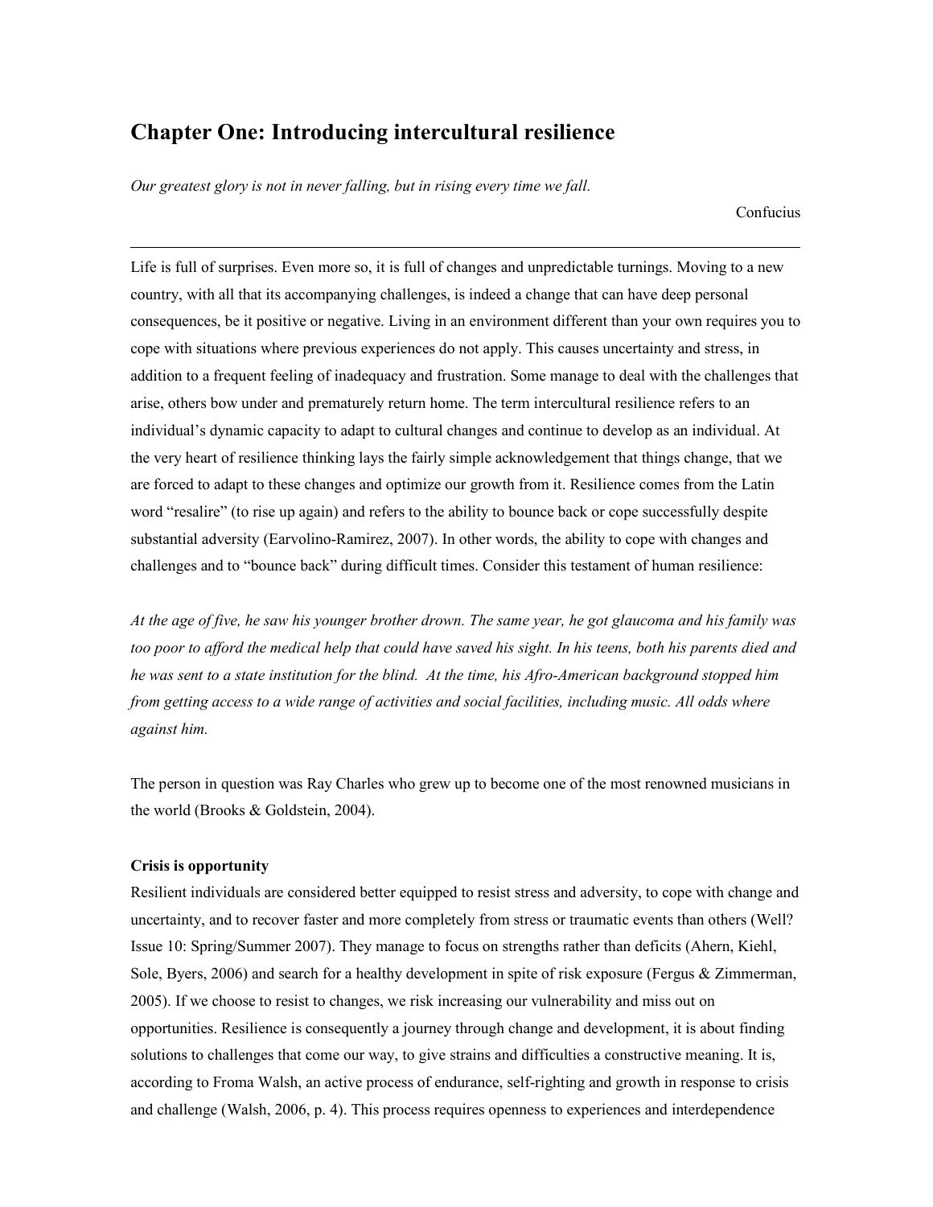# Chapter One: Introducing intercultural resilience

*Our greatest glory is not in never falling, but in rising every time we fall.*

Confucius

---

Life is full of surprises. Even more so, it is full of changes and unpredictable turnings. Moving to a new country, with all that its accompanying challenges, is indeed a change that can have deep personal consequences, be it positive or negative. Living in an environment different than your own requires you to cope with situations where previous experiences do not apply. This causes uncertainty and stress, in addition to a frequent feeling of inadequacy and frustration. Some manage to deal with the challenges that arise, others bow under and prematurely return home. The term intercultural resilience refers to an individual's dynamic capacity to adapt to cultural changes and continue to develop as an individual. At the very heart of resilience thinking lays the fairly simple acknowledgement that things change, that we are forced to adapt to these changes and optimize our growth from it. Resilience comes from the Latin word "resalire" (to rise up again) and refers to the ability to bounce back or cope successfully despite substantial adversity (Earvolino-Ramirez, 2007). In other words, the ability to cope with changes and challenges and to "bounce back" during difficult times. Consider this testament of human resilience:

*At the age of five, he saw his younger brother drown. The same year, he got glaucoma and his family was too poor to afford the medical help that could have saved his sight. In his teens, both his parents died and he was sent to a state institution for the blind. At the time, his Afro-American background stopped him from getting access to a wide range of activities and social facilities, including music. All odds where against him.*

The person in question was Ray Charles who grew up to become one of the most renowned musicians in the world (Brooks & Goldstein, 2004).

**Crisis is opportunity**

Resilient individuals are considered better equipped to resist stress and adversity, to cope with change and uncertainty, and to recover faster and more completely from stress or traumatic events than others (Well? Issue 10: Spring/Summer 2007). They manage to focus on strengths rather than deficits (Ahern, Kiehl, Sole, Byers, 2006) and search for a healthy development in spite of risk exposure (Fergus & Zimmerman, 2005). If we choose to resist to changes, we risk increasing our vulnerability and miss out on opportunities. Resilience is consequently a journey through change and development, it is about finding solutions to challenges that come our way, to give strains and difficulties a constructive meaning. It is, according to Froma Walsh, an active process of endurance, self-righting and growth in response to crisis and challenge (Walsh, 2006, p. 4). This process requires openness to experiences and interdependence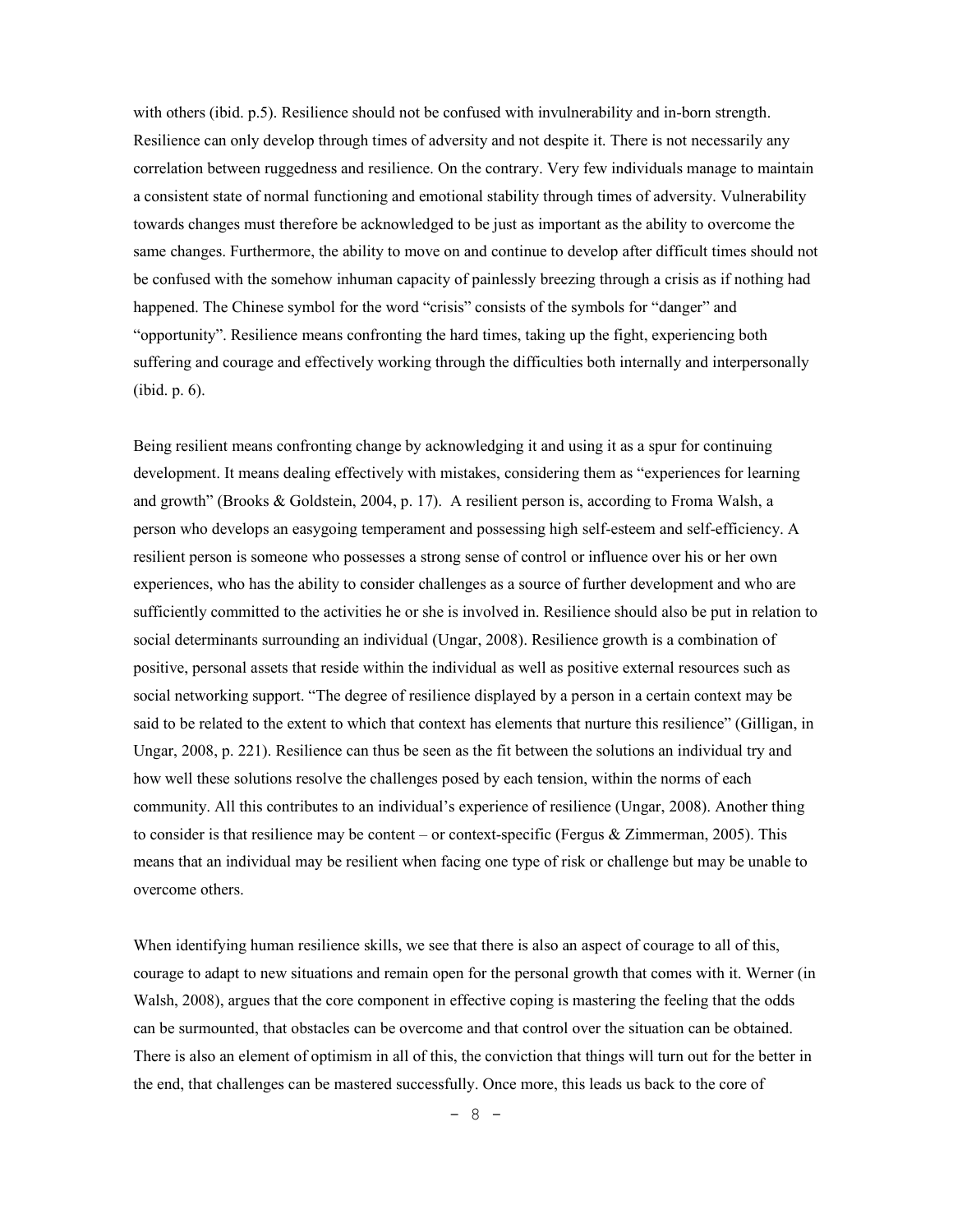with others (ibid. p.5). Resilience should not be confused with invulnerability and in-born strength. Resilience can only develop through times of adversity and not despite it. There is not necessarily any correlation between ruggedness and resilience. On the contrary. Very few individuals manage to maintain a consistent state of normal functioning and emotional stability through times of adversity. Vulnerability towards changes must therefore be acknowledged to be just as important as the ability to overcome the same changes. Furthermore, the ability to move on and continue to develop after difficult times should not be confused with the somehow inhuman capacity of painlessly breezing through a crisis as if nothing had happened. The Chinese symbol for the word "crisis" consists of the symbols for "danger" and "opportunity". Resilience means confronting the hard times, taking up the fight, experiencing both suffering and courage and effectively working through the difficulties both internally and interpersonally (ibid. p. 6).

Being resilient means confronting change by acknowledging it and using it as a spur for continuing development. It means dealing effectively with mistakes, considering them as "experiences for learning and growth" (Brooks & Goldstein, 2004, p. 17). A resilient person is, according to Froma Walsh, a person who develops an easygoing temperament and possessing high self-esteem and self-efficiency. A resilient person is someone who possesses a strong sense of control or influence over his or her own experiences, who has the ability to consider challenges as a source of further development and who are sufficiently committed to the activities he or she is involved in. Resilience should also be put in relation to social determinants surrounding an individual (Ungar, 2008). Resilience growth is a combination of positive, personal assets that reside within the individual as well as positive external resources such as social networking support. "The degree of resilience displayed by a person in a certain context may be said to be related to the extent to which that context has elements that nurture this resilience" (Gilligan, in Ungar, 2008, p. 221). Resilience can thus be seen as the fit between the solutions an individual try and how well these solutions resolve the challenges posed by each tension, within the norms of each community. All this contributes to an individual's experience of resilience (Ungar, 2008). Another thing to consider is that resilience may be content – or context-specific (Fergus & Zimmerman, 2005). This means that an individual may be resilient when facing one type of risk or challenge but may be unable to overcome others.

When identifying human resilience skills, we see that there is also an aspect of courage to all of this, courage to adapt to new situations and remain open for the personal growth that comes with it. Werner (in Walsh, 2008), argues that the core component in effective coping is mastering the feeling that the odds can be surmounted, that obstacles can be overcome and that control over the situation can be obtained. There is also an element of optimism in all of this, the conviction that things will turn out for the better in the end, that challenges can be mastered successfully. Once more, this leads us back to the core of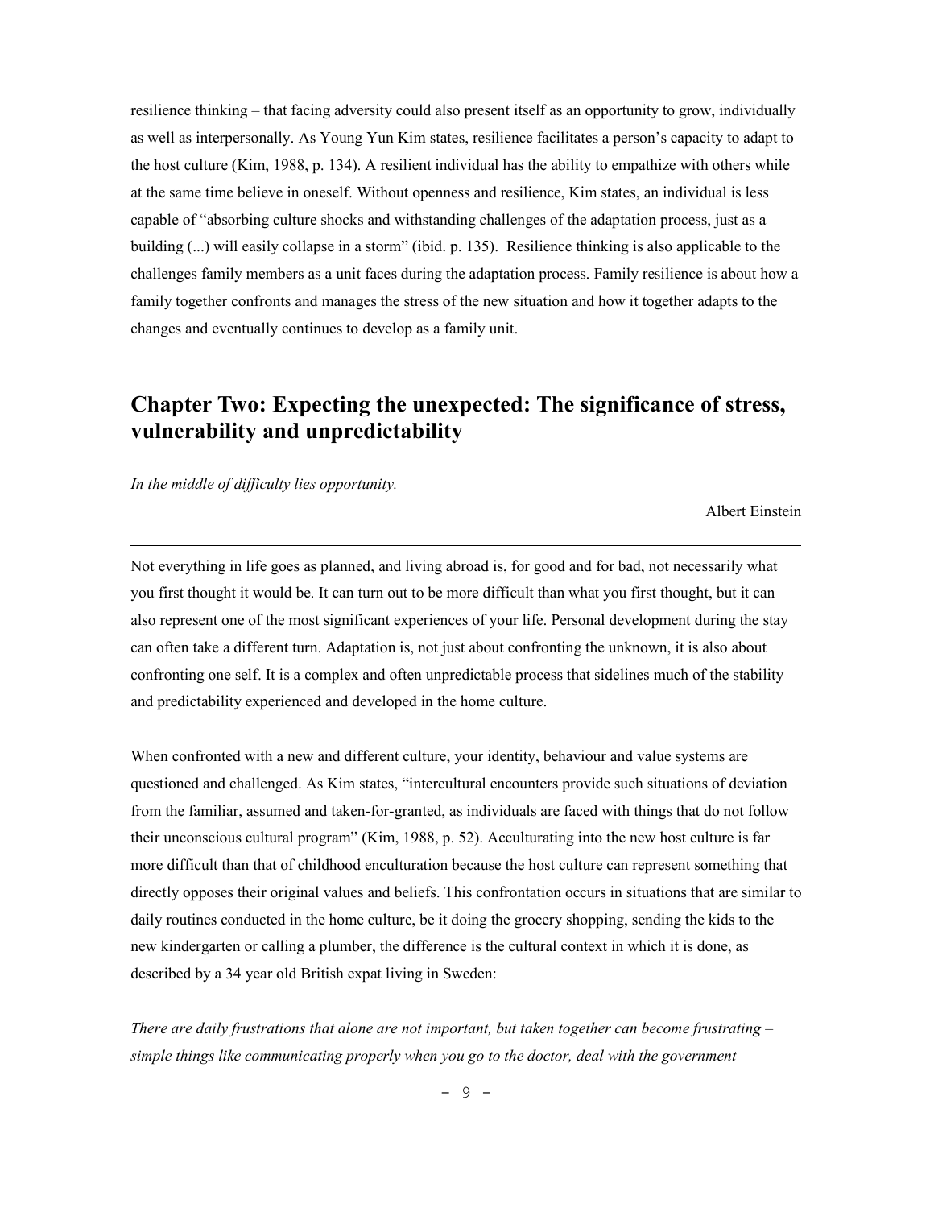resilience thinking – that facing adversity could also present itself as an opportunity to grow, individually as well as interpersonally. As Young Yun Kim states, resilience facilitates a person's capacity to adapt to the host culture (Kim, 1988, p. 134). A resilient individual has the ability to empathize with others while at the same time believe in oneself. Without openness and resilience, Kim states, an individual is less capable of "absorbing culture shocks and withstanding challenges of the adaptation process, just as a building (...) will easily collapse in a storm" (ibid. p. 135). Resilience thinking is also applicable to the challenges family members as a unit faces during the adaptation process. Family resilience is about how a family together confronts and manages the stress of the new situation and how it together adapts to the changes and eventually continues to develop as a family unit.

## Chapter Two: Expecting the unexpected: The significance of stress, vulnerability and unpredictability

*In the middle of difficulty lies opportunity.*

Albert Einstein

---

Not everything in life goes as planned, and living abroad is, for good and for bad, not necessarily what you first thought it would be. It can turn out to be more difficult than what you first thought, but it can also represent one of the most significant experiences of your life. Personal development during the stay can often take a different turn. Adaptation is, not just about confronting the unknown, it is also about confronting one self. It is a complex and often unpredictable process that sidelines much of the stability and predictability experienced and developed in the home culture.

When confronted with a new and different culture, your identity, behaviour and value systems are questioned and challenged. As Kim states, "intercultural encounters provide such situations of deviation from the familiar, assumed and taken-for-granted, as individuals are faced with things that do not follow their unconscious cultural program" (Kim, 1988, p. 52). Acculturating into the new host culture is far more difficult than that of childhood enculturation because the host culture can represent something that directly opposes their original values and beliefs. This confrontation occurs in situations that are similar to daily routines conducted in the home culture, be it doing the grocery shopping, sending the kids to the new kindergarten or calling a plumber, the difference is the cultural context in which it is done, as described by a 34 year old British expat living in Sweden:

*There are daily frustrations that alone are not important, but taken together can become frustrating – simple things like communicating properly when you go to the doctor, deal with the government*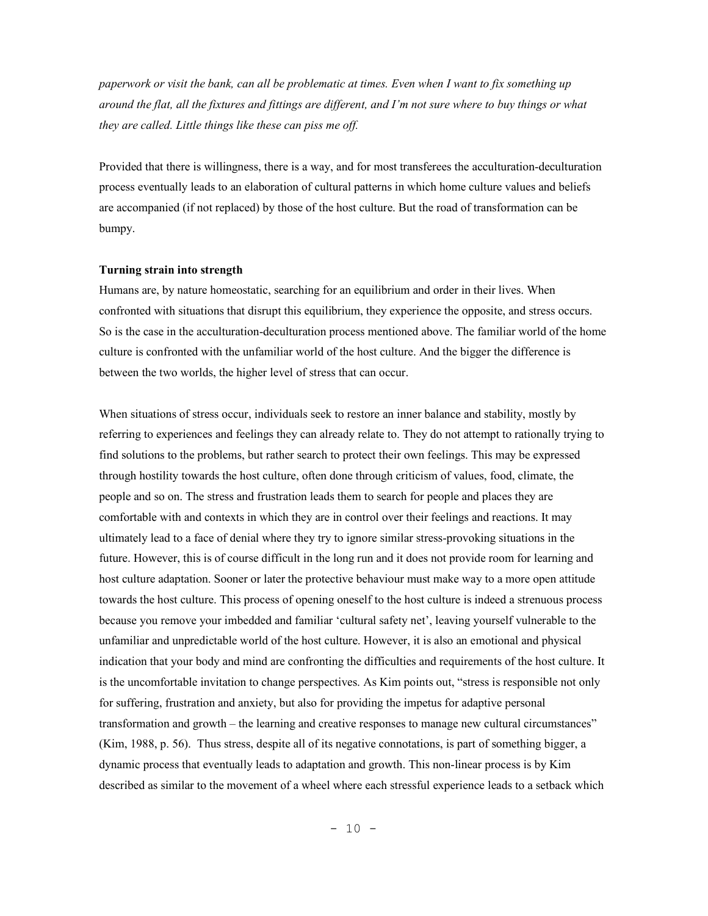*paperwork or visit the bank, can all be problematic at times. Even when I want to fix something up around the flat, all the fixtures and fittings are different, and I'm not sure where to buy things or what they are called. Little things like these can piss me off.*

Provided that there is willingness, there is a way, and for most transferees the acculturation-deculturation process eventually leads to an elaboration of cultural patterns in which home culture values and beliefs are accompanied (if not replaced) by those of the host culture. But the road of transformation can be bumpy.

**Turning strain into strength**

Humans are, by nature homeostatic, searching for an equilibrium and order in their lives. When confronted with situations that disrupt this equilibrium, they experience the opposite, and stress occurs. So is the case in the acculturation-deculturation process mentioned above. The familiar world of the home culture is confronted with the unfamiliar world of the host culture. And the bigger the difference is between the two worlds, the higher level of stress that can occur.

When situations of stress occur, individuals seek to restore an inner balance and stability, mostly by referring to experiences and feelings they can already relate to. They do not attempt to rationally trying to find solutions to the problems, but rather search to protect their own feelings. This may be expressed through hostility towards the host culture, often done through criticism of values, food, climate, the people and so on. The stress and frustration leads them to search for people and places they are comfortable with and contexts in which they are in control over their feelings and reactions. It may ultimately lead to a face of denial where they try to ignore similar stress-provoking situations in the future. However, this is of course difficult in the long run and it does not provide room for learning and host culture adaptation. Sooner or later the protective behaviour must make way to a more open attitude towards the host culture. This process of opening oneself to the host culture is indeed a strenuous process because you remove your imbedded and familiar 'cultural safety net', leaving yourself vulnerable to the unfamiliar and unpredictable world of the host culture. However, it is also an emotional and physical indication that your body and mind are confronting the difficulties and requirements of the host culture. It is the uncomfortable invitation to change perspectives. As Kim points out, "stress is responsible not only for suffering, frustration and anxiety, but also for providing the impetus for adaptive personal transformation and growth – the learning and creative responses to manage new cultural circumstances" (Kim, 1988, p. 56). Thus stress, despite all of its negative connotations, is part of something bigger, a dynamic process that eventually leads to adaptation and growth. This non-linear process is by Kim described as similar to the movement of a wheel where each stressful experience leads to a setback which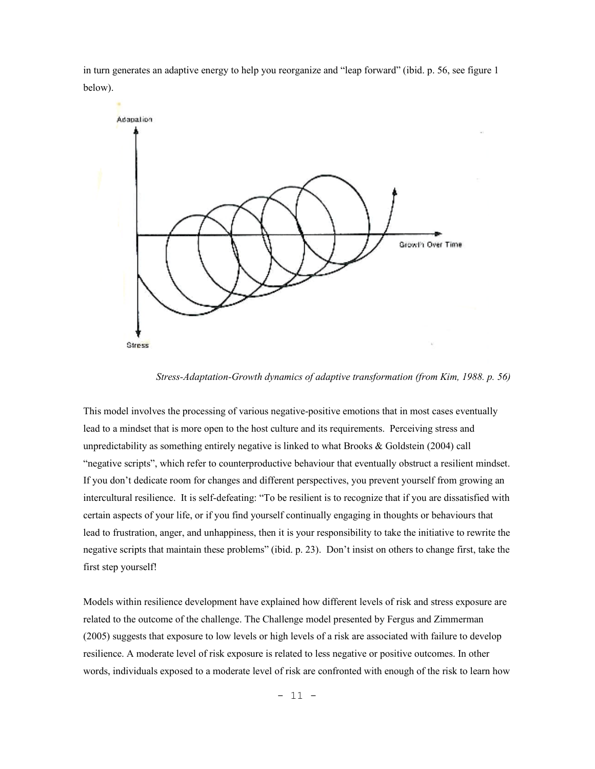in turn generates an adaptive energy to help you reorganize and "leap forward" (ibid. p. 56, see figure 1 below).

*Stress-Adaptation-Growth dynamics of adaptive transformation (from Kim, 1988. p. 56)*

This model involves the processing of various negative-positive emotions that in most cases eventually lead to a mindset that is more open to the host culture and its requirements. Perceiving stress and unpredictability as something entirely negative is linked to what Brooks & Goldstein (2004) call "negative scripts", which refer to counterproductive behaviour that eventually obstruct a resilient mindset. If you don't dedicate room for changes and different perspectives, you prevent yourself from growing an intercultural resilience. It is self-defeating: "To be resilient is to recognize that if you are dissatisfied with certain aspects of your life, or if you find yourself continually engaging in thoughts or behaviours that lead to frustration, anger, and unhappiness, then it is your responsibility to take the initiative to rewrite the negative scripts that maintain these problems" (ibid. p. 23). Don't insist on others to change first, take the first step yourself!

Models within resilience development have explained how different levels of risk and stress exposure are related to the outcome of the challenge. The Challenge model presented by Fergus and Zimmerman (2005) suggests that exposure to low levels or high levels of a risk are associated with failure to develop resilience. A moderate level of risk exposure is related to less negative or positive outcomes. In other words, individuals exposed to a moderate level of risk are confronted with enough of the risk to learn how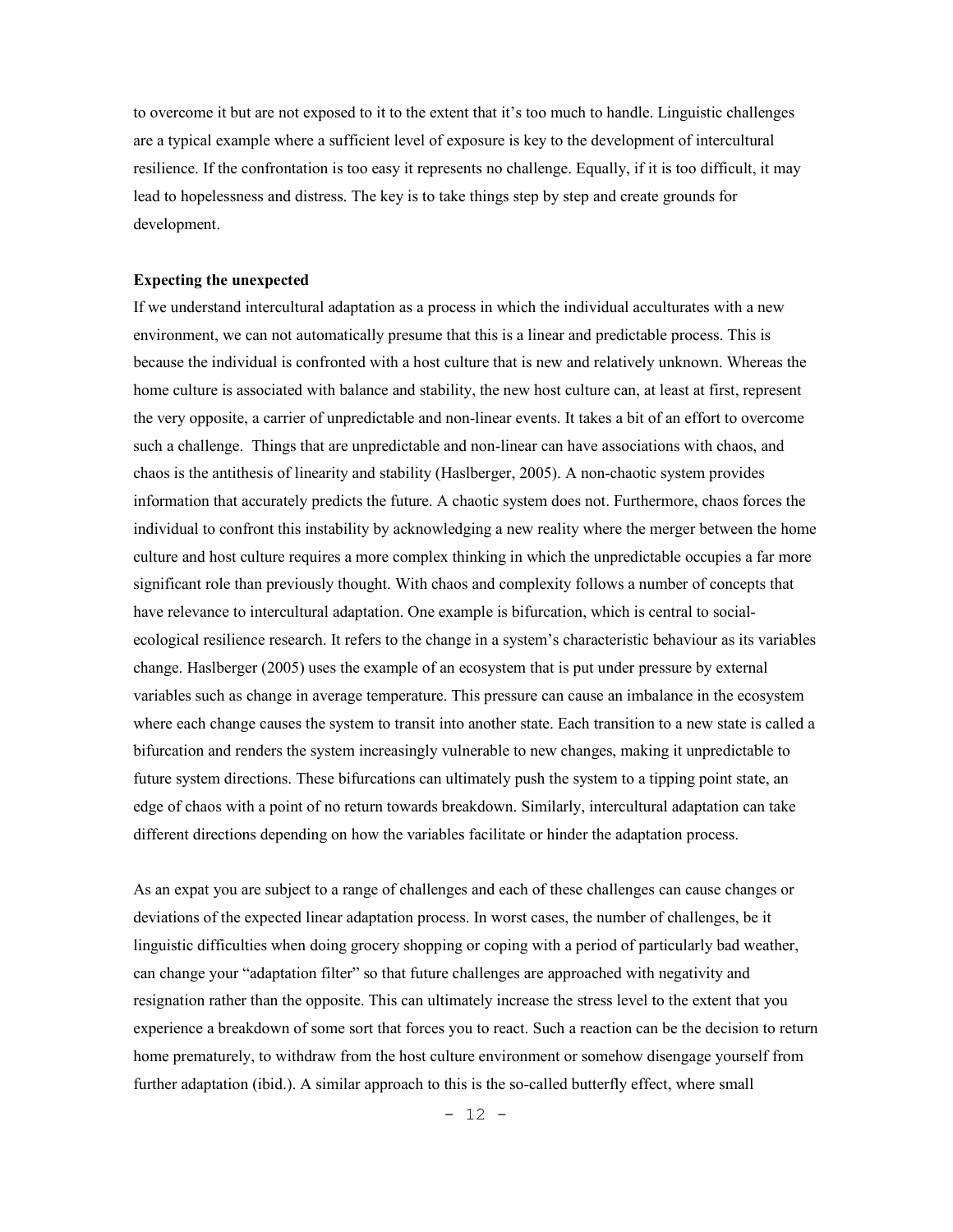to overcome it but are not exposed to it to the extent that it's too much to handle. Linguistic challenges are a typical example where a sufficient level of exposure is key to the development of intercultural resilience. If the confrontation is too easy it represents no challenge. Equally, if it is too difficult, it may lead to hopelessness and distress. The key is to take things step by step and create grounds for development.

**Expecting the unexpected**

If we understand intercultural adaptation as a process in which the individual acculturates with a new environment, we can not automatically presume that this is a linear and predictable process. This is because the individual is confronted with a host culture that is new and relatively unknown. Whereas the home culture is associated with balance and stability, the new host culture can, at least at first, represent the very opposite, a carrier of unpredictable and non-linear events. It takes a bit of an effort to overcome such a challenge. Things that are unpredictable and non-linear can have associations with chaos, and chaos is the antithesis of linearity and stability (Haslberger, 2005). A non-chaotic system provides information that accurately predicts the future. A chaotic system does not. Furthermore, chaos forces the individual to confront this instability by acknowledging a new reality where the merger between the home culture and host culture requires a more complex thinking in which the unpredictable occupies a far more significant role than previously thought. With chaos and complexity follows a number of concepts that have relevance to intercultural adaptation. One example is bifurcation, which is central to social-ecological resilience research. It refers to the change in a system's characteristic behaviour as its variables change. Haslberger (2005) uses the example of an ecosystem that is put under pressure by external variables such as change in average temperature. This pressure can cause an imbalance in the ecosystem where each change causes the system to transit into another state. Each transition to a new state is called a bifurcation and renders the system increasingly vulnerable to new changes, making it unpredictable to future system directions. These bifurcations can ultimately push the system to a tipping point state, an edge of chaos with a point of no return towards breakdown. Similarly, intercultural adaptation can take different directions depending on how the variables facilitate or hinder the adaptation process.

As an expat you are subject to a range of challenges and each of these challenges can cause changes or deviations of the expected linear adaptation process. In worst cases, the number of challenges, be it linguistic difficulties when doing grocery shopping or coping with a period of particularly bad weather, can change your "adaptation filter" so that future challenges are approached with negativity and resignation rather than the opposite. This can ultimately increase the stress level to the extent that you experience a breakdown of some sort that forces you to react. Such a reaction can be the decision to return home prematurely, to withdraw from the host culture environment or somehow disengage yourself from further adaptation (ibid.). A similar approach to this is the so-called butterfly effect, where small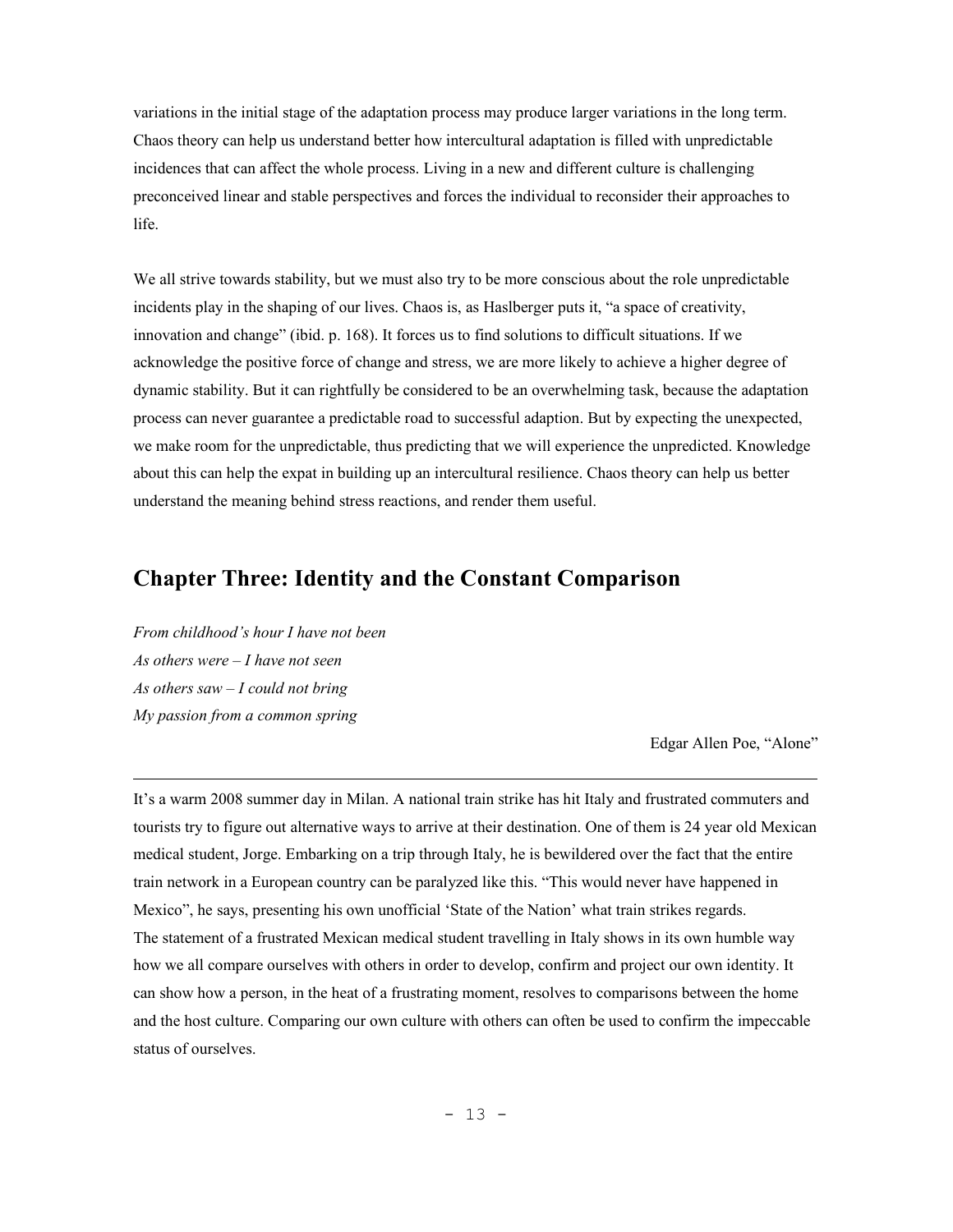variations in the initial stage of the adaptation process may produce larger variations in the long term. Chaos theory can help us understand better how intercultural adaptation is filled with unpredictable incidences that can affect the whole process. Living in a new and different culture is challenging preconceived linear and stable perspectives and forces the individual to reconsider their approaches to life.

We all strive towards stability, but we must also try to be more conscious about the role unpredictable incidents play in the shaping of our lives. Chaos is, as Haslberger puts it, "a space of creativity, innovation and change" (ibid. p. 168). It forces us to find solutions to difficult situations. If we acknowledge the positive force of change and stress, we are more likely to achieve a higher degree of dynamic stability. But it can rightfully be considered to be an overwhelming task, because the adaptation process can never guarantee a predictable road to successful adaption. But by expecting the unexpected, we make room for the unpredictable, thus predicting that we will experience the unpredicted. Knowledge about this can help the expat in building up an intercultural resilience. Chaos theory can help us better understand the meaning behind stress reactions, and render them useful.

## Chapter Three: Identity and the Constant Comparison

*From childhood's hour I have not been*
*As others were – I have not seen*
*As others saw – I could not bring*
*My passion from a common spring*

Edgar Allen Poe, "Alone"

---

It's a warm 2008 summer day in Milan. A national train strike has hit Italy and frustrated commuters and tourists try to figure out alternative ways to arrive at their destination. One of them is 24 year old Mexican medical student, Jorge. Embarking on a trip through Italy, he is bewildered over the fact that the entire train network in a European country can be paralyzed like this. "This would never have happened in Mexico", he says, presenting his own unofficial 'State of the Nation' what train strikes regards.
The statement of a frustrated Mexican medical student travelling in Italy shows in its own humble way how we all compare ourselves with others in order to develop, confirm and project our own identity. It can show how a person, in the heat of a frustrating moment, resolves to comparisons between the home and the host culture. Comparing our own culture with others can often be used to confirm the impeccable status of ourselves.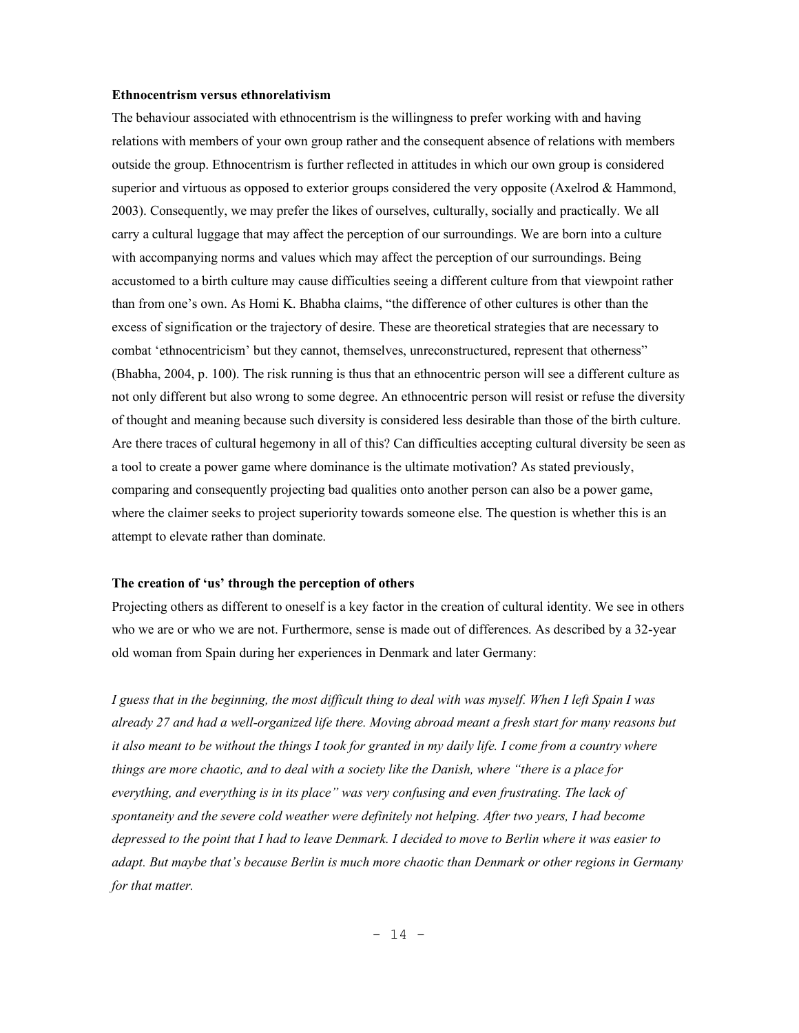**Ethnocentrism versus ethnorelativism**

The behaviour associated with ethnocentrism is the willingness to prefer working with and having relations with members of your own group rather and the consequent absence of relations with members outside the group. Ethnocentrism is further reflected in attitudes in which our own group is considered superior and virtuous as opposed to exterior groups considered the very opposite (Axelrod & Hammond, 2003). Consequently, we may prefer the likes of ourselves, culturally, socially and practically. We all carry a cultural luggage that may affect the perception of our surroundings. We are born into a culture with accompanying norms and values which may affect the perception of our surroundings. Being accustomed to a birth culture may cause difficulties seeing a different culture from that viewpoint rather than from one's own. As Homi K. Bhabha claims, "the difference of other cultures is other than the excess of signification or the trajectory of desire. These are theoretical strategies that are necessary to combat 'ethnocentricism' but they cannot, themselves, unreconstructured, represent that otherness" (Bhabha, 2004, p. 100). The risk running is thus that an ethnocentric person will see a different culture as not only different but also wrong to some degree. An ethnocentric person will resist or refuse the diversity of thought and meaning because such diversity is considered less desirable than those of the birth culture. Are there traces of cultural hegemony in all of this? Can difficulties accepting cultural diversity be seen as a tool to create a power game where dominance is the ultimate motivation? As stated previously, comparing and consequently projecting bad qualities onto another person can also be a power game, where the claimer seeks to project superiority towards someone else. The question is whether this is an attempt to elevate rather than dominate.

**The creation of 'us' through the perception of others**

Projecting others as different to oneself is a key factor in the creation of cultural identity. We see in others who we are or who we are not. Furthermore, sense is made out of differences. As described by a 32-year old woman from Spain during her experiences in Denmark and later Germany:

*I guess that in the beginning, the most difficult thing to deal with was myself. When I left Spain I was already 27 and had a well-organized life there. Moving abroad meant a fresh start for many reasons but it also meant to be without the things I took for granted in my daily life. I come from a country where things are more chaotic, and to deal with a society like the Danish, where "there is a place for everything, and everything is in its place" was very confusing and even frustrating. The lack of spontaneity and the severe cold weather were definitely not helping. After two years, I had become depressed to the point that I had to leave Denmark. I decided to move to Berlin where it was easier to adapt. But maybe that's because Berlin is much more chaotic than Denmark or other regions in Germany for that matter.*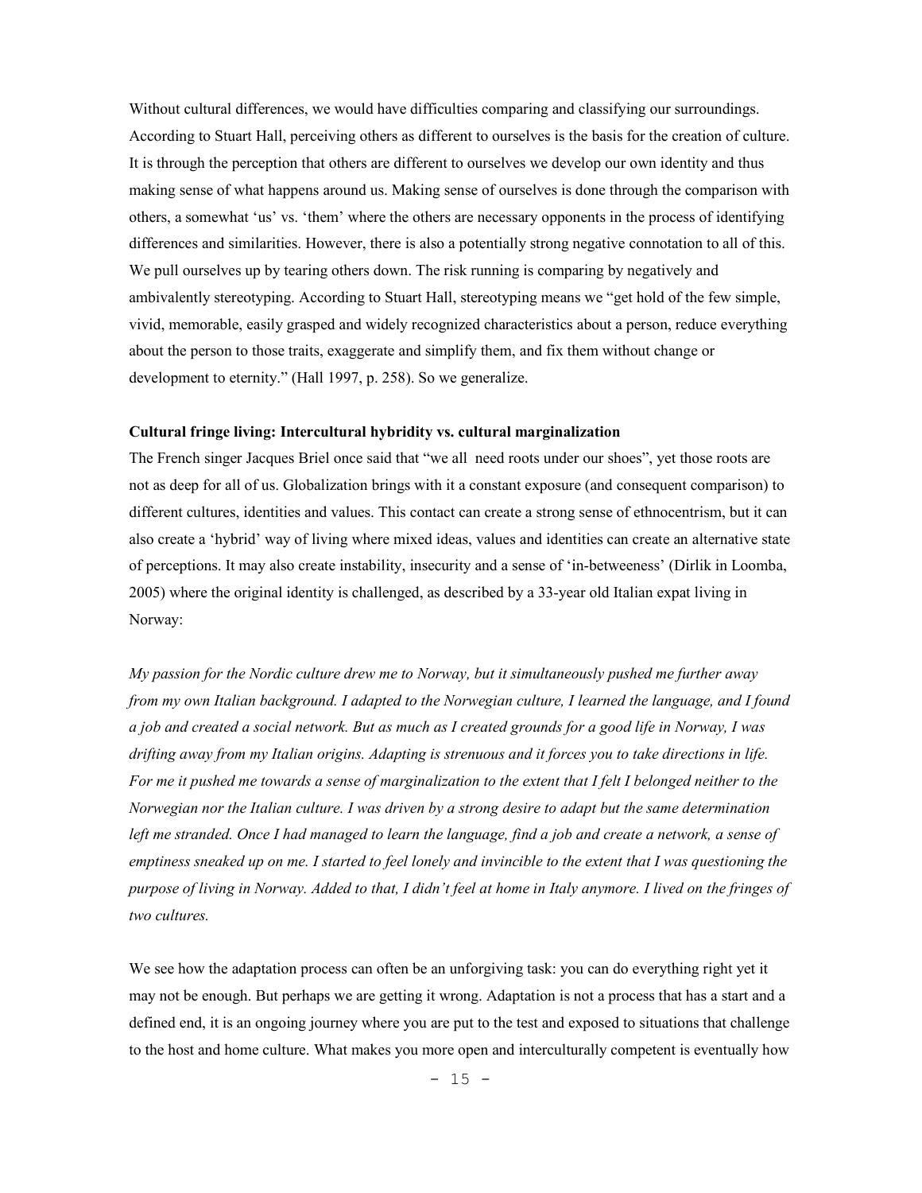Without cultural differences, we would have difficulties comparing and classifying our surroundings. According to Stuart Hall, perceiving others as different to ourselves is the basis for the creation of culture. It is through the perception that others are different to ourselves we develop our own identity and thus making sense of what happens around us. Making sense of ourselves is done through the comparison with others, a somewhat 'us' vs. 'them' where the others are necessary opponents in the process of identifying differences and similarities. However, there is also a potentially strong negative connotation to all of this. We pull ourselves up by tearing others down. The risk running is comparing by negatively and ambivalently stereotyping. According to Stuart Hall, stereotyping means we "get hold of the few simple, vivid, memorable, easily grasped and widely recognized characteristics about a person, reduce everything about the person to those traits, exaggerate and simplify them, and fix them without change or development to eternity." (Hall 1997, p. 258). So we generalize.

**Cultural fringe living: Intercultural hybridity vs. cultural marginalization**

The French singer Jacques Briel once said that "we all need roots under our shoes", yet those roots are not as deep for all of us. Globalization brings with it a constant exposure (and consequent comparison) to different cultures, identities and values. This contact can create a strong sense of ethnocentrism, but it can also create a 'hybrid' way of living where mixed ideas, values and identities can create an alternative state of perceptions. It may also create instability, insecurity and a sense of 'in-betweeness' (Dirlik in Loomba, 2005) where the original identity is challenged, as described by a 33-year old Italian expat living in Norway:

*My passion for the Nordic culture drew me to Norway, but it simultaneously pushed me further away from my own Italian background. I adapted to the Norwegian culture, I learned the language, and I found a job and created a social network. But as much as I created grounds for a good life in Norway, I was drifting away from my Italian origins. Adapting is strenuous and it forces you to take directions in life. For me it pushed me towards a sense of marginalization to the extent that I felt I belonged neither to the Norwegian nor the Italian culture. I was driven by a strong desire to adapt but the same determination left me stranded. Once I had managed to learn the language, find a job and create a network, a sense of emptiness sneaked up on me. I started to feel lonely and invincible to the extent that I was questioning the purpose of living in Norway. Added to that, I didn't feel at home in Italy anymore. I lived on the fringes of two cultures.*

We see how the adaptation process can often be an unforgiving task: you can do everything right yet it may not be enough. But perhaps we are getting it wrong. Adaptation is not a process that has a start and a defined end, it is an ongoing journey where you are put to the test and exposed to situations that challenge to the host and home culture. What makes you more open and interculturally competent is eventually how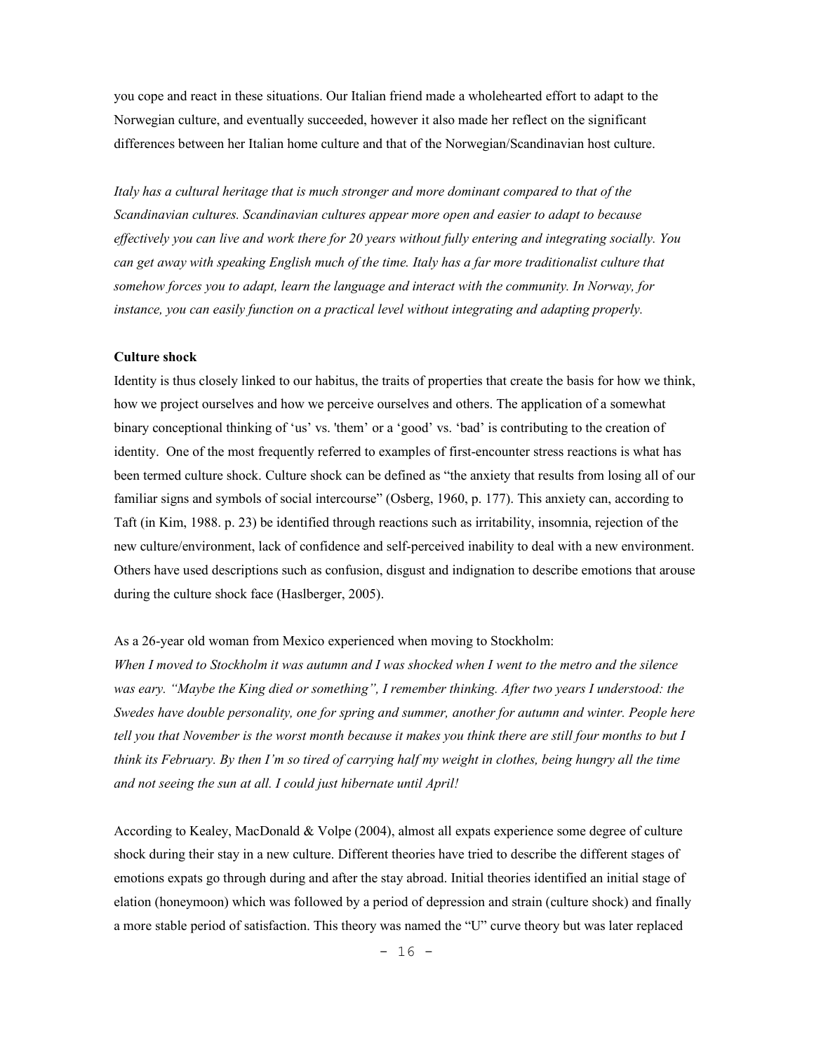you cope and react in these situations. Our Italian friend made a wholehearted effort to adapt to the Norwegian culture, and eventually succeeded, however it also made her reflect on the significant differences between her Italian home culture and that of the Norwegian/Scandinavian host culture.

*Italy has a cultural heritage that is much stronger and more dominant compared to that of the Scandinavian cultures. Scandinavian cultures appear more open and easier to adapt to because effectively you can live and work there for 20 years without fully entering and integrating socially. You can get away with speaking English much of the time. Italy has a far more traditionalist culture that somehow forces you to adapt, learn the language and interact with the community. In Norway, for instance, you can easily function on a practical level without integrating and adapting properly.*

**Culture shock**

Identity is thus closely linked to our habitus, the traits of properties that create the basis for how we think, how we project ourselves and how we perceive ourselves and others. The application of a somewhat binary conceptional thinking of 'us' vs. 'them' or a 'good' vs. 'bad' is contributing to the creation of identity. One of the most frequently referred to examples of first-encounter stress reactions is what has been termed culture shock. Culture shock can be defined as "the anxiety that results from losing all of our familiar signs and symbols of social intercourse" (Osberg, 1960, p. 177). This anxiety can, according to Taft (in Kim, 1988. p. 23) be identified through reactions such as irritability, insomnia, rejection of the new culture/environment, lack of confidence and self-perceived inability to deal with a new environment. Others have used descriptions such as confusion, disgust and indignation to describe emotions that arouse during the culture shock face (Haslberger, 2005).

As a 26-year old woman from Mexico experienced when moving to Stockholm:
*When I moved to Stockholm it was autumn and I was shocked when I went to the metro and the silence was eary. "Maybe the King died or something", I remember thinking. After two years I understood: the Swedes have double personality, one for spring and summer, another for autumn and winter. People here tell you that November is the worst month because it makes you think there are still four months to but I think its February. By then I'm so tired of carrying half my weight in clothes, being hungry all the time and not seeing the sun at all. I could just hibernate until April!*

According to Kealey, MacDonald & Volpe (2004), almost all expats experience some degree of culture shock during their stay in a new culture. Different theories have tried to describe the different stages of emotions expats go through during and after the stay abroad. Initial theories identified an initial stage of elation (honeymoon) which was followed by a period of depression and strain (culture shock) and finally a more stable period of satisfaction. This theory was named the "U" curve theory but was later replaced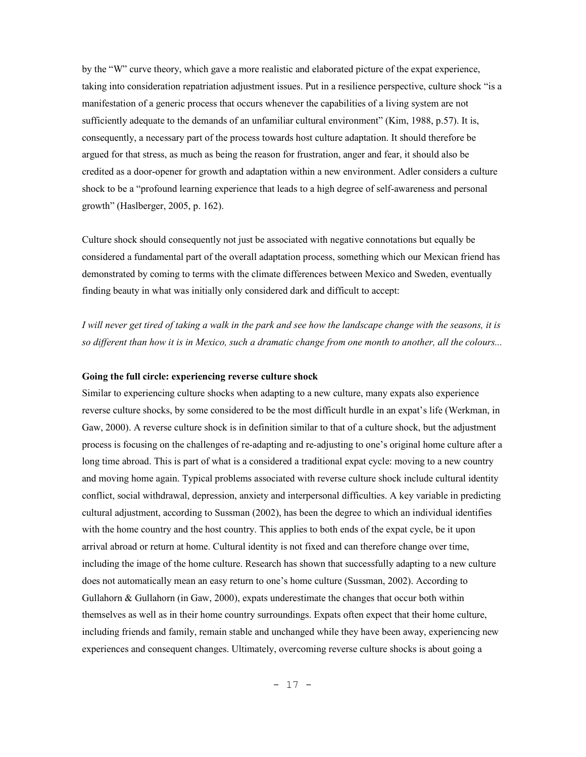by the "W" curve theory, which gave a more realistic and elaborated picture of the expat experience, taking into consideration repatriation adjustment issues. Put in a resilience perspective, culture shock "is a manifestation of a generic process that occurs whenever the capabilities of a living system are not sufficiently adequate to the demands of an unfamiliar cultural environment" (Kim, 1988, p.57). It is, consequently, a necessary part of the process towards host culture adaptation. It should therefore be argued for that stress, as much as being the reason for frustration, anger and fear, it should also be credited as a door-opener for growth and adaptation within a new environment. Adler considers a culture shock to be a "profound learning experience that leads to a high degree of self-awareness and personal growth" (Haslberger, 2005, p. 162).

Culture shock should consequently not just be associated with negative connotations but equally be considered a fundamental part of the overall adaptation process, something which our Mexican friend has demonstrated by coming to terms with the climate differences between Mexico and Sweden, eventually finding beauty in what was initially only considered dark and difficult to accept:

*I will never get tired of taking a walk in the park and see how the landscape change with the seasons, it is so different than how it is in Mexico, such a dramatic change from one month to another, all the colours...*

**Going the full circle: experiencing reverse culture shock**

Similar to experiencing culture shocks when adapting to a new culture, many expats also experience reverse culture shocks, by some considered to be the most difficult hurdle in an expat's life (Werkman, in Gaw, 2000). A reverse culture shock is in definition similar to that of a culture shock, but the adjustment process is focusing on the challenges of re-adapting and re-adjusting to one's original home culture after a long time abroad. This is part of what is a considered a traditional expat cycle: moving to a new country and moving home again. Typical problems associated with reverse culture shock include cultural identity conflict, social withdrawal, depression, anxiety and interpersonal difficulties. A key variable in predicting cultural adjustment, according to Sussman (2002), has been the degree to which an individual identifies with the home country and the host country. This applies to both ends of the expat cycle, be it upon arrival abroad or return at home. Cultural identity is not fixed and can therefore change over time, including the image of the home culture. Research has shown that successfully adapting to a new culture does not automatically mean an easy return to one's home culture (Sussman, 2002). According to Gullahorn & Gullahorn (in Gaw, 2000), expats underestimate the changes that occur both within themselves as well as in their home country surroundings. Expats often expect that their home culture, including friends and family, remain stable and unchanged while they have been away, experiencing new experiences and consequent changes. Ultimately, overcoming reverse culture shocks is about going a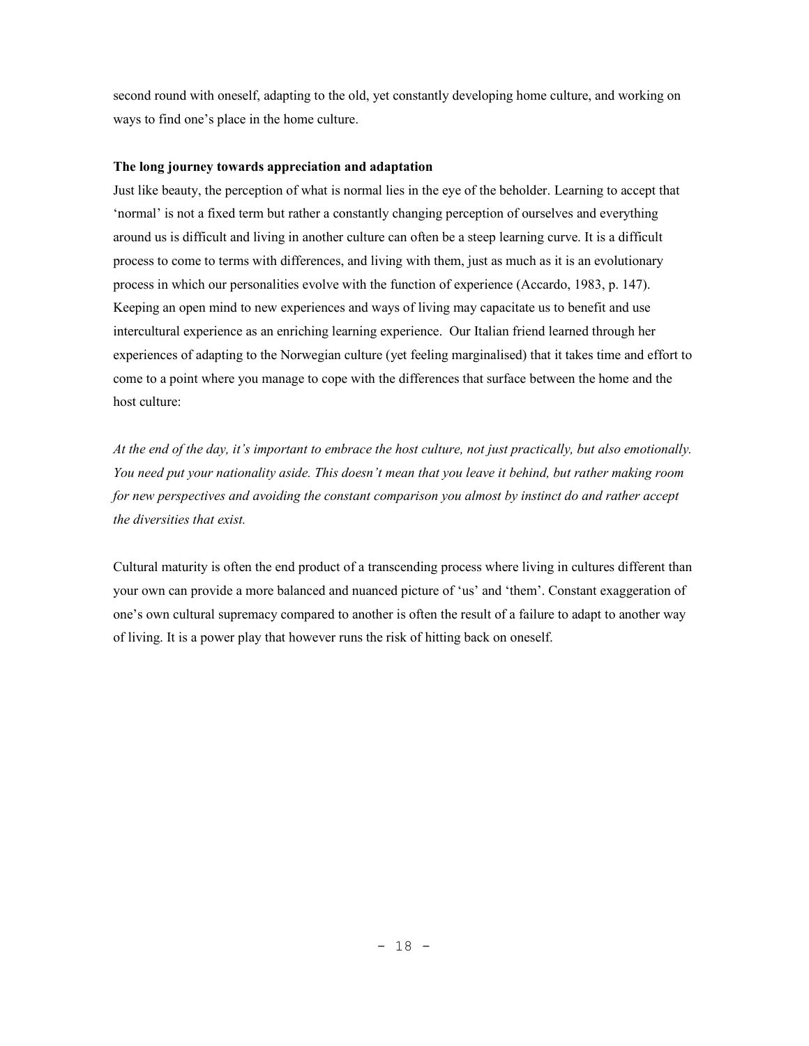second round with oneself, adapting to the old, yet constantly developing home culture, and working on ways to find one's place in the home culture.

**The long journey towards appreciation and adaptation**

Just like beauty, the perception of what is normal lies in the eye of the beholder. Learning to accept that 'normal' is not a fixed term but rather a constantly changing perception of ourselves and everything around us is difficult and living in another culture can often be a steep learning curve. It is a difficult process to come to terms with differences, and living with them, just as much as it is an evolutionary process in which our personalities evolve with the function of experience (Accardo, 1983, p. 147). Keeping an open mind to new experiences and ways of living may capacitate us to benefit and use intercultural experience as an enriching learning experience. Our Italian friend learned through her experiences of adapting to the Norwegian culture (yet feeling marginalised) that it takes time and effort to come to a point where you manage to cope with the differences that surface between the home and the host culture:

*At the end of the day, it's important to embrace the host culture, not just practically, but also emotionally. You need put your nationality aside. This doesn't mean that you leave it behind, but rather making room for new perspectives and avoiding the constant comparison you almost by instinct do and rather accept the diversities that exist.*

Cultural maturity is often the end product of a transcending process where living in cultures different than your own can provide a more balanced and nuanced picture of 'us' and 'them'. Constant exaggeration of one's own cultural supremacy compared to another is often the result of a failure to adapt to another way of living. It is a power play that however runs the risk of hitting back on oneself.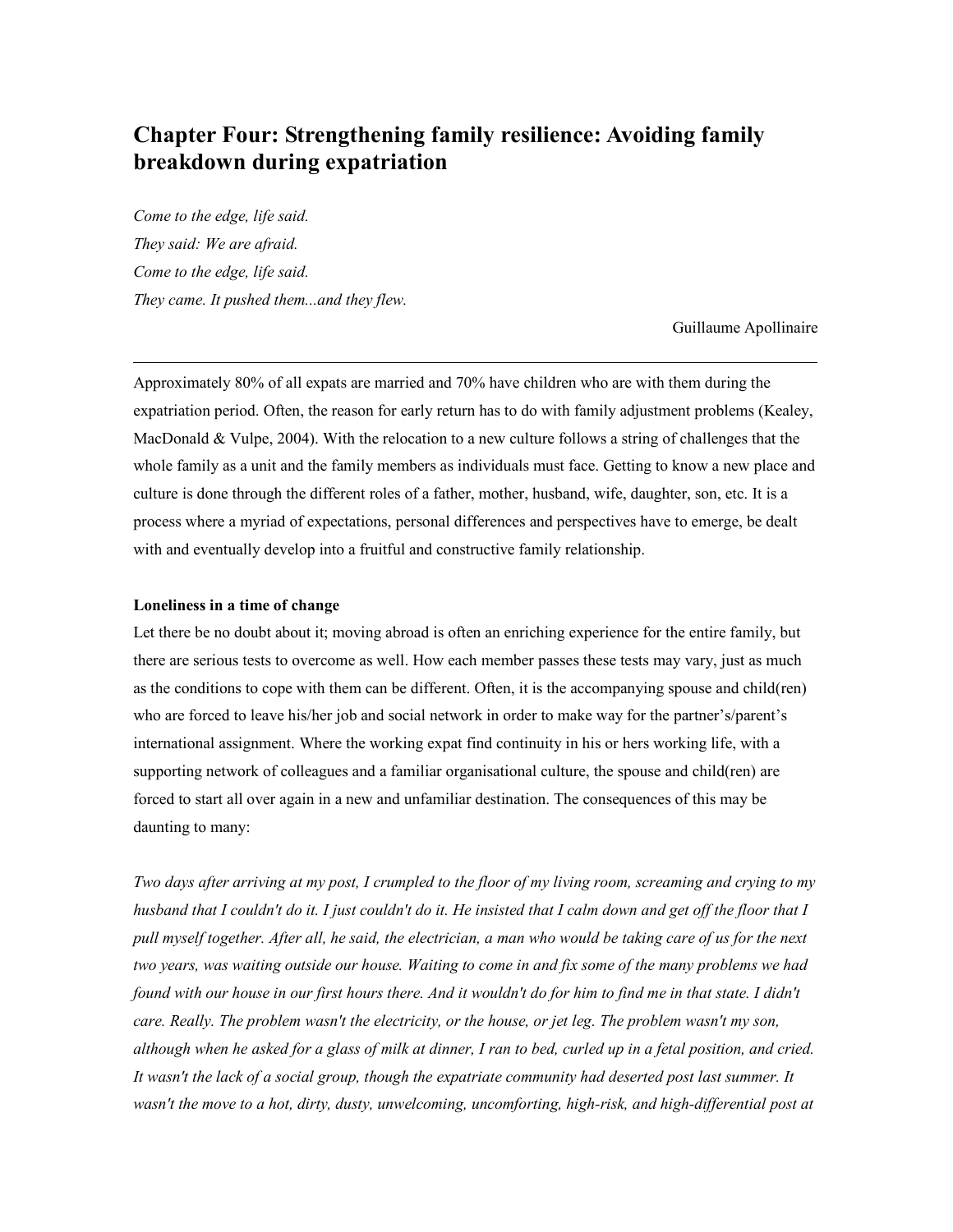# Chapter Four: Strengthening family resilience: Avoiding family breakdown during expatriation

*Come to the edge, life said.*
*They said: We are afraid.*
*Come to the edge, life said.*
*They came. It pushed them...and they flew.*

Guillaume Apollinaire

---

Approximately 80% of all expats are married and 70% have children who are with them during the expatriation period. Often, the reason for early return has to do with family adjustment problems (Kealey, MacDonald & Vulpe, 2004). With the relocation to a new culture follows a string of challenges that the whole family as a unit and the family members as individuals must face. Getting to know a new place and culture is done through the different roles of a father, mother, husband, wife, daughter, son, etc. It is a process where a myriad of expectations, personal differences and perspectives have to emerge, be dealt with and eventually develop into a fruitful and constructive family relationship.

**Loneliness in a time of change**

Let there be no doubt about it; moving abroad is often an enriching experience for the entire family, but there are serious tests to overcome as well. How each member passes these tests may vary, just as much as the conditions to cope with them can be different. Often, it is the accompanying spouse and child(ren) who are forced to leave his/her job and social network in order to make way for the partner's/parent's international assignment. Where the working expat find continuity in his or hers working life, with a supporting network of colleagues and a familiar organisational culture, the spouse and child(ren) are forced to start all over again in a new and unfamiliar destination. The consequences of this may be daunting to many:

*Two days after arriving at my post, I crumpled to the floor of my living room, screaming and crying to my husband that I couldn't do it. I just couldn't do it. He insisted that I calm down and get off the floor that I pull myself together. After all, he said, the electrician, a man who would be taking care of us for the next two years, was waiting outside our house. Waiting to come in and fix some of the many problems we had found with our house in our first hours there. And it wouldn't do for him to find me in that state. I didn't care. Really. The problem wasn't the electricity, or the house, or jet leg. The problem wasn't my son, although when he asked for a glass of milk at dinner, I ran to bed, curled up in a fetal position, and cried. It wasn't the lack of a social group, though the expatriate community had deserted post last summer. It wasn't the move to a hot, dirty, dusty, unwelcoming, uncomforting, high-risk, and high-differential post at*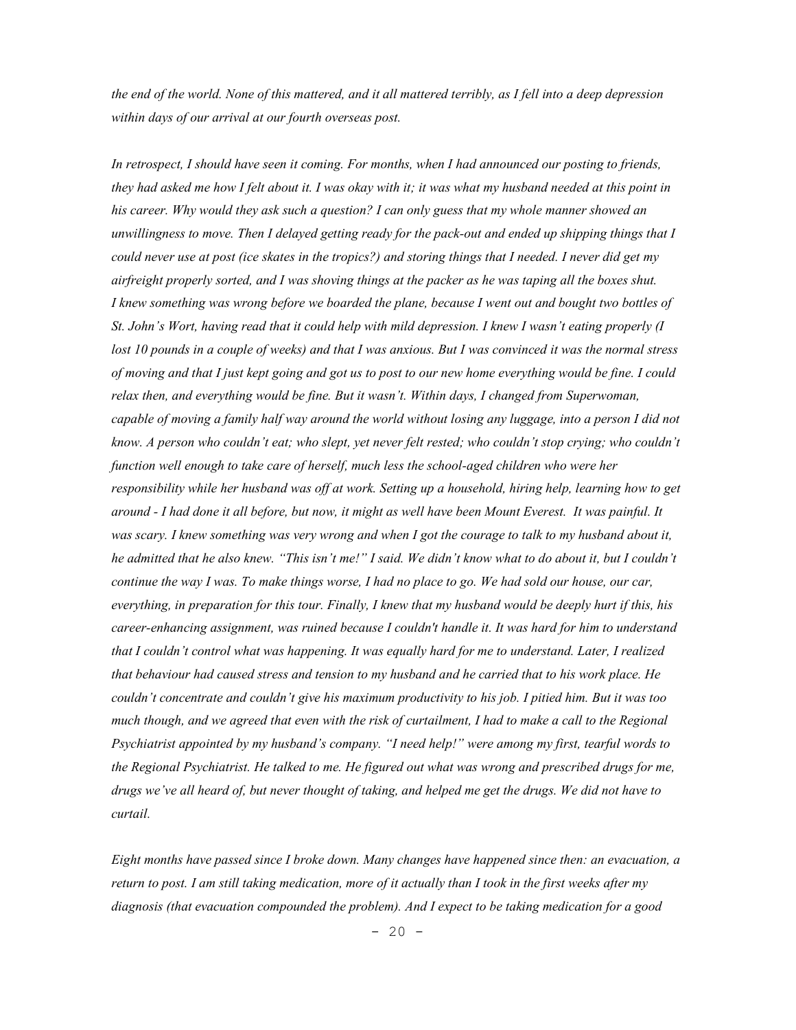*the end of the world. None of this mattered, and it all mattered terribly, as I fell into a deep depression within days of our arrival at our fourth overseas post.*

*In retrospect, I should have seen it coming. For months, when I had announced our posting to friends, they had asked me how I felt about it. I was okay with it; it was what my husband needed at this point in his career. Why would they ask such a question? I can only guess that my whole manner showed an unwillingness to move. Then I delayed getting ready for the pack-out and ended up shipping things that I could never use at post (ice skates in the tropics?) and storing things that I needed. I never did get my airfreight properly sorted, and I was shoving things at the packer as he was taping all the boxes shut. I knew something was wrong before we boarded the plane, because I went out and bought two bottles of St. John's Wort, having read that it could help with mild depression. I knew I wasn't eating properly (I lost 10 pounds in a couple of weeks) and that I was anxious. But I was convinced it was the normal stress of moving and that I just kept going and got us to post to our new home everything would be fine. I could relax then, and everything would be fine. But it wasn't. Within days, I changed from Superwoman, capable of moving a family half way around the world without losing any luggage, into a person I did not know. A person who couldn't eat; who slept, yet never felt rested; who couldn't stop crying; who couldn't function well enough to take care of herself, much less the school-aged children who were her responsibility while her husband was off at work. Setting up a household, hiring help, learning how to get around - I had done it all before, but now, it might as well have been Mount Everest. It was painful. It was scary. I knew something was very wrong and when I got the courage to talk to my husband about it, he admitted that he also knew. "This isn't me!" I said. We didn't know what to do about it, but I couldn't continue the way I was. To make things worse, I had no place to go. We had sold our house, our car, everything, in preparation for this tour. Finally, I knew that my husband would be deeply hurt if this, his career-enhancing assignment, was ruined because I couldn't handle it. It was hard for him to understand that I couldn't control what was happening. It was equally hard for me to understand. Later, I realized that behaviour had caused stress and tension to my husband and he carried that to his work place. He couldn't concentrate and couldn't give his maximum productivity to his job. I pitied him. But it was too much though, and we agreed that even with the risk of curtailment, I had to make a call to the Regional Psychiatrist appointed by my husband's company. "I need help!" were among my first, tearful words to the Regional Psychiatrist. He talked to me. He figured out what was wrong and prescribed drugs for me, drugs we've all heard of, but never thought of taking, and helped me get the drugs. We did not have to curtail.*

*Eight months have passed since I broke down. Many changes have happened since then: an evacuation, a return to post. I am still taking medication, more of it actually than I took in the first weeks after my diagnosis (that evacuation compounded the problem). And I expect to be taking medication for a good*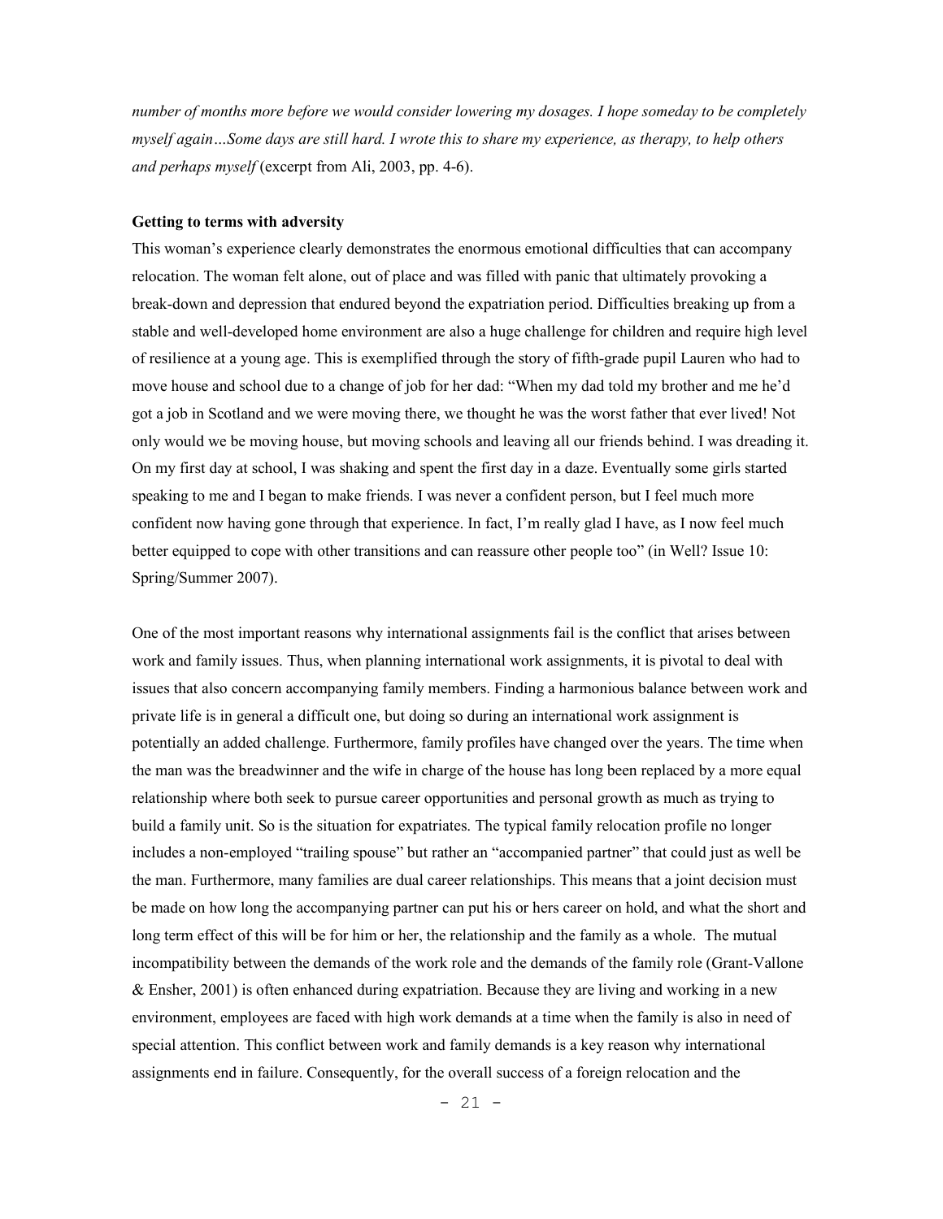*number of months more before we would consider lowering my dosages. I hope someday to be completely myself again…Some days are still hard. I wrote this to share my experience, as therapy, to help others and perhaps myself* (excerpt from Ali, 2003, pp. 4-6).

**Getting to terms with adversity**

This woman's experience clearly demonstrates the enormous emotional difficulties that can accompany relocation. The woman felt alone, out of place and was filled with panic that ultimately provoking a break-down and depression that endured beyond the expatriation period. Difficulties breaking up from a stable and well-developed home environment are also a huge challenge for children and require high level of resilience at a young age. This is exemplified through the story of fifth-grade pupil Lauren who had to move house and school due to a change of job for her dad: "When my dad told my brother and me he'd got a job in Scotland and we were moving there, we thought he was the worst father that ever lived! Not only would we be moving house, but moving schools and leaving all our friends behind. I was dreading it. On my first day at school, I was shaking and spent the first day in a daze. Eventually some girls started speaking to me and I began to make friends. I was never a confident person, but I feel much more confident now having gone through that experience. In fact, I'm really glad I have, as I now feel much better equipped to cope with other transitions and can reassure other people too" (in Well? Issue 10: Spring/Summer 2007).

One of the most important reasons why international assignments fail is the conflict that arises between work and family issues. Thus, when planning international work assignments, it is pivotal to deal with issues that also concern accompanying family members. Finding a harmonious balance between work and private life is in general a difficult one, but doing so during an international work assignment is potentially an added challenge. Furthermore, family profiles have changed over the years. The time when the man was the breadwinner and the wife in charge of the house has long been replaced by a more equal relationship where both seek to pursue career opportunities and personal growth as much as trying to build a family unit. So is the situation for expatriates. The typical family relocation profile no longer includes a non-employed "trailing spouse" but rather an "accompanied partner" that could just as well be the man. Furthermore, many families are dual career relationships. This means that a joint decision must be made on how long the accompanying partner can put his or hers career on hold, and what the short and long term effect of this will be for him or her, the relationship and the family as a whole. The mutual incompatibility between the demands of the work role and the demands of the family role (Grant-Vallone & Ensher, 2001) is often enhanced during expatriation. Because they are living and working in a new environment, employees are faced with high work demands at a time when the family is also in need of special attention. This conflict between work and family demands is a key reason why international assignments end in failure. Consequently, for the overall success of a foreign relocation and the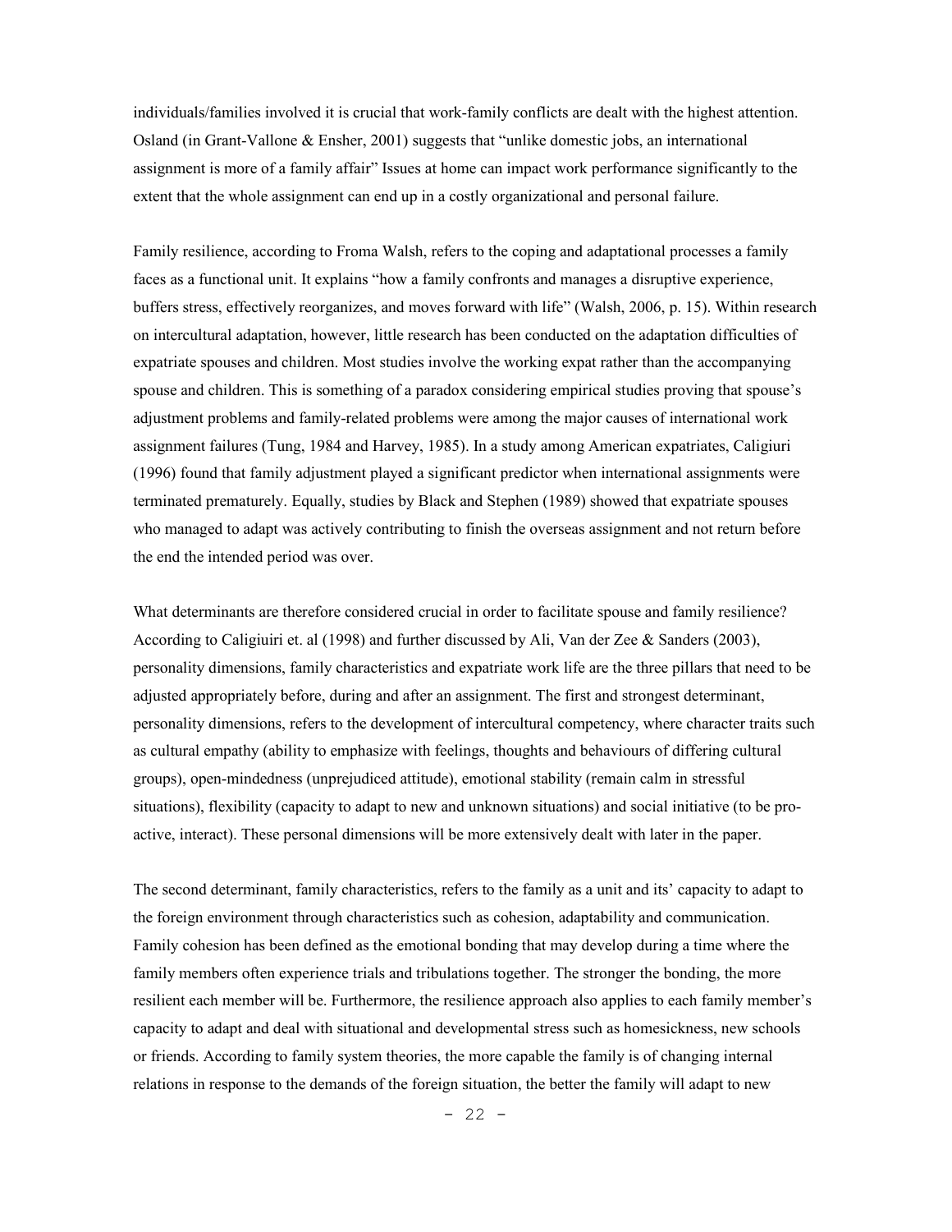individuals/families involved it is crucial that work-family conflicts are dealt with the highest attention. Osland (in Grant-Vallone & Ensher, 2001) suggests that "unlike domestic jobs, an international assignment is more of a family affair" Issues at home can impact work performance significantly to the extent that the whole assignment can end up in a costly organizational and personal failure.

Family resilience, according to Froma Walsh, refers to the coping and adaptational processes a family faces as a functional unit. It explains "how a family confronts and manages a disruptive experience, buffers stress, effectively reorganizes, and moves forward with life" (Walsh, 2006, p. 15). Within research on intercultural adaptation, however, little research has been conducted on the adaptation difficulties of expatriate spouses and children. Most studies involve the working expat rather than the accompanying spouse and children. This is something of a paradox considering empirical studies proving that spouse's adjustment problems and family-related problems were among the major causes of international work assignment failures (Tung, 1984 and Harvey, 1985). In a study among American expatriates, Caligiuri (1996) found that family adjustment played a significant predictor when international assignments were terminated prematurely. Equally, studies by Black and Stephen (1989) showed that expatriate spouses who managed to adapt was actively contributing to finish the overseas assignment and not return before the end the intended period was over.

What determinants are therefore considered crucial in order to facilitate spouse and family resilience? According to Caligiuiri et. al (1998) and further discussed by Ali, Van der Zee & Sanders (2003), personality dimensions, family characteristics and expatriate work life are the three pillars that need to be adjusted appropriately before, during and after an assignment. The first and strongest determinant, personality dimensions, refers to the development of intercultural competency, where character traits such as cultural empathy (ability to emphasize with feelings, thoughts and behaviours of differing cultural groups), open-mindedness (unprejudiced attitude), emotional stability (remain calm in stressful situations), flexibility (capacity to adapt to new and unknown situations) and social initiative (to be pro-active, interact). These personal dimensions will be more extensively dealt with later in the paper.

The second determinant, family characteristics, refers to the family as a unit and its' capacity to adapt to the foreign environment through characteristics such as cohesion, adaptability and communication. Family cohesion has been defined as the emotional bonding that may develop during a time where the family members often experience trials and tribulations together. The stronger the bonding, the more resilient each member will be. Furthermore, the resilience approach also applies to each family member's capacity to adapt and deal with situational and developmental stress such as homesickness, new schools or friends. According to family system theories, the more capable the family is of changing internal relations in response to the demands of the foreign situation, the better the family will adapt to new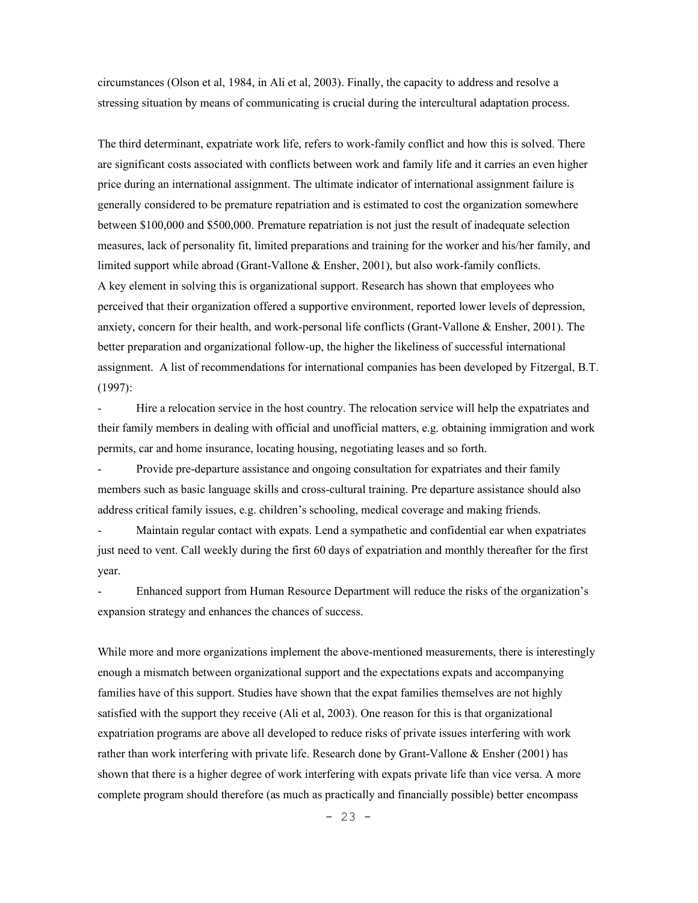circumstances (Olson et al, 1984, in Ali et al, 2003). Finally, the capacity to address and resolve a stressing situation by means of communicating is crucial during the intercultural adaptation process.

The third determinant, expatriate work life, refers to work-family conflict and how this is solved. There are significant costs associated with conflicts between work and family life and it carries an even higher price during an international assignment. The ultimate indicator of international assignment failure is generally considered to be premature repatriation and is estimated to cost the organization somewhere between $100,000 and $500,000. Premature repatriation is not just the result of inadequate selection measures, lack of personality fit, limited preparations and training for the worker and his/her family, and limited support while abroad (Grant-Vallone & Ensher, 2001), but also work-family conflicts.
A key element in solving this is organizational support. Research has shown that employees who perceived that their organization offered a supportive environment, reported lower levels of depression, anxiety, concern for their health, and work-personal life conflicts (Grant-Vallone & Ensher, 2001). The better preparation and organizational follow-up, the higher the likeliness of successful international assignment. A list of recommendations for international companies has been developed by Fitzergal, B.T. (1997):

- Hire a relocation service in the host country. The relocation service will help the expatriates and their family members in dealing with official and unofficial matters, e.g. obtaining immigration and work permits, car and home insurance, locating housing, negotiating leases and so forth.
- Provide pre-departure assistance and ongoing consultation for expatriates and their family members such as basic language skills and cross-cultural training. Pre departure assistance should also address critical family issues, e.g. children's schooling, medical coverage and making friends.
- Maintain regular contact with expats. Lend a sympathetic and confidential ear when expatriates just need to vent. Call weekly during the first 60 days of expatriation and monthly thereafter for the first year.
- Enhanced support from Human Resource Department will reduce the risks of the organization's expansion strategy and enhances the chances of success.

While more and more organizations implement the above-mentioned measurements, there is interestingly enough a mismatch between organizational support and the expectations expats and accompanying families have of this support. Studies have shown that the expat families themselves are not highly satisfied with the support they receive (Ali et al, 2003). One reason for this is that organizational expatriation programs are above all developed to reduce risks of private issues interfering with work rather than work interfering with private life. Research done by Grant-Vallone & Ensher (2001) has shown that there is a higher degree of work interfering with expats private life than vice versa. A more complete program should therefore (as much as practically and financially possible) better encompass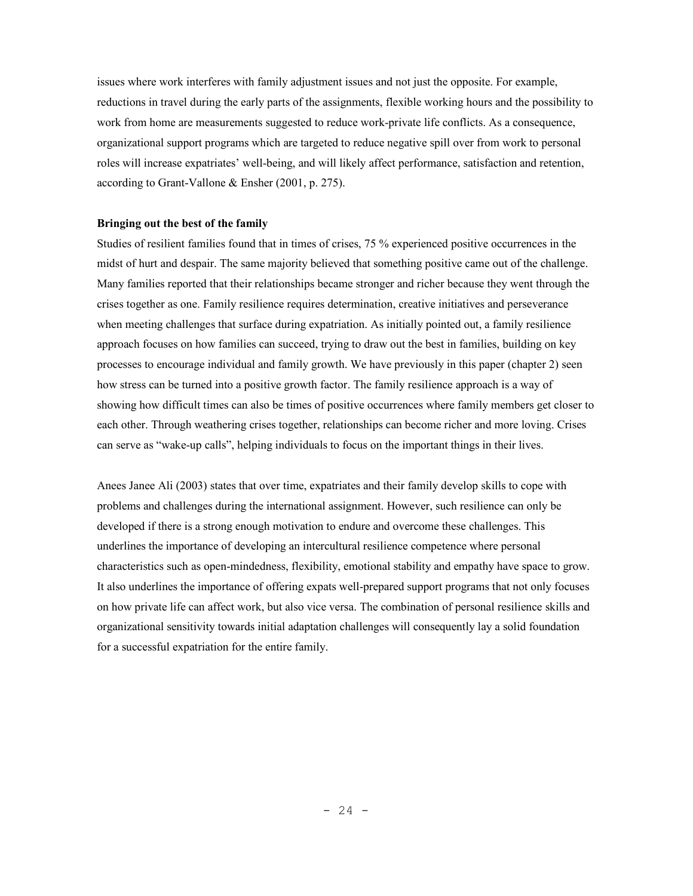issues where work interferes with family adjustment issues and not just the opposite. For example, reductions in travel during the early parts of the assignments, flexible working hours and the possibility to work from home are measurements suggested to reduce work-private life conflicts. As a consequence, organizational support programs which are targeted to reduce negative spill over from work to personal roles will increase expatriates' well-being, and will likely affect performance, satisfaction and retention, according to Grant-Vallone & Ensher (2001, p. 275).

**Bringing out the best of the family**

Studies of resilient families found that in times of crises, 75 % experienced positive occurrences in the midst of hurt and despair. The same majority believed that something positive came out of the challenge. Many families reported that their relationships became stronger and richer because they went through the crises together as one. Family resilience requires determination, creative initiatives and perseverance when meeting challenges that surface during expatriation. As initially pointed out, a family resilience approach focuses on how families can succeed, trying to draw out the best in families, building on key processes to encourage individual and family growth. We have previously in this paper (chapter 2) seen how stress can be turned into a positive growth factor. The family resilience approach is a way of showing how difficult times can also be times of positive occurrences where family members get closer to each other. Through weathering crises together, relationships can become richer and more loving. Crises can serve as "wake-up calls", helping individuals to focus on the important things in their lives.

Anees Janee Ali (2003) states that over time, expatriates and their family develop skills to cope with problems and challenges during the international assignment. However, such resilience can only be developed if there is a strong enough motivation to endure and overcome these challenges. This underlines the importance of developing an intercultural resilience competence where personal characteristics such as open-mindedness, flexibility, emotional stability and empathy have space to grow. It also underlines the importance of offering expats well-prepared support programs that not only focuses on how private life can affect work, but also vice versa. The combination of personal resilience skills and organizational sensitivity towards initial adaptation challenges will consequently lay a solid foundation for a successful expatriation for the entire family.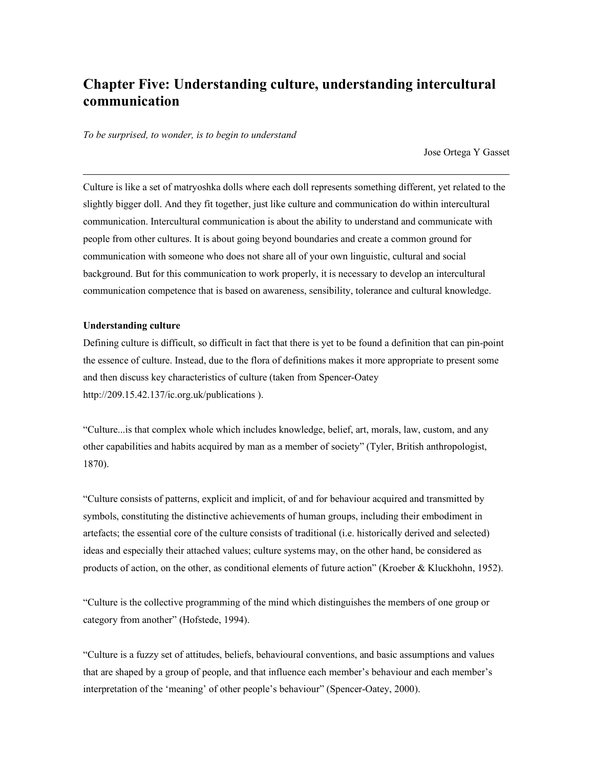# Chapter Five: Understanding culture, understanding intercultural communication

*To be surprised, to wonder, is to begin to understand*

Jose Ortega Y Gasset

---

Culture is like a set of matryoshka dolls where each doll represents something different, yet related to the slightly bigger doll. And they fit together, just like culture and communication do within intercultural communication. Intercultural communication is about the ability to understand and communicate with people from other cultures. It is about going beyond boundaries and create a common ground for communication with someone who does not share all of your own linguistic, cultural and social background. But for this communication to work properly, it is necessary to develop an intercultural communication competence that is based on awareness, sensibility, tolerance and cultural knowledge.

**Understanding culture**

Defining culture is difficult, so difficult in fact that there is yet to be found a definition that can pin-point the essence of culture. Instead, due to the flora of definitions makes it more appropriate to present some and then discuss key characteristics of culture (taken from Spencer-Oatey http://209.15.42.137/ic.org.uk/publications ).

"Culture...is that complex whole which includes knowledge, belief, art, morals, law, custom, and any other capabilities and habits acquired by man as a member of society" (Tyler, British anthropologist, 1870).

"Culture consists of patterns, explicit and implicit, of and for behaviour acquired and transmitted by symbols, constituting the distinctive achievements of human groups, including their embodiment in artefacts; the essential core of the culture consists of traditional (i.e. historically derived and selected) ideas and especially their attached values; culture systems may, on the other hand, be considered as products of action, on the other, as conditional elements of future action" (Kroeber & Kluckhohn, 1952).

"Culture is the collective programming of the mind which distinguishes the members of one group or category from another" (Hofstede, 1994).

"Culture is a fuzzy set of attitudes, beliefs, behavioural conventions, and basic assumptions and values that are shaped by a group of people, and that influence each member's behaviour and each member's interpretation of the 'meaning' of other people's behaviour" (Spencer-Oatey, 2000).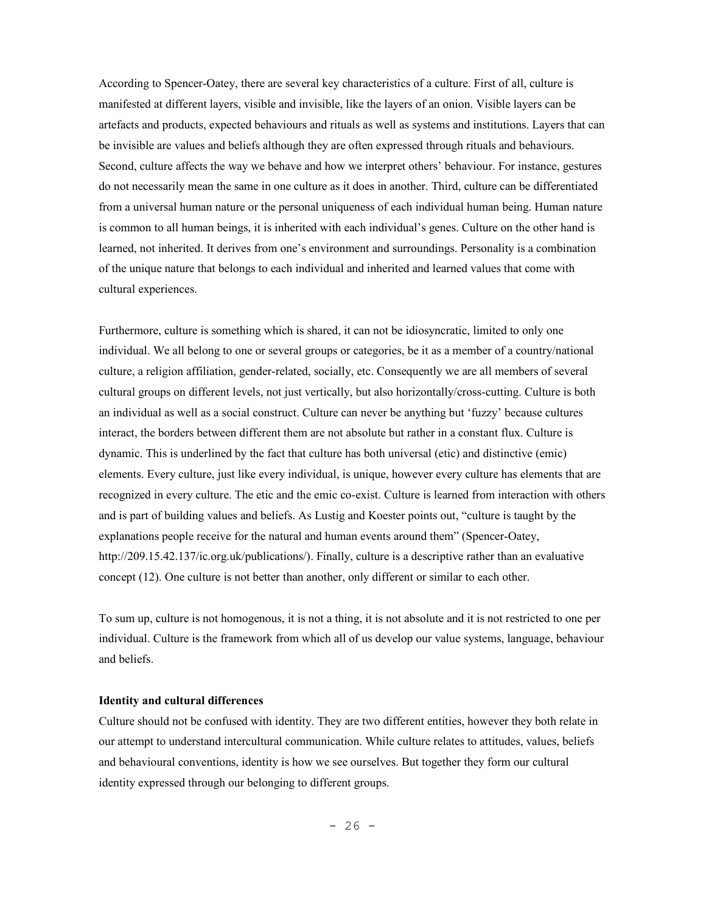According to Spencer-Oatey, there are several key characteristics of a culture. First of all, culture is manifested at different layers, visible and invisible, like the layers of an onion. Visible layers can be artefacts and products, expected behaviours and rituals as well as systems and institutions. Layers that can be invisible are values and beliefs although they are often expressed through rituals and behaviours. Second, culture affects the way we behave and how we interpret others' behaviour. For instance, gestures do not necessarily mean the same in one culture as it does in another. Third, culture can be differentiated from a universal human nature or the personal uniqueness of each individual human being. Human nature is common to all human beings, it is inherited with each individual's genes. Culture on the other hand is learned, not inherited. It derives from one's environment and surroundings. Personality is a combination of the unique nature that belongs to each individual and inherited and learned values that come with cultural experiences.

Furthermore, culture is something which is shared, it can not be idiosyncratic, limited to only one individual. We all belong to one or several groups or categories, be it as a member of a country/national culture, a religion affiliation, gender-related, socially, etc. Consequently we are all members of several cultural groups on different levels, not just vertically, but also horizontally/cross-cutting. Culture is both an individual as well as a social construct. Culture can never be anything but 'fuzzy' because cultures interact, the borders between different them are not absolute but rather in a constant flux. Culture is dynamic. This is underlined by the fact that culture has both universal (etic) and distinctive (emic) elements. Every culture, just like every individual, is unique, however every culture has elements that are recognized in every culture. The etic and the emic co-exist. Culture is learned from interaction with others and is part of building values and beliefs. As Lustig and Koester points out, "culture is taught by the explanations people receive for the natural and human events around them" (Spencer-Oatey, http://209.15.42.137/ic.org.uk/publications/). Finally, culture is a descriptive rather than an evaluative concept (12). One culture is not better than another, only different or similar to each other.

To sum up, culture is not homogenous, it is not a thing, it is not absolute and it is not restricted to one per individual. Culture is the framework from which all of us develop our value systems, language, behaviour and beliefs.

**Identity and cultural differences**

Culture should not be confused with identity. They are two different entities, however they both relate in our attempt to understand intercultural communication. While culture relates to attitudes, values, beliefs and behavioural conventions, identity is how we see ourselves. But together they form our cultural identity expressed through our belonging to different groups.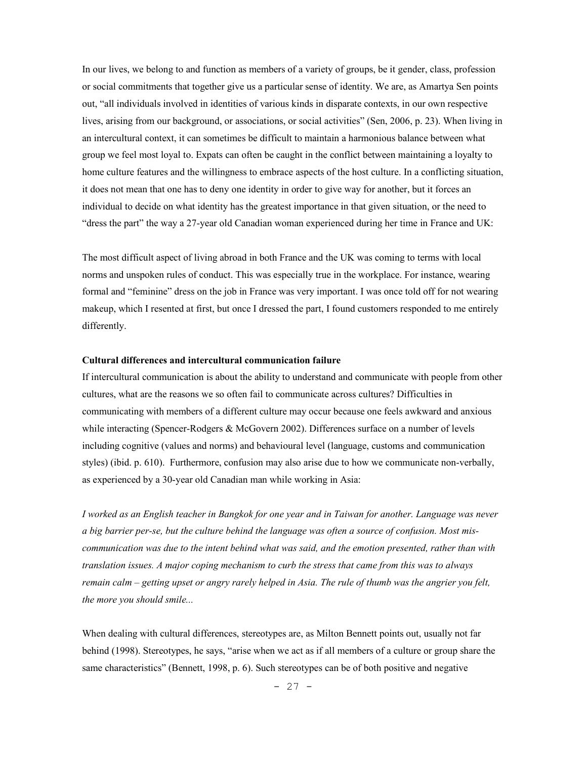In our lives, we belong to and function as members of a variety of groups, be it gender, class, profession or social commitments that together give us a particular sense of identity. We are, as Amartya Sen points out, "all individuals involved in identities of various kinds in disparate contexts, in our own respective lives, arising from our background, or associations, or social activities" (Sen, 2006, p. 23). When living in an intercultural context, it can sometimes be difficult to maintain a harmonious balance between what group we feel most loyal to. Expats can often be caught in the conflict between maintaining a loyalty to home culture features and the willingness to embrace aspects of the host culture. In a conflicting situation, it does not mean that one has to deny one identity in order to give way for another, but it forces an individual to decide on what identity has the greatest importance in that given situation, or the need to "dress the part" the way a 27-year old Canadian woman experienced during her time in France and UK:

The most difficult aspect of living abroad in both France and the UK was coming to terms with local norms and unspoken rules of conduct. This was especially true in the workplace. For instance, wearing formal and "feminine" dress on the job in France was very important. I was once told off for not wearing makeup, which I resented at first, but once I dressed the part, I found customers responded to me entirely differently.

**Cultural differences and intercultural communication failure**

If intercultural communication is about the ability to understand and communicate with people from other cultures, what are the reasons we so often fail to communicate across cultures? Difficulties in communicating with members of a different culture may occur because one feels awkward and anxious while interacting (Spencer-Rodgers & McGovern 2002). Differences surface on a number of levels including cognitive (values and norms) and behavioural level (language, customs and communication styles) (ibid. p. 610). Furthermore, confusion may also arise due to how we communicate non-verbally, as experienced by a 30-year old Canadian man while working in Asia:

*I worked as an English teacher in Bangkok for one year and in Taiwan for another. Language was never a big barrier per-se, but the culture behind the language was often a source of confusion. Most mis-communication was due to the intent behind what was said, and the emotion presented, rather than with translation issues. A major coping mechanism to curb the stress that came from this was to always remain calm – getting upset or angry rarely helped in Asia. The rule of thumb was the angrier you felt, the more you should smile...*

When dealing with cultural differences, stereotypes are, as Milton Bennett points out, usually not far behind (1998). Stereotypes, he says, "arise when we act as if all members of a culture or group share the same characteristics" (Bennett, 1998, p. 6). Such stereotypes can be of both positive and negative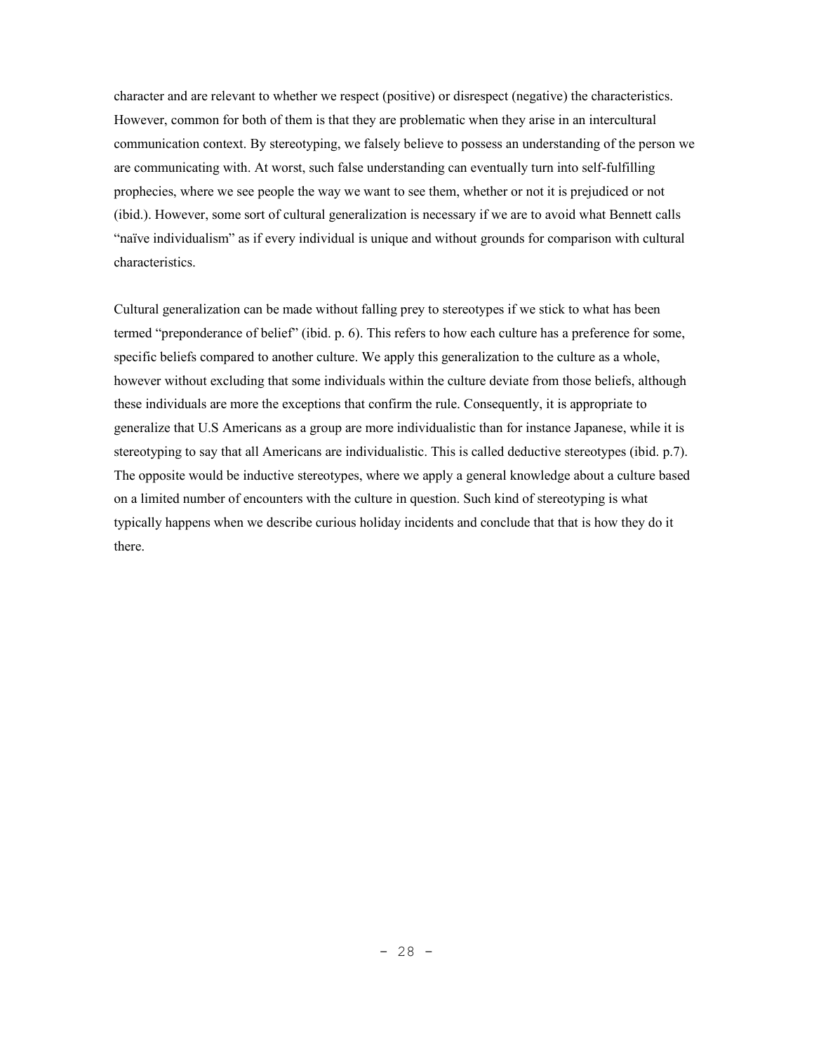character and are relevant to whether we respect (positive) or disrespect (negative) the characteristics. However, common for both of them is that they are problematic when they arise in an intercultural communication context. By stereotyping, we falsely believe to possess an understanding of the person we are communicating with. At worst, such false understanding can eventually turn into self-fulfilling prophecies, where we see people the way we want to see them, whether or not it is prejudiced or not (ibid.). However, some sort of cultural generalization is necessary if we are to avoid what Bennett calls "naïve individualism" as if every individual is unique and without grounds for comparison with cultural characteristics.

Cultural generalization can be made without falling prey to stereotypes if we stick to what has been termed "preponderance of belief" (ibid. p. 6). This refers to how each culture has a preference for some, specific beliefs compared to another culture. We apply this generalization to the culture as a whole, however without excluding that some individuals within the culture deviate from those beliefs, although these individuals are more the exceptions that confirm the rule. Consequently, it is appropriate to generalize that U.S Americans as a group are more individualistic than for instance Japanese, while it is stereotyping to say that all Americans are individualistic. This is called deductive stereotypes (ibid. p.7). The opposite would be inductive stereotypes, where we apply a general knowledge about a culture based on a limited number of encounters with the culture in question. Such kind of stereotyping is what typically happens when we describe curious holiday incidents and conclude that that is how they do it there.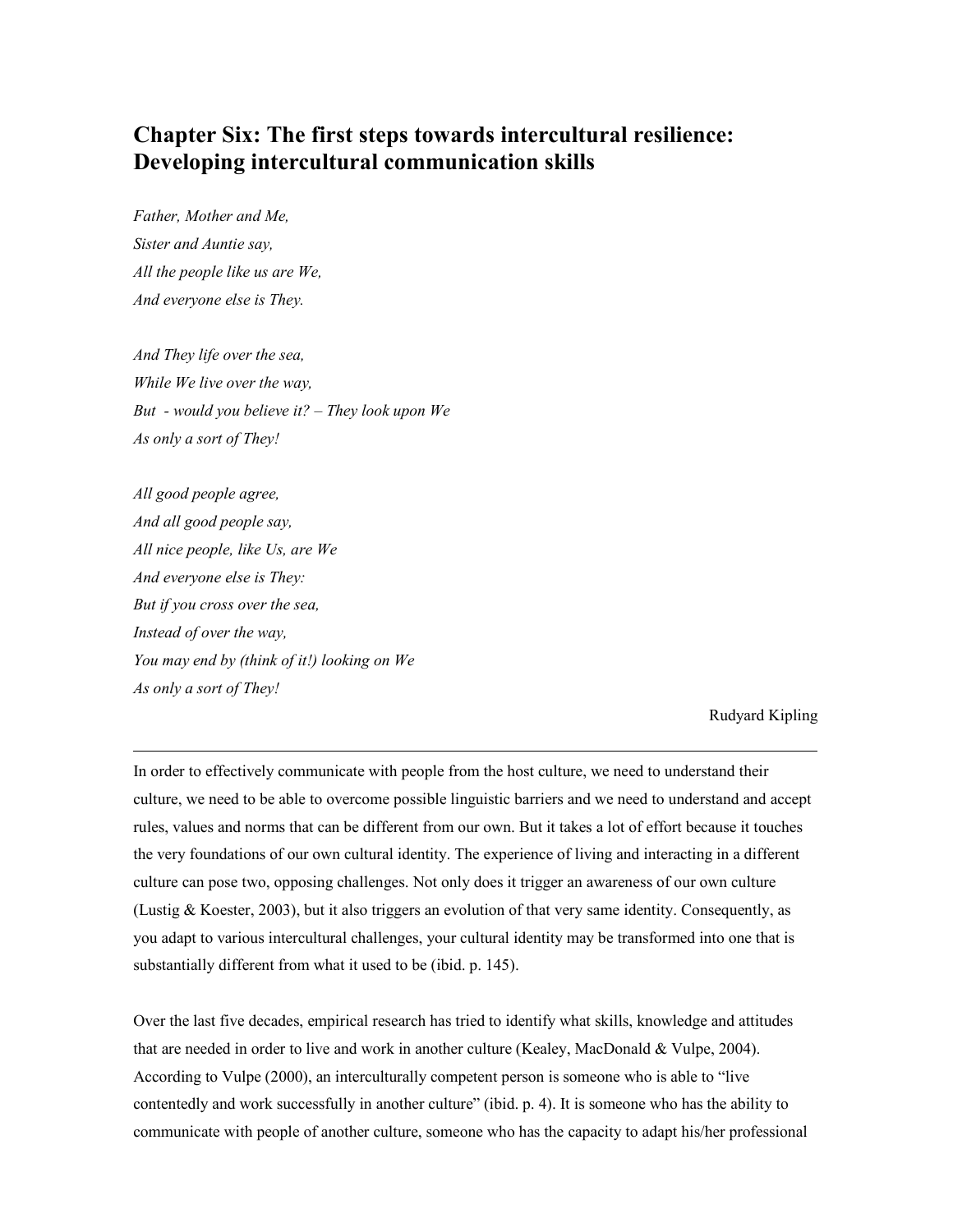# Chapter Six: The first steps towards intercultural resilience: Developing intercultural communication skills

*Father, Mother and Me,*
*Sister and Auntie say,*
*All the people like us are We,*
*And everyone else is They.*

*And They life over the sea,*
*While We live over the way,*
*But - would you believe it? – They look upon We*
*As only a sort of They!*

*All good people agree,*
*And all good people say,*
*All nice people, like Us, are We*
*And everyone else is They:*
*But if you cross over the sea,*
*Instead of over the way,*
*You may end by (think of it!) looking on We*
*As only a sort of They!*

Rudyard Kipling

---

In order to effectively communicate with people from the host culture, we need to understand their culture, we need to be able to overcome possible linguistic barriers and we need to understand and accept rules, values and norms that can be different from our own. But it takes a lot of effort because it touches the very foundations of our own cultural identity. The experience of living and interacting in a different culture can pose two, opposing challenges. Not only does it trigger an awareness of our own culture (Lustig & Koester, 2003), but it also triggers an evolution of that very same identity. Consequently, as you adapt to various intercultural challenges, your cultural identity may be transformed into one that is substantially different from what it used to be (ibid. p. 145).

Over the last five decades, empirical research has tried to identify what skills, knowledge and attitudes that are needed in order to live and work in another culture (Kealey, MacDonald & Vulpe, 2004). According to Vulpe (2000), an interculturally competent person is someone who is able to "live contentedly and work successfully in another culture" (ibid. p. 4). It is someone who has the ability to communicate with people of another culture, someone who has the capacity to adapt his/her professional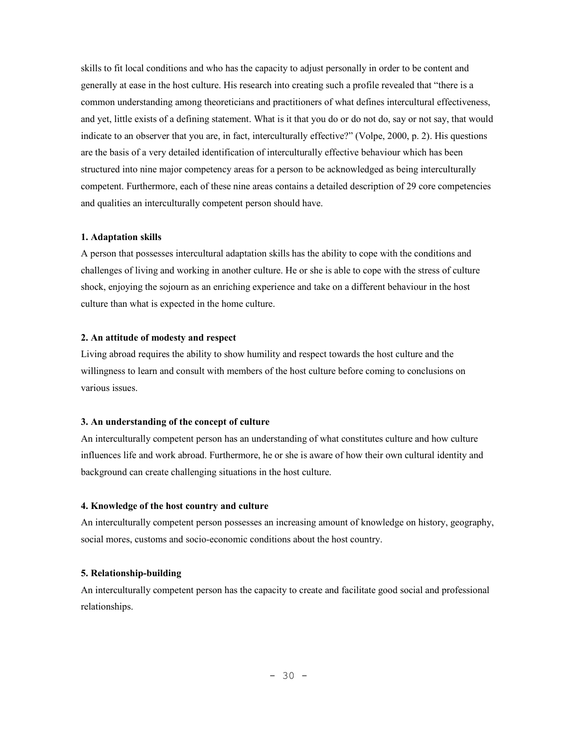skills to fit local conditions and who has the capacity to adjust personally in order to be content and generally at ease in the host culture. His research into creating such a profile revealed that "there is a common understanding among theoreticians and practitioners of what defines intercultural effectiveness, and yet, little exists of a defining statement. What is it that you do or do not do, say or not say, that would indicate to an observer that you are, in fact, interculturally effective?" (Volpe, 2000, p. 2). His questions are the basis of a very detailed identification of interculturally effective behaviour which has been structured into nine major competency areas for a person to be acknowledged as being interculturally competent. Furthermore, each of these nine areas contains a detailed description of 29 core competencies and qualities an interculturally competent person should have.

**1. Adaptation skills**

A person that possesses intercultural adaptation skills has the ability to cope with the conditions and challenges of living and working in another culture. He or she is able to cope with the stress of culture shock, enjoying the sojourn as an enriching experience and take on a different behaviour in the host culture than what is expected in the home culture.

**2. An attitude of modesty and respect**

Living abroad requires the ability to show humility and respect towards the host culture and the willingness to learn and consult with members of the host culture before coming to conclusions on various issues.

**3. An understanding of the concept of culture**

An interculturally competent person has an understanding of what constitutes culture and how culture influences life and work abroad. Furthermore, he or she is aware of how their own cultural identity and background can create challenging situations in the host culture.

**4. Knowledge of the host country and culture**

An interculturally competent person possesses an increasing amount of knowledge on history, geography, social mores, customs and socio-economic conditions about the host country.

**5. Relationship-building**

An interculturally competent person has the capacity to create and facilitate good social and professional relationships.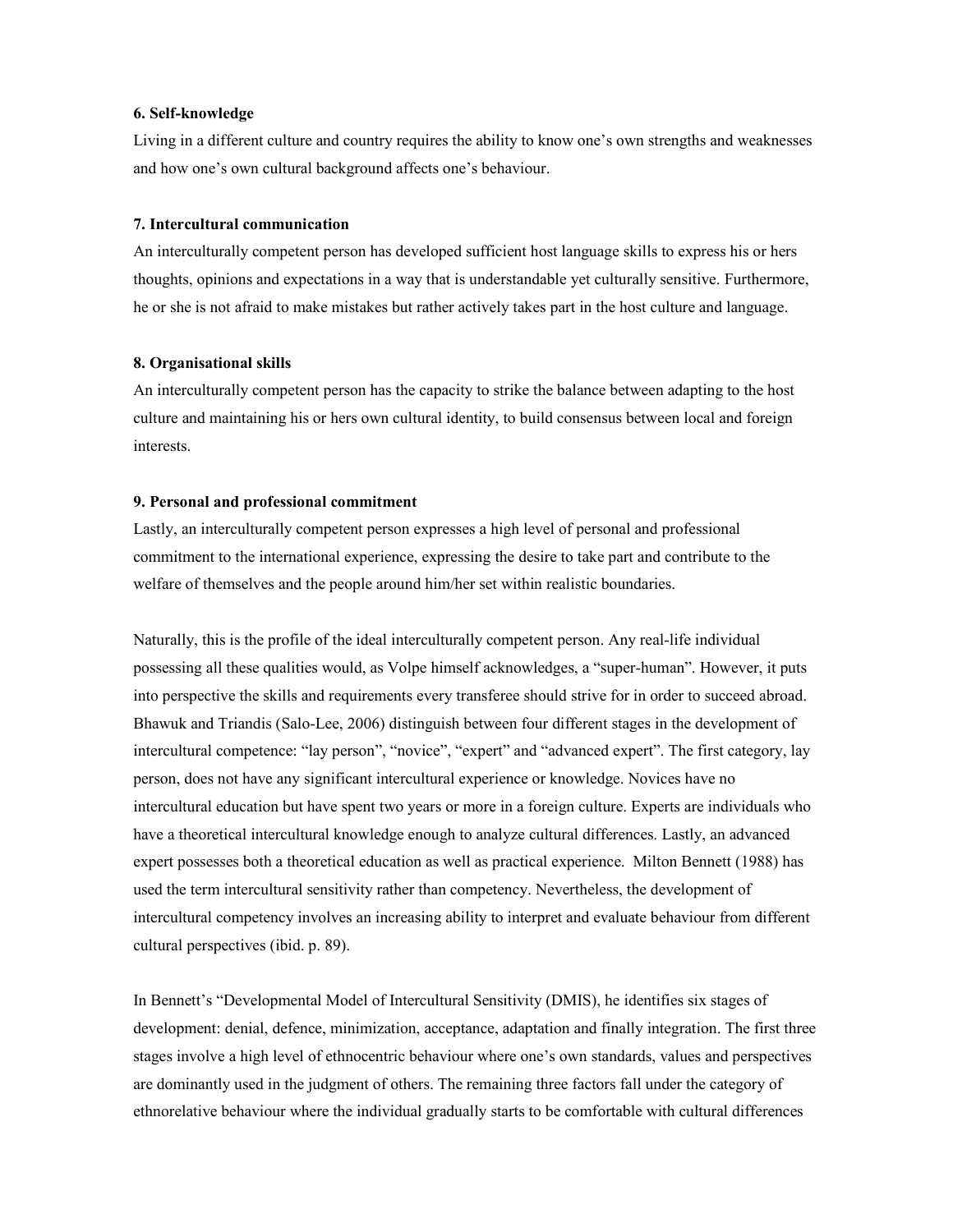**6. Self-knowledge**

Living in a different culture and country requires the ability to know one's own strengths and weaknesses and how one's own cultural background affects one's behaviour.

**7. Intercultural communication**

An interculturally competent person has developed sufficient host language skills to express his or hers thoughts, opinions and expectations in a way that is understandable yet culturally sensitive. Furthermore, he or she is not afraid to make mistakes but rather actively takes part in the host culture and language.

**8. Organisational skills**

An interculturally competent person has the capacity to strike the balance between adapting to the host culture and maintaining his or hers own cultural identity, to build consensus between local and foreign interests.

**9. Personal and professional commitment**

Lastly, an interculturally competent person expresses a high level of personal and professional commitment to the international experience, expressing the desire to take part and contribute to the welfare of themselves and the people around him/her set within realistic boundaries.

Naturally, this is the profile of the ideal interculturally competent person. Any real-life individual possessing all these qualities would, as Volpe himself acknowledges, a "super-human". However, it puts into perspective the skills and requirements every transferee should strive for in order to succeed abroad. Bhawuk and Triandis (Salo-Lee, 2006) distinguish between four different stages in the development of intercultural competence: "lay person", "novice", "expert" and "advanced expert". The first category, lay person, does not have any significant intercultural experience or knowledge. Novices have no intercultural education but have spent two years or more in a foreign culture. Experts are individuals who have a theoretical intercultural knowledge enough to analyze cultural differences. Lastly, an advanced expert possesses both a theoretical education as well as practical experience. Milton Bennett (1988) has used the term intercultural sensitivity rather than competency. Nevertheless, the development of intercultural competency involves an increasing ability to interpret and evaluate behaviour from different cultural perspectives (ibid. p. 89).

In Bennett's "Developmental Model of Intercultural Sensitivity (DMIS), he identifies six stages of development: denial, defence, minimization, acceptance, adaptation and finally integration. The first three stages involve a high level of ethnocentric behaviour where one's own standards, values and perspectives are dominantly used in the judgment of others. The remaining three factors fall under the category of ethnorelative behaviour where the individual gradually starts to be comfortable with cultural differences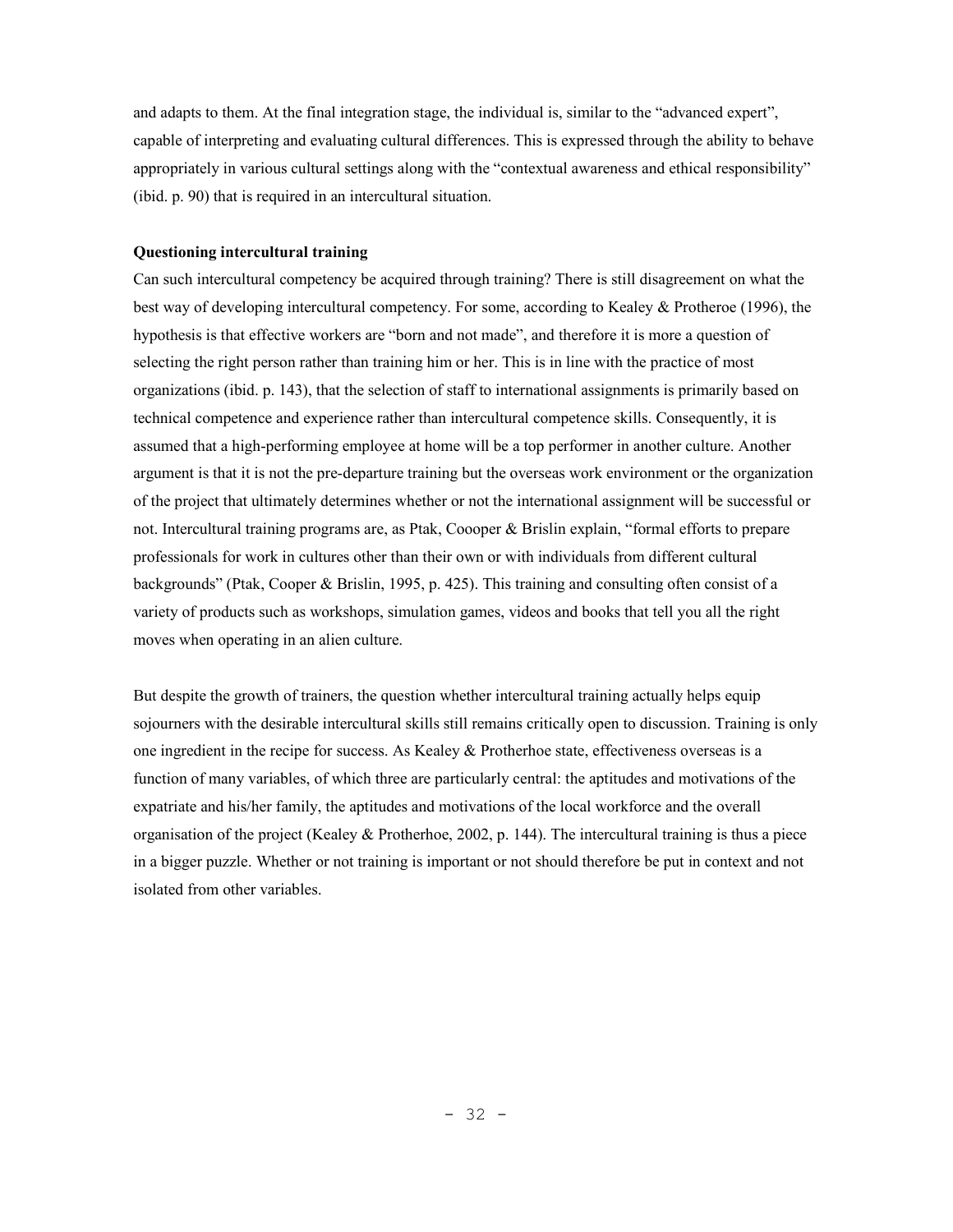and adapts to them. At the final integration stage, the individual is, similar to the "advanced expert", capable of interpreting and evaluating cultural differences. This is expressed through the ability to behave appropriately in various cultural settings along with the "contextual awareness and ethical responsibility" (ibid. p. 90) that is required in an intercultural situation.

**Questioning intercultural training**

Can such intercultural competency be acquired through training? There is still disagreement on what the best way of developing intercultural competency. For some, according to Kealey & Protheroe (1996), the hypothesis is that effective workers are "born and not made", and therefore it is more a question of selecting the right person rather than training him or her. This is in line with the practice of most organizations (ibid. p. 143), that the selection of staff to international assignments is primarily based on technical competence and experience rather than intercultural competence skills. Consequently, it is assumed that a high-performing employee at home will be a top performer in another culture. Another argument is that it is not the pre-departure training but the overseas work environment or the organization of the project that ultimately determines whether or not the international assignment will be successful or not. Intercultural training programs are, as Ptak, Coooper & Brislin explain, "formal efforts to prepare professionals for work in cultures other than their own or with individuals from different cultural backgrounds" (Ptak, Cooper & Brislin, 1995, p. 425). This training and consulting often consist of a variety of products such as workshops, simulation games, videos and books that tell you all the right moves when operating in an alien culture.

But despite the growth of trainers, the question whether intercultural training actually helps equip sojourners with the desirable intercultural skills still remains critically open to discussion. Training is only one ingredient in the recipe for success. As Kealey & Protherhoe state, effectiveness overseas is a function of many variables, of which three are particularly central: the aptitudes and motivations of the expatriate and his/her family, the aptitudes and motivations of the local workforce and the overall organisation of the project (Kealey & Protherhoe, 2002, p. 144). The intercultural training is thus a piece in a bigger puzzle. Whether or not training is important or not should therefore be put in context and not isolated from other variables.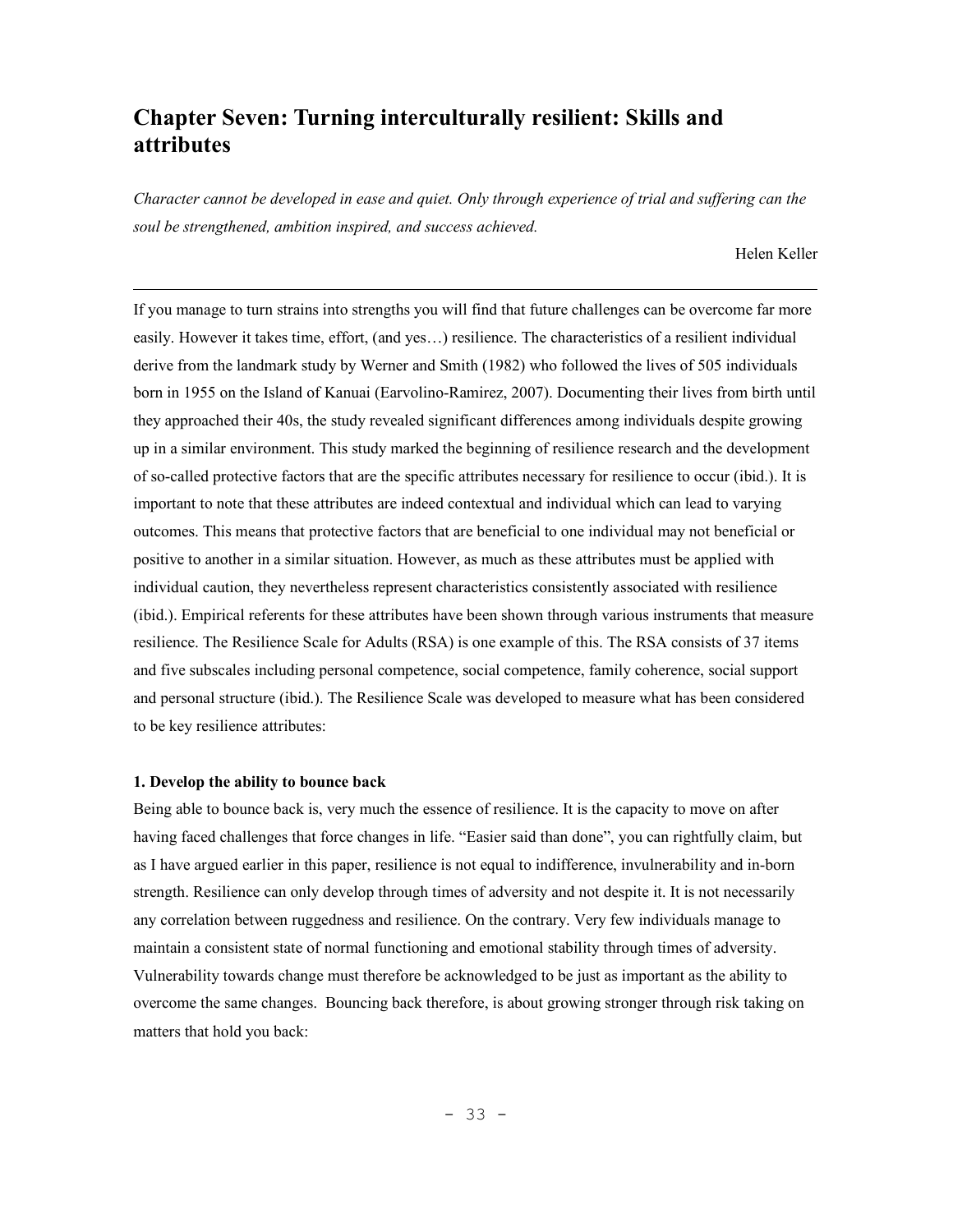# Chapter Seven: Turning interculturally resilient: Skills and attributes

*Character cannot be developed in ease and quiet. Only through experience of trial and suffering can the soul be strengthened, ambition inspired, and success achieved.*

Helen Keller

---

If you manage to turn strains into strengths you will find that future challenges can be overcome far more easily. However it takes time, effort, (and yes…) resilience. The characteristics of a resilient individual derive from the landmark study by Werner and Smith (1982) who followed the lives of 505 individuals born in 1955 on the Island of Kanuai (Earvolino-Ramirez, 2007). Documenting their lives from birth until they approached their 40s, the study revealed significant differences among individuals despite growing up in a similar environment. This study marked the beginning of resilience research and the development of so-called protective factors that are the specific attributes necessary for resilience to occur (ibid.). It is important to note that these attributes are indeed contextual and individual which can lead to varying outcomes. This means that protective factors that are beneficial to one individual may not beneficial or positive to another in a similar situation. However, as much as these attributes must be applied with individual caution, they nevertheless represent characteristics consistently associated with resilience (ibid.). Empirical referents for these attributes have been shown through various instruments that measure resilience. The Resilience Scale for Adults (RSA) is one example of this. The RSA consists of 37 items and five subscales including personal competence, social competence, family coherence, social support and personal structure (ibid.). The Resilience Scale was developed to measure what has been considered to be key resilience attributes:

**1. Develop the ability to bounce back**

Being able to bounce back is, very much the essence of resilience. It is the capacity to move on after having faced challenges that force changes in life. "Easier said than done", you can rightfully claim, but as I have argued earlier in this paper, resilience is not equal to indifference, invulnerability and in-born strength. Resilience can only develop through times of adversity and not despite it. It is not necessarily any correlation between ruggedness and resilience. On the contrary. Very few individuals manage to maintain a consistent state of normal functioning and emotional stability through times of adversity. Vulnerability towards change must therefore be acknowledged to be just as important as the ability to overcome the same changes. Bouncing back therefore, is about growing stronger through risk taking on matters that hold you back: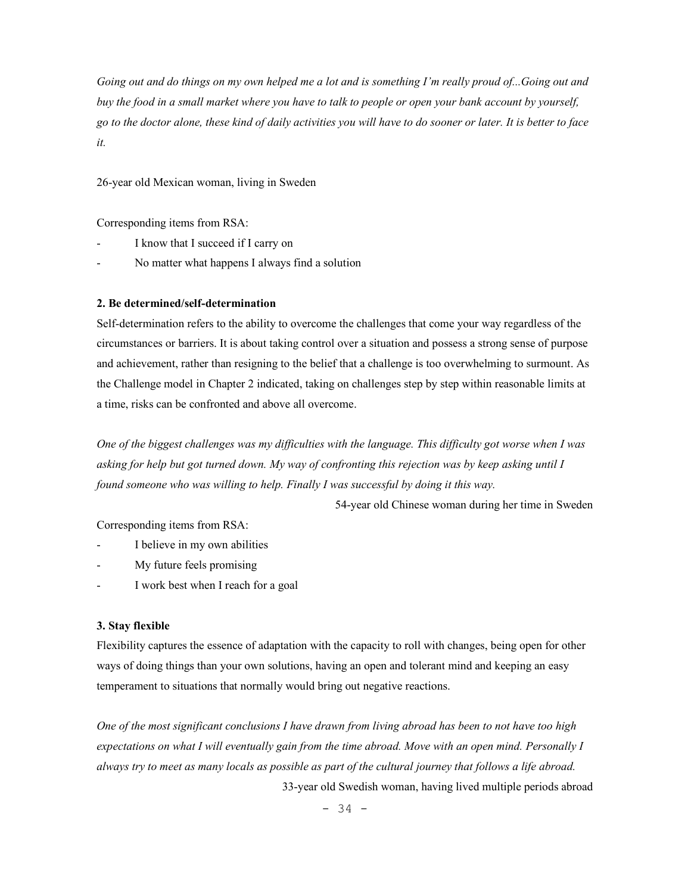*Going out and do things on my own helped me a lot and is something I'm really proud of...Going out and buy the food in a small market where you have to talk to people or open your bank account by yourself, go to the doctor alone, these kind of daily activities you will have to do sooner or later. It is better to face it.*

26-year old Mexican woman, living in Sweden

Corresponding items from RSA:

- I know that I succeed if I carry on
- No matter what happens I always find a solution

**2. Be determined/self-determination**

Self-determination refers to the ability to overcome the challenges that come your way regardless of the circumstances or barriers. It is about taking control over a situation and possess a strong sense of purpose and achievement, rather than resigning to the belief that a challenge is too overwhelming to surmount. As the Challenge model in Chapter 2 indicated, taking on challenges step by step within reasonable limits at a time, risks can be confronted and above all overcome.

*One of the biggest challenges was my difficulties with the language. This difficulty got worse when I was asking for help but got turned down. My way of confronting this rejection was by keep asking until I found someone who was willing to help. Finally I was successful by doing it this way.*

54-year old Chinese woman during her time in Sweden

Corresponding items from RSA:

- I believe in my own abilities
- My future feels promising
- I work best when I reach for a goal

**3. Stay flexible**

Flexibility captures the essence of adaptation with the capacity to roll with changes, being open for other ways of doing things than your own solutions, having an open and tolerant mind and keeping an easy temperament to situations that normally would bring out negative reactions.

*One of the most significant conclusions I have drawn from living abroad has been to not have too high expectations on what I will eventually gain from the time abroad. Move with an open mind. Personally I always try to meet as many locals as possible as part of the cultural journey that follows a life abroad.*

33-year old Swedish woman, having lived multiple periods abroad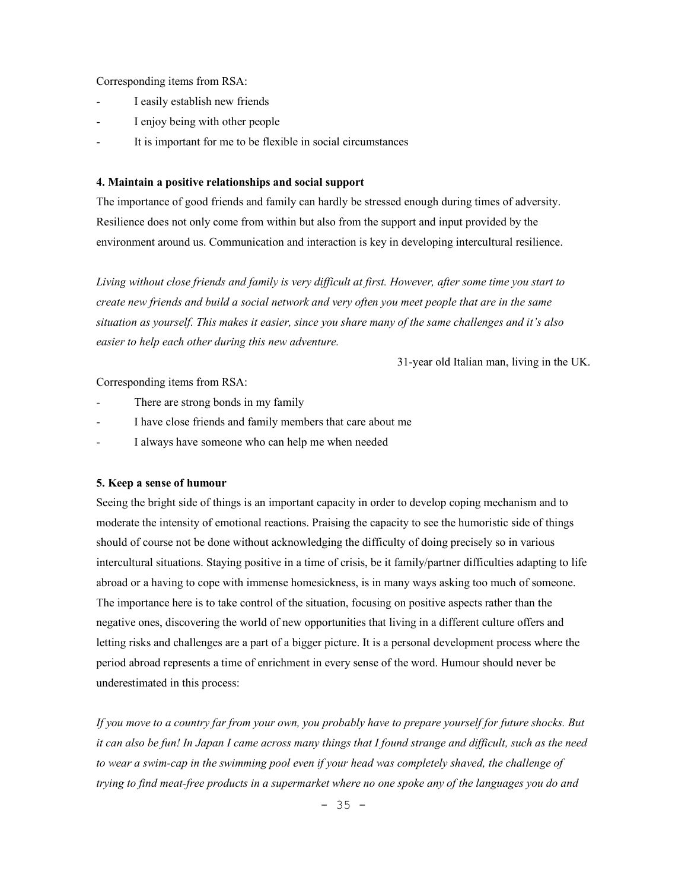Corresponding items from RSA:

- I easily establish new friends
- I enjoy being with other people
- It is important for me to be flexible in social circumstances

**4. Maintain a positive relationships and social support**

The importance of good friends and family can hardly be stressed enough during times of adversity. Resilience does not only come from within but also from the support and input provided by the environment around us. Communication and interaction is key in developing intercultural resilience.

*Living without close friends and family is very difficult at first. However, after some time you start to create new friends and build a social network and very often you meet people that are in the same situation as yourself. This makes it easier, since you share many of the same challenges and it's also easier to help each other during this new adventure.*

31-year old Italian man, living in the UK.

Corresponding items from RSA:

- There are strong bonds in my family
- I have close friends and family members that care about me
- I always have someone who can help me when needed

**5. Keep a sense of humour**

Seeing the bright side of things is an important capacity in order to develop coping mechanism and to moderate the intensity of emotional reactions. Praising the capacity to see the humoristic side of things should of course not be done without acknowledging the difficulty of doing precisely so in various intercultural situations. Staying positive in a time of crisis, be it family/partner difficulties adapting to life abroad or a having to cope with immense homesickness, is in many ways asking too much of someone. The importance here is to take control of the situation, focusing on positive aspects rather than the negative ones, discovering the world of new opportunities that living in a different culture offers and letting risks and challenges are a part of a bigger picture. It is a personal development process where the period abroad represents a time of enrichment in every sense of the word. Humour should never be underestimated in this process:

*If you move to a country far from your own, you probably have to prepare yourself for future shocks. But it can also be fun! In Japan I came across many things that I found strange and difficult, such as the need to wear a swim-cap in the swimming pool even if your head was completely shaved, the challenge of trying to find meat-free products in a supermarket where no one spoke any of the languages you do and*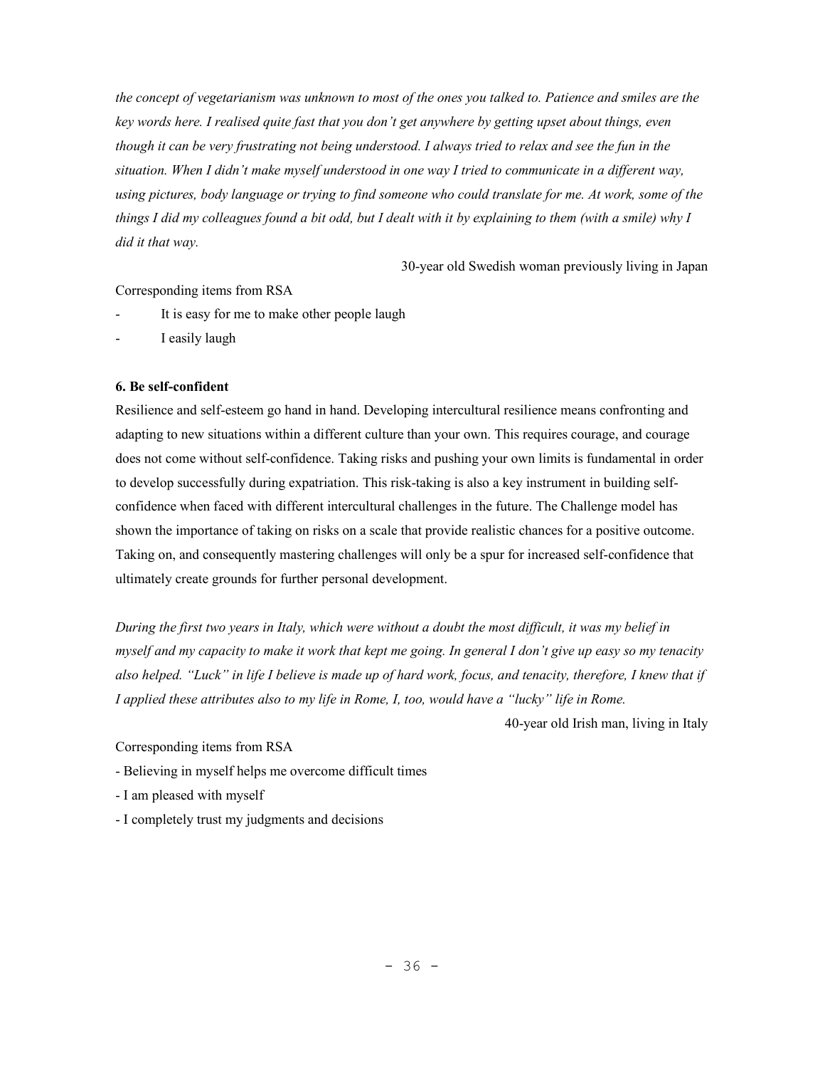*the concept of vegetarianism was unknown to most of the ones you talked to. Patience and smiles are the key words here. I realised quite fast that you don't get anywhere by getting upset about things, even though it can be very frustrating not being understood. I always tried to relax and see the fun in the situation. When I didn't make myself understood in one way I tried to communicate in a different way, using pictures, body language or trying to find someone who could translate for me. At work, some of the things I did my colleagues found a bit odd, but I dealt with it by explaining to them (with a smile) why I did it that way.*

30-year old Swedish woman previously living in Japan

Corresponding items from RSA

- It is easy for me to make other people laugh
- I easily laugh

**6. Be self-confident**

Resilience and self-esteem go hand in hand. Developing intercultural resilience means confronting and adapting to new situations within a different culture than your own. This requires courage, and courage does not come without self-confidence. Taking risks and pushing your own limits is fundamental in order to develop successfully during expatriation. This risk-taking is also a key instrument in building self-confidence when faced with different intercultural challenges in the future. The Challenge model has shown the importance of taking on risks on a scale that provide realistic chances for a positive outcome. Taking on, and consequently mastering challenges will only be a spur for increased self-confidence that ultimately create grounds for further personal development.

*During the first two years in Italy, which were without a doubt the most difficult, it was my belief in myself and my capacity to make it work that kept me going. In general I don't give up easy so my tenacity also helped. "Luck" in life I believe is made up of hard work, focus, and tenacity, therefore, I knew that if I applied these attributes also to my life in Rome, I, too, would have a "lucky" life in Rome.*

40-year old Irish man, living in Italy

Corresponding items from RSA

- Believing in myself helps me overcome difficult times
- I am pleased with myself
- I completely trust my judgments and decisions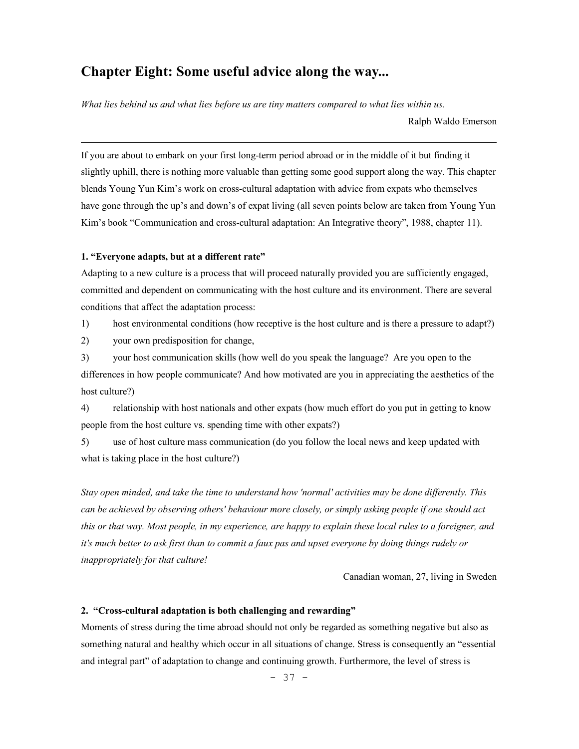# Chapter Eight: Some useful advice along the way...

*What lies behind us and what lies before us are tiny matters compared to what lies within us.*

Ralph Waldo Emerson

---

If you are about to embark on your first long-term period abroad or in the middle of it but finding it slightly uphill, there is nothing more valuable than getting some good support along the way. This chapter blends Young Yun Kim's work on cross-cultural adaptation with advice from expats who themselves have gone through the up's and down's of expat living (all seven points below are taken from Young Yun Kim's book "Communication and cross-cultural adaptation: An Integrative theory", 1988, chapter 11).

**1. "Everyone adapts, but at a different rate"**

Adapting to a new culture is a process that will proceed naturally provided you are sufficiently engaged, committed and dependent on communicating with the host culture and its environment. There are several conditions that affect the adaptation process:

1) host environmental conditions (how receptive is the host culture and is there a pressure to adapt?)

2) your own predisposition for change,

3) your host communication skills (how well do you speak the language? Are you open to the differences in how people communicate? And how motivated are you in appreciating the aesthetics of the host culture?)

4) relationship with host nationals and other expats (how much effort do you put in getting to know people from the host culture vs. spending time with other expats?)

5) use of host culture mass communication (do you follow the local news and keep updated with what is taking place in the host culture?)

*Stay open minded, and take the time to understand how 'normal' activities may be done differently. This can be achieved by observing others' behaviour more closely, or simply asking people if one should act this or that way. Most people, in my experience, are happy to explain these local rules to a foreigner, and it's much better to ask first than to commit a faux pas and upset everyone by doing things rudely or inappropriately for that culture!*

Canadian woman, 27, living in Sweden

**2. "Cross-cultural adaptation is both challenging and rewarding"**

Moments of stress during the time abroad should not only be regarded as something negative but also as something natural and healthy which occur in all situations of change. Stress is consequently an "essential and integral part" of adaptation to change and continuing growth. Furthermore, the level of stress is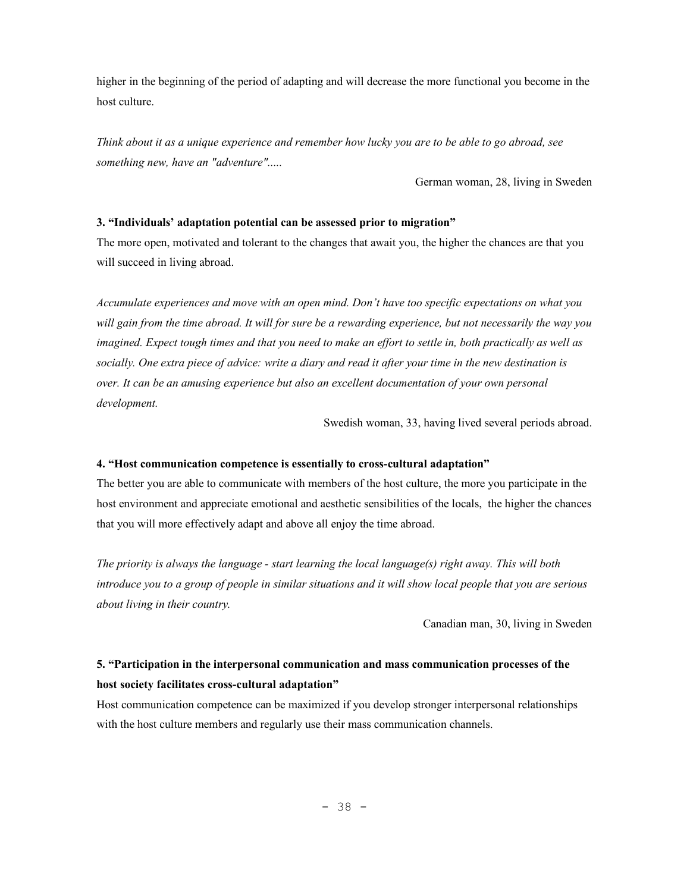higher in the beginning of the period of adapting and will decrease the more functional you become in the host culture.

*Think about it as a unique experience and remember how lucky you are to be able to go abroad, see something new, have an "adventure".....*

German woman, 28, living in Sweden

**3. "Individuals' adaptation potential can be assessed prior to migration"**

The more open, motivated and tolerant to the changes that await you, the higher the chances are that you will succeed in living abroad.

*Accumulate experiences and move with an open mind. Don't have too specific expectations on what you will gain from the time abroad. It will for sure be a rewarding experience, but not necessarily the way you imagined. Expect tough times and that you need to make an effort to settle in, both practically as well as socially. One extra piece of advice: write a diary and read it after your time in the new destination is over. It can be an amusing experience but also an excellent documentation of your own personal development.*

Swedish woman, 33, having lived several periods abroad.

**4. "Host communication competence is essentially to cross-cultural adaptation"**

The better you are able to communicate with members of the host culture, the more you participate in the host environment and appreciate emotional and aesthetic sensibilities of the locals, the higher the chances that you will more effectively adapt and above all enjoy the time abroad.

*The priority is always the language - start learning the local language(s) right away. This will both introduce you to a group of people in similar situations and it will show local people that you are serious about living in their country.*

Canadian man, 30, living in Sweden

**5. "Participation in the interpersonal communication and mass communication processes of the host society facilitates cross-cultural adaptation"**

Host communication competence can be maximized if you develop stronger interpersonal relationships with the host culture members and regularly use their mass communication channels.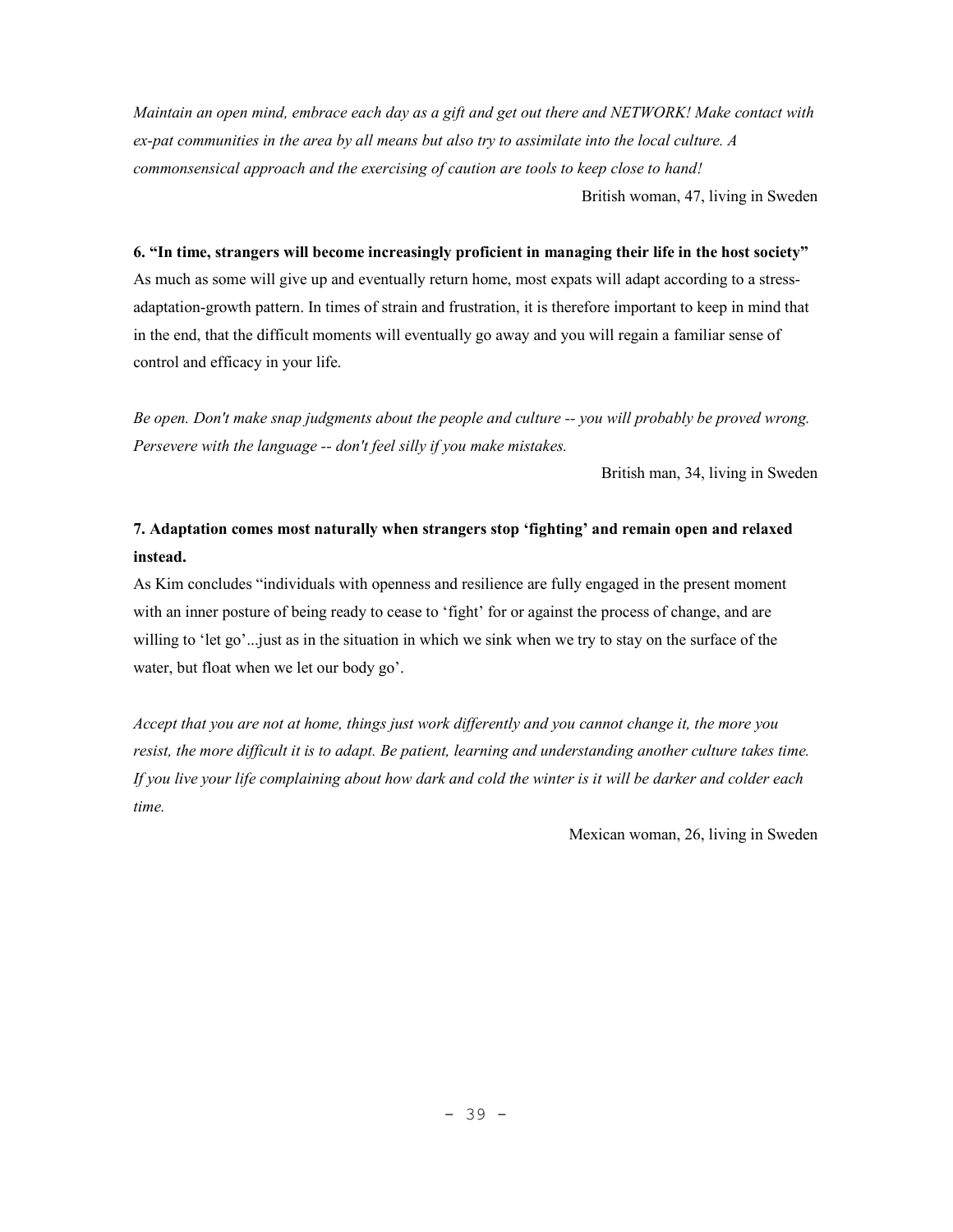*Maintain an open mind, embrace each day as a gift and get out there and NETWORK! Make contact with ex-pat communities in the area by all means but also try to assimilate into the local culture. A commonsensical approach and the exercising of caution are tools to keep close to hand!*

British woman, 47, living in Sweden

**6. "In time, strangers will become increasingly proficient in managing their life in the host society"**

As much as some will give up and eventually return home, most expats will adapt according to a stress-adaptation-growth pattern. In times of strain and frustration, it is therefore important to keep in mind that in the end, that the difficult moments will eventually go away and you will regain a familiar sense of control and efficacy in your life.

*Be open. Don't make snap judgments about the people and culture -- you will probably be proved wrong. Persevere with the language -- don't feel silly if you make mistakes.*

British man, 34, living in Sweden

**7. Adaptation comes most naturally when strangers stop 'fighting' and remain open and relaxed instead.**

As Kim concludes "individuals with openness and resilience are fully engaged in the present moment with an inner posture of being ready to cease to 'fight' for or against the process of change, and are willing to 'let go'...just as in the situation in which we sink when we try to stay on the surface of the water, but float when we let our body go'.

*Accept that you are not at home, things just work differently and you cannot change it, the more you resist, the more difficult it is to adapt. Be patient, learning and understanding another culture takes time. If you live your life complaining about how dark and cold the winter is it will be darker and colder each time.*

Mexican woman, 26, living in Sweden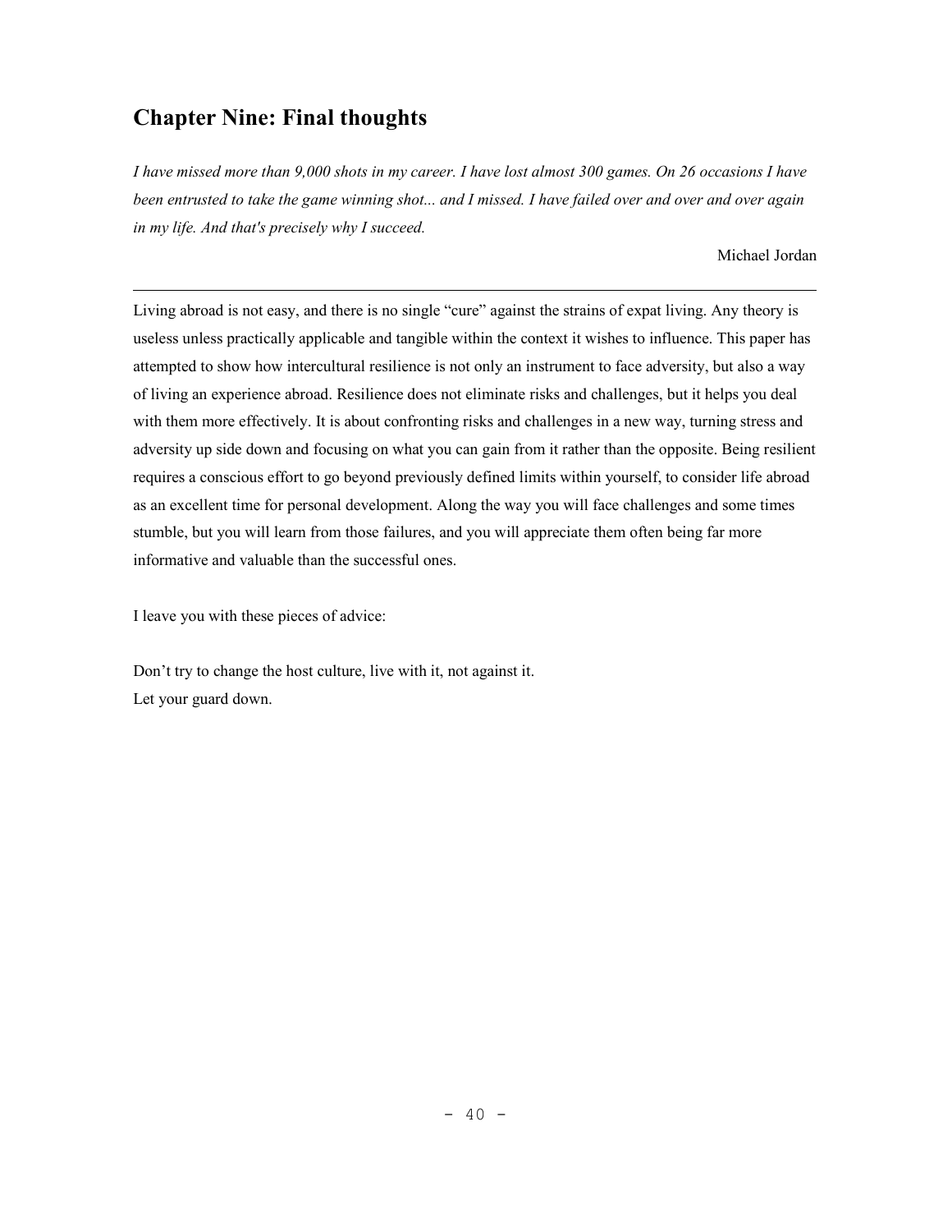## Chapter Nine: Final thoughts

*I have missed more than 9,000 shots in my career. I have lost almost 300 games. On 26 occasions I have been entrusted to take the game winning shot... and I missed. I have failed over and over and over again in my life. And that's precisely why I succeed.*

Michael Jordan

---

Living abroad is not easy, and there is no single "cure" against the strains of expat living. Any theory is useless unless practically applicable and tangible within the context it wishes to influence. This paper has attempted to show how intercultural resilience is not only an instrument to face adversity, but also a way of living an experience abroad. Resilience does not eliminate risks and challenges, but it helps you deal with them more effectively. It is about confronting risks and challenges in a new way, turning stress and adversity up side down and focusing on what you can gain from it rather than the opposite. Being resilient requires a conscious effort to go beyond previously defined limits within yourself, to consider life abroad as an excellent time for personal development. Along the way you will face challenges and some times stumble, but you will learn from those failures, and you will appreciate them often being far more informative and valuable than the successful ones.

I leave you with these pieces of advice:

Don't try to change the host culture, live with it, not against it.
Let your guard down.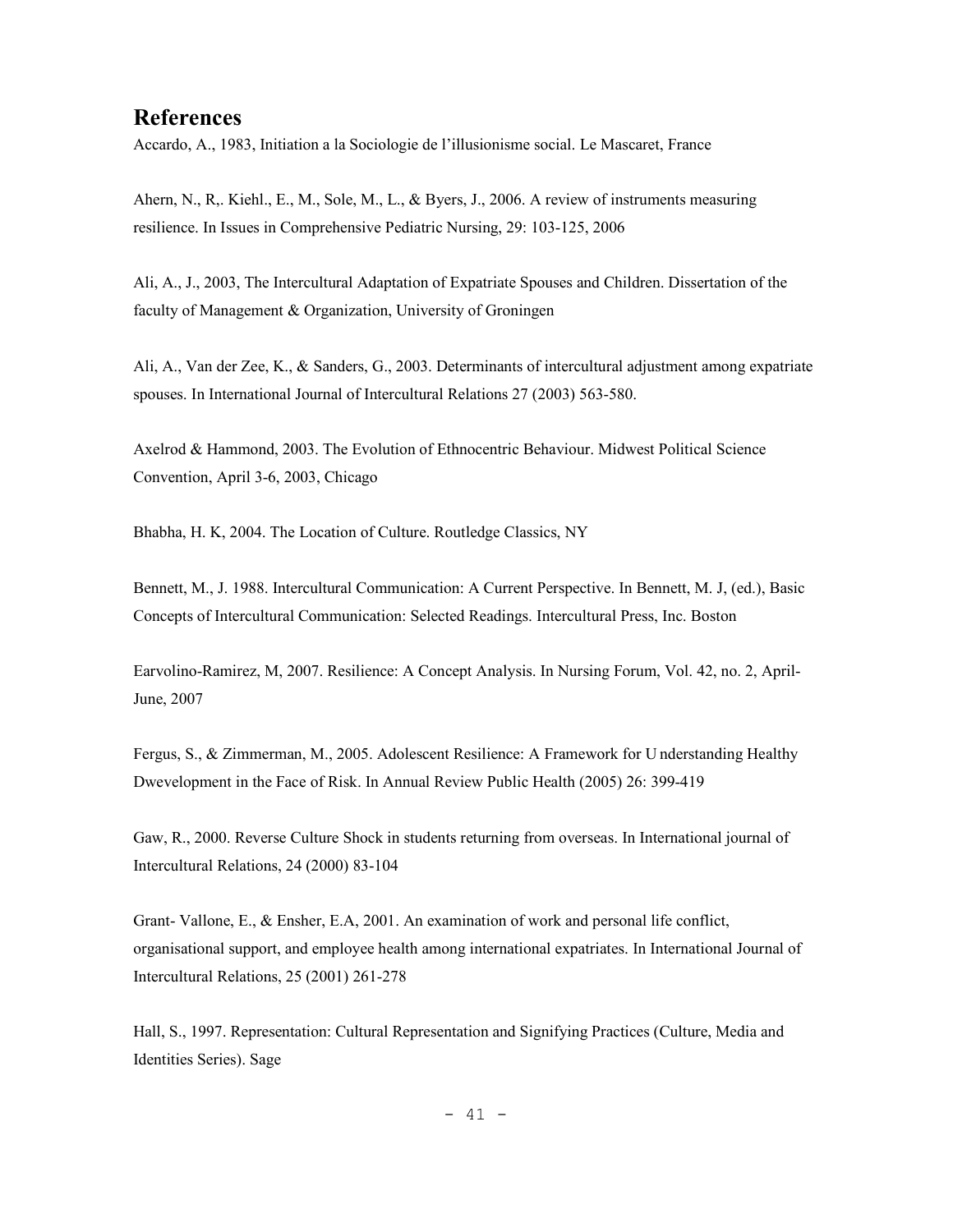## References

Accardo, A., 1983, Initiation a la Sociologie de l'illusionisme social. Le Mascaret, France

Ahern, N., R,. Kiehl., E., M., Sole, M., L., & Byers, J., 2006. A review of instruments measuring resilience. In Issues in Comprehensive Pediatric Nursing, 29: 103-125, 2006

Ali, A., J., 2003, The Intercultural Adaptation of Expatriate Spouses and Children. Dissertation of the faculty of Management & Organization, University of Groningen

Ali, A., Van der Zee, K., & Sanders, G., 2003. Determinants of intercultural adjustment among expatriate spouses. In International Journal of Intercultural Relations 27 (2003) 563-580.

Axelrod & Hammond, 2003. The Evolution of Ethnocentric Behaviour. Midwest Political Science Convention, April 3-6, 2003, Chicago

Bhabha, H. K, 2004. The Location of Culture. Routledge Classics, NY

Bennett, M., J. 1988. Intercultural Communication: A Current Perspective. In Bennett, M. J, (ed.), Basic Concepts of Intercultural Communication: Selected Readings. Intercultural Press, Inc. Boston

Earvolino-Ramirez, M, 2007. Resilience: A Concept Analysis. In Nursing Forum, Vol. 42, no. 2, April-June, 2007

Fergus, S., & Zimmerman, M., 2005. Adolescent Resilience: A Framework for U nderstanding Healthy Dwevelopment in the Face of Risk. In Annual Review Public Health (2005) 26: 399-419

Gaw, R., 2000. Reverse Culture Shock in students returning from overseas. In International journal of Intercultural Relations, 24 (2000) 83-104

Grant- Vallone, E., & Ensher, E.A, 2001. An examination of work and personal life conflict, organisational support, and employee health among international expatriates. In International Journal of Intercultural Relations, 25 (2001) 261-278

Hall, S., 1997. Representation: Cultural Representation and Signifying Practices (Culture, Media and Identities Series). Sage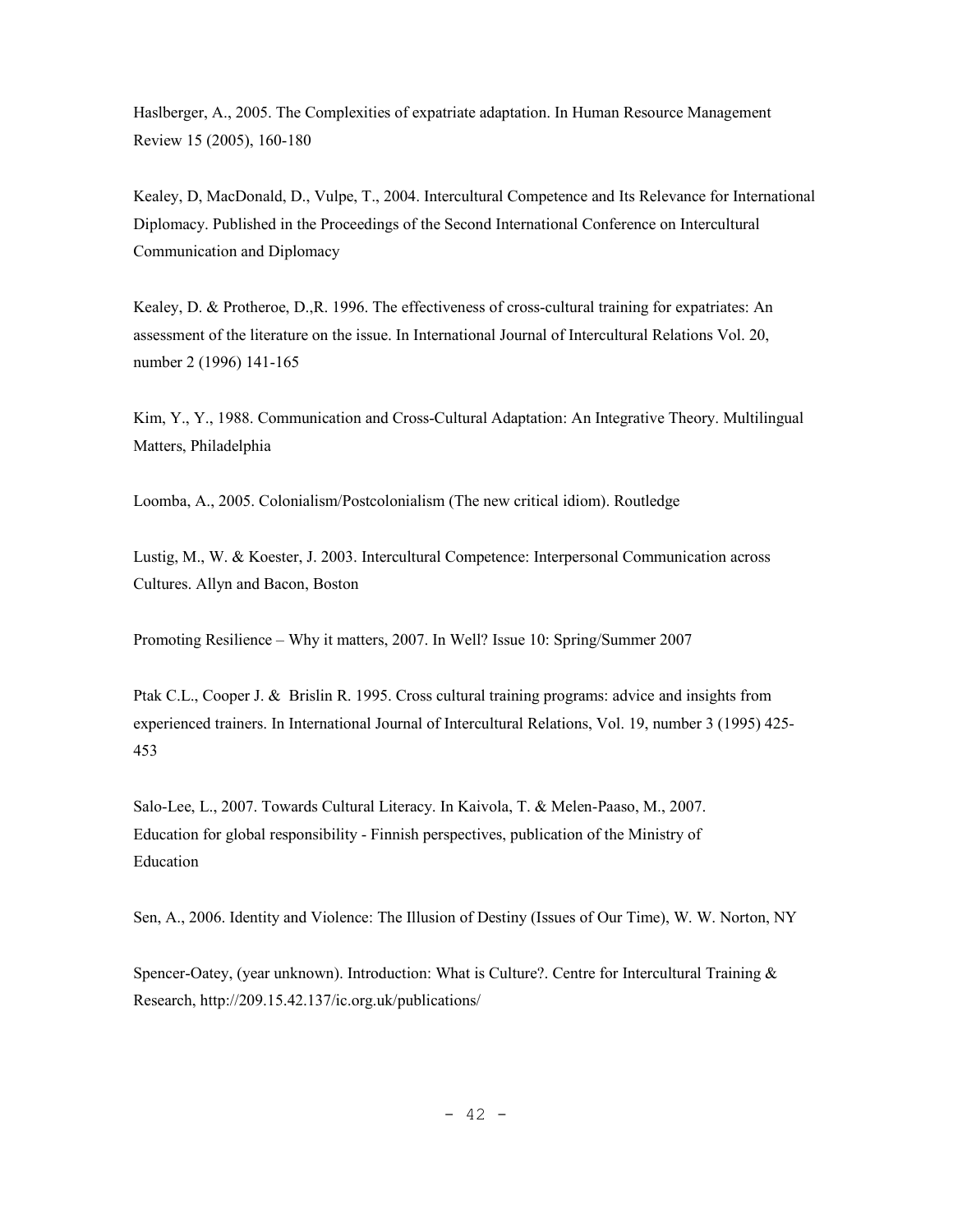Haslberger, A., 2005. The Complexities of expatriate adaptation. In Human Resource Management Review 15 (2005), 160-180

Kealey, D, MacDonald, D., Vulpe, T., 2004. Intercultural Competence and Its Relevance for International Diplomacy. Published in the Proceedings of the Second International Conference on Intercultural Communication and Diplomacy

Kealey, D. & Protheroe, D.,R. 1996. The effectiveness of cross-cultural training for expatriates: An assessment of the literature on the issue. In International Journal of Intercultural Relations Vol. 20, number 2 (1996) 141-165

Kim, Y., Y., 1988. Communication and Cross-Cultural Adaptation: An Integrative Theory. Multilingual Matters, Philadelphia

Loomba, A., 2005. Colonialism/Postcolonialism (The new critical idiom). Routledge

Lustig, M., W. & Koester, J. 2003. Intercultural Competence: Interpersonal Communication across Cultures. Allyn and Bacon, Boston

Promoting Resilience – Why it matters, 2007. In Well? Issue 10: Spring/Summer 2007

Ptak C.L., Cooper J. & Brislin R. 1995. Cross cultural training programs: advice and insights from experienced trainers. In International Journal of Intercultural Relations, Vol. 19, number 3 (1995) 425-453

Salo-Lee, L., 2007. Towards Cultural Literacy. In Kaivola, T. & Melen-Paaso, M., 2007. Education for global responsibility - Finnish perspectives, publication of the Ministry of Education

Sen, A., 2006. Identity and Violence: The Illusion of Destiny (Issues of Our Time), W. W. Norton, NY

Spencer-Oatey, (year unknown). Introduction: What is Culture?. Centre for Intercultural Training & Research, http://209.15.42.137/ic.org.uk/publications/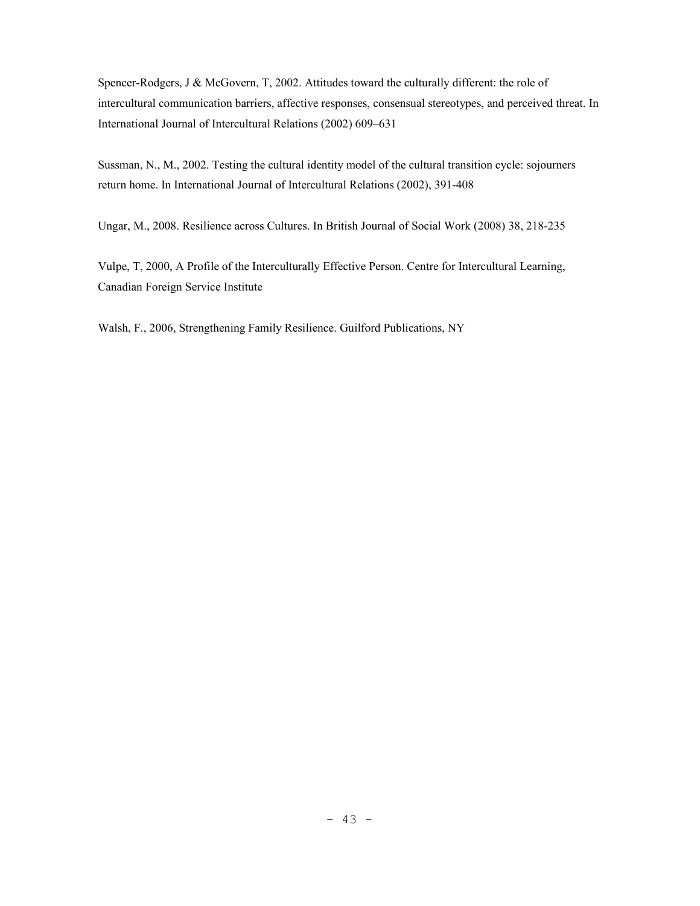Spencer-Rodgers, J & McGovern, T, 2002. Attitudes toward the culturally different: the role of intercultural communication barriers, affective responses, consensual stereotypes, and perceived threat. In International Journal of Intercultural Relations (2002) 609–631

Sussman, N., M., 2002. Testing the cultural identity model of the cultural transition cycle: sojourners return home. In International Journal of Intercultural Relations (2002), 391-408

Ungar, M., 2008. Resilience across Cultures. In British Journal of Social Work (2008) 38, 218-235

Vulpe, T, 2000, A Profile of the Interculturally Effective Person. Centre for Intercultural Learning, Canadian Foreign Service Institute

Walsh, F., 2006, Strengthening Family Resilience. Guilford Publications, NY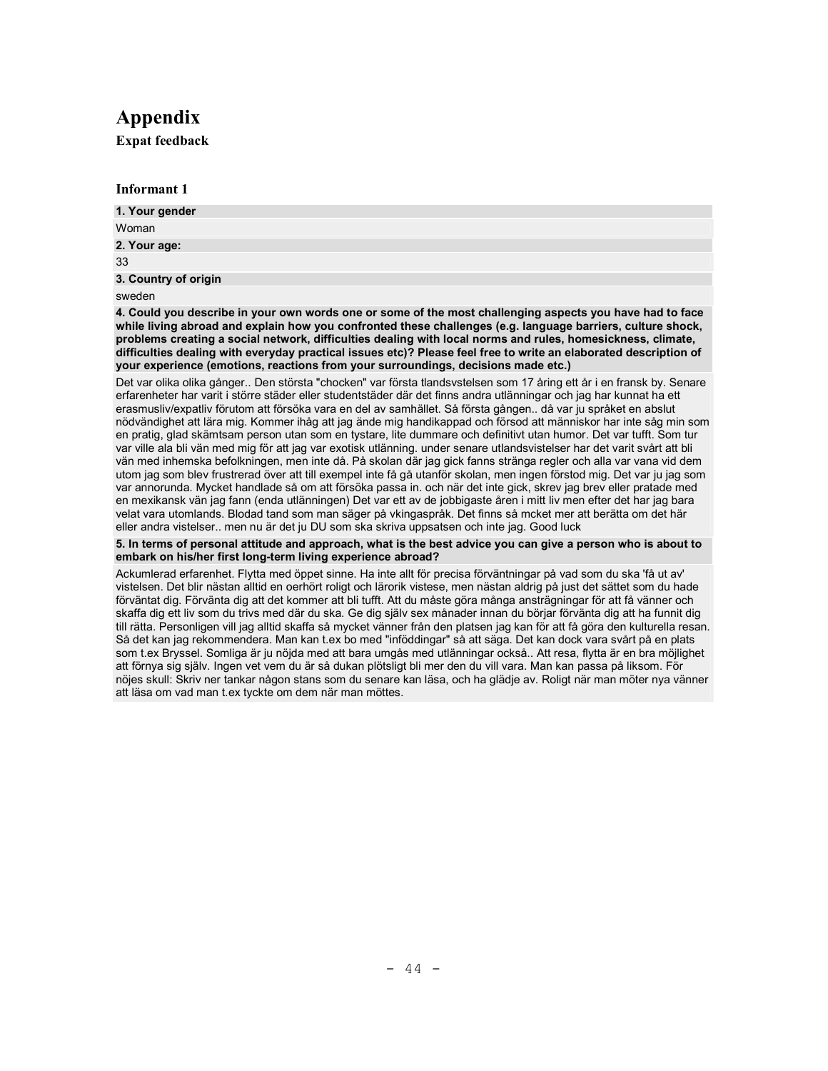# Appendix

**Expat feedback**

### Informant 1

**1. Your gender**

Woman

**2. Your age:**

33

**3. Country of origin**

sweden

**4. Could you describe in your own words one or some of the most challenging aspects you have had to face while living abroad and explain how you confronted these challenges (e.g. language barriers, culture shock, problems creating a social network, difficulties dealing with local norms and rules, homesickness, climate, difficulties dealing with everyday practical issues etc)? Please feel free to write an elaborated description of your experience (emotions, reactions from your surroundings, decisions made etc.)**

Det var olika olika gånger.. Den största "chocken" var första tlandsvstelsen som 17 åring ett år i en fransk by. Senare erfarenheter har varit i större städer eller studentstäder där det finns andra utlänningar och jag har kunnat ha ett erasmusliv/expatliv förutom att försöka vara en del av samhället. Så första gången.. då var ju språket en abslut nödvändighet att lära mig. Kommer ihåg att jag ände mig handikappad och försod att människor har inte såg min som en pratig, glad skämtsam person utan som en tystare, lite dummare och definitivt utan humor. Det var tufft. Som tur var ville ala bli vän med mig för att jag var exotisk utlänning. under senare utlandsvistelser har det varit svårt att bli vän med inhemska befolkningen, men inte då. På skolan där jag gick fanns stränga regler och alla var vana vid dem utom jag som blev frustrerad över att till exempel inte få gå utanför skolan, men ingen förstod mig. Det var ju jag som var annorunda. Mycket handlade så om att försöka passa in. och när det inte gick, skrev jag brev eller pratade med en mexikansk vän jag fann (enda utlänningen) Det var ett av de jobbigaste åren i mitt liv men efter det har jag bara velat vara utomlands. Blodad tand som man säger på vkingaspråk. Det finns så mcket mer att berätta om det här eller andra vistelser.. men nu är det ju DU som ska skriva uppsatsen och inte jag. Good luck

**5. In terms of personal attitude and approach, what is the best advice you can give a person who is about to embark on his/her first long-term living experience abroad?**

Ackumlerad erfarenhet. Flytta med öppet sinne. Ha inte allt för precisa förväntningar på vad som du ska 'få ut av' vistelsen. Det blir nästan alltid en oerhört roligt och lärorik vistese, men nästan aldrig på just det sättet som du hade förväntat dig. Förvänta dig att det kommer att bli tufft. Att du måste göra många ansträgningar för att få vänner och skaffa dig ett liv som du trivs med där du ska. Ge dig själv sex månader innan du börjar förvänta dig att ha funnit dig till rätta. Personligen vill jag alltid skaffa så mycket vänner från den platsen jag kan för att få göra den kulturella resan. Så det kan jag rekommendera. Man kan t.ex bo med "infödingar" så att säga. Det kan dock vara svårt på en plats som t.ex Bryssel. Somliga är ju nöjda med att bara umgås med utlänningar också.. Att resa, flytta är en bra möjlighet att förnya sig själv. Ingen vet vem du är så dukan plötsligt bli mer den du vill vara. Man kan passa på liksom. För nöjes skull: Skriv ner tankar någon stans som du senare kan läsa, och ha glädje av. Roligt när man möter nya vänner att läsa om vad man t.ex tyckte om dem när man möttes.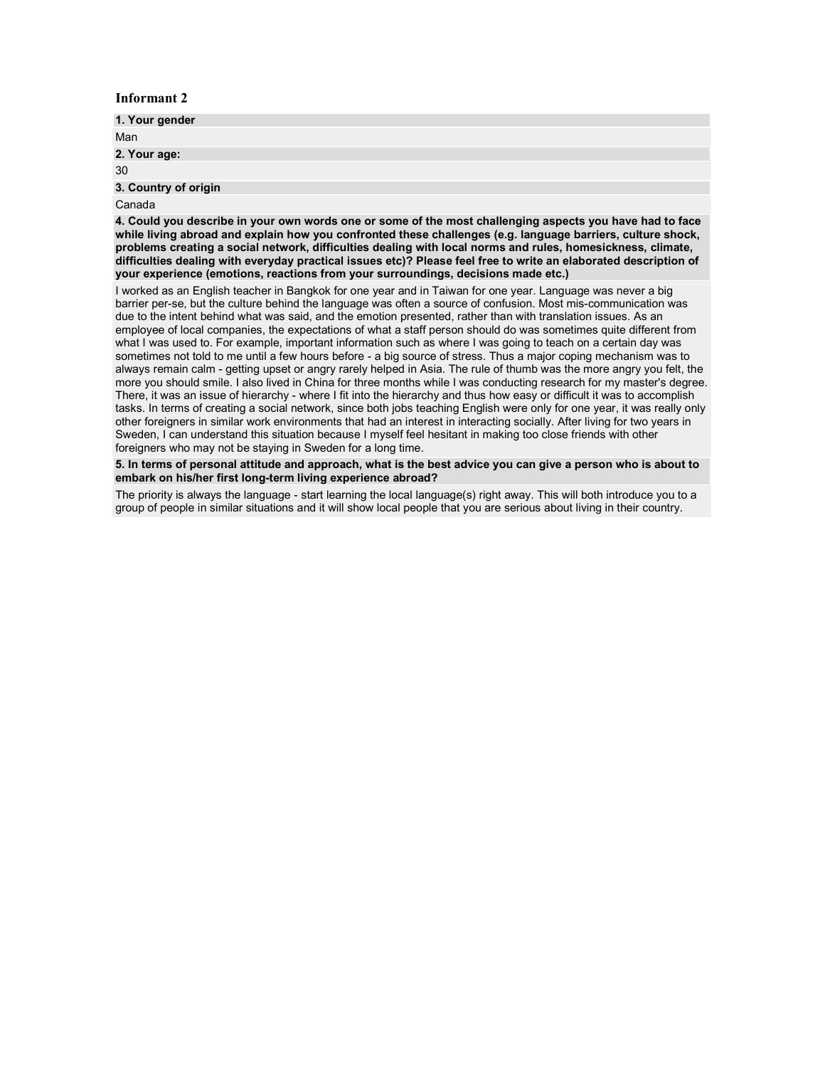### Informant 2

**1. Your gender**

Man

**2. Your age:**

30

**3. Country of origin**

Canada

**4. Could you describe in your own words one or some of the most challenging aspects you have had to face while living abroad and explain how you confronted these challenges (e.g. language barriers, culture shock, problems creating a social network, difficulties dealing with local norms and rules, homesickness, climate, difficulties dealing with everyday practical issues etc)? Please feel free to write an elaborated description of your experience (emotions, reactions from your surroundings, decisions made etc.)**

I worked as an English teacher in Bangkok for one year and in Taiwan for one year. Language was never a big barrier per-se, but the culture behind the language was often a source of confusion. Most mis-communication was due to the intent behind what was said, and the emotion presented, rather than with translation issues. As an employee of local companies, the expectations of what a staff person should do was sometimes quite different from what I was used to. For example, important information such as where I was going to teach on a certain day was sometimes not told to me until a few hours before - a big source of stress. Thus a major coping mechanism was to always remain calm - getting upset or angry rarely helped in Asia. The rule of thumb was the more angry you felt, the more you should smile. I also lived in China for three months while I was conducting research for my master's degree. There, it was an issue of hierarchy - where I fit into the hierarchy and thus how easy or difficult it was to accomplish tasks. In terms of creating a social network, since both jobs teaching English were only for one year, it was really only other foreigners in similar work environments that had an interest in interacting socially. After living for two years in Sweden, I can understand this situation because I myself feel hesitant in making too close friends with other foreigners who may not be staying in Sweden for a long time.

**5. In terms of personal attitude and approach, what is the best advice you can give a person who is about to embark on his/her first long-term living experience abroad?**

The priority is always the language - start learning the local language(s) right away. This will both introduce you to a group of people in similar situations and it will show local people that you are serious about living in their country.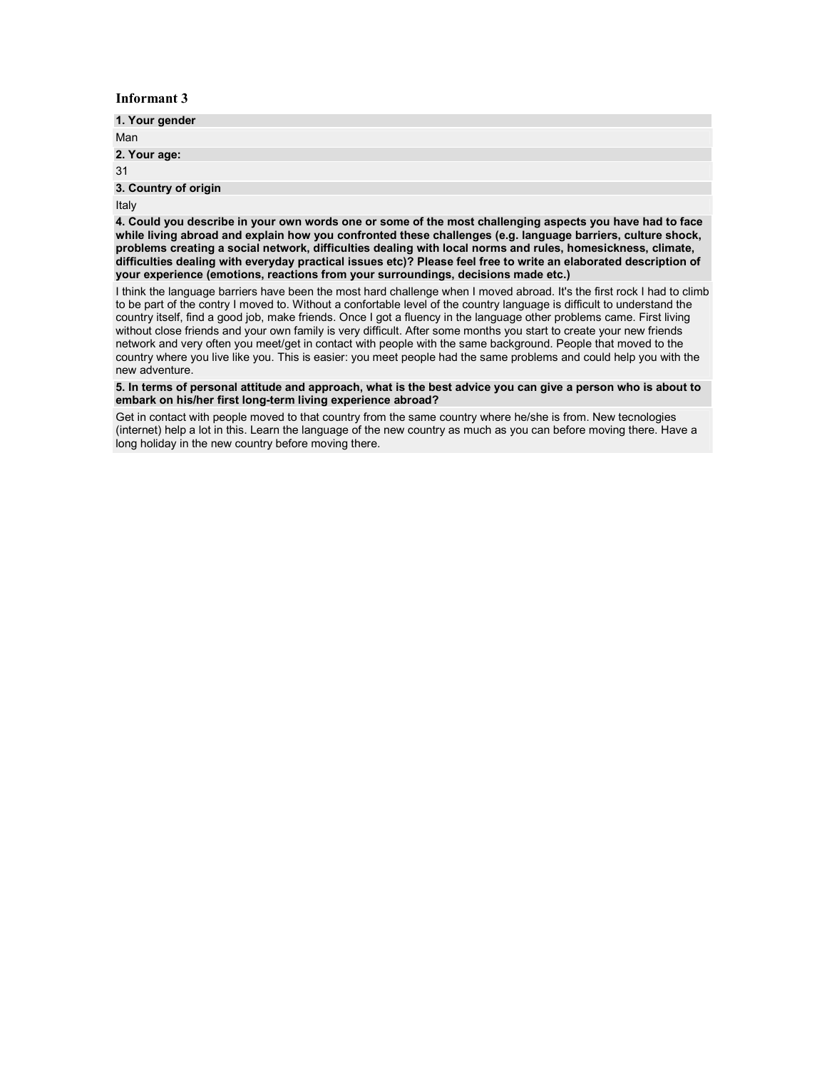### Informant 3

**1. Your gender**

Man

**2. Your age:**

31

**3. Country of origin**

Italy

**4. Could you describe in your own words one or some of the most challenging aspects you have had to face while living abroad and explain how you confronted these challenges (e.g. language barriers, culture shock, problems creating a social network, difficulties dealing with local norms and rules, homesickness, climate, difficulties dealing with everyday practical issues etc)? Please feel free to write an elaborated description of your experience (emotions, reactions from your surroundings, decisions made etc.)**

I think the language barriers have been the most hard challenge when I moved abroad. It's the first rock I had to climb to be part of the contry I moved to. Without a confortable level of the country language is difficult to understand the country itself, find a good job, make friends. Once I got a fluency in the language other problems came. First living without close friends and your own family is very difficult. After some months you start to create your new friends network and very often you meet/get in contact with people with the same background. People that moved to the country where you live like you. This is easier: you meet people had the same problems and could help you with the new adventure.

**5. In terms of personal attitude and approach, what is the best advice you can give a person who is about to embark on his/her first long-term living experience abroad?**

Get in contact with people moved to that country from the same country where he/she is from. New tecnologies (internet) help a lot in this. Learn the language of the new country as much as you can before moving there. Have a long holiday in the new country before moving there.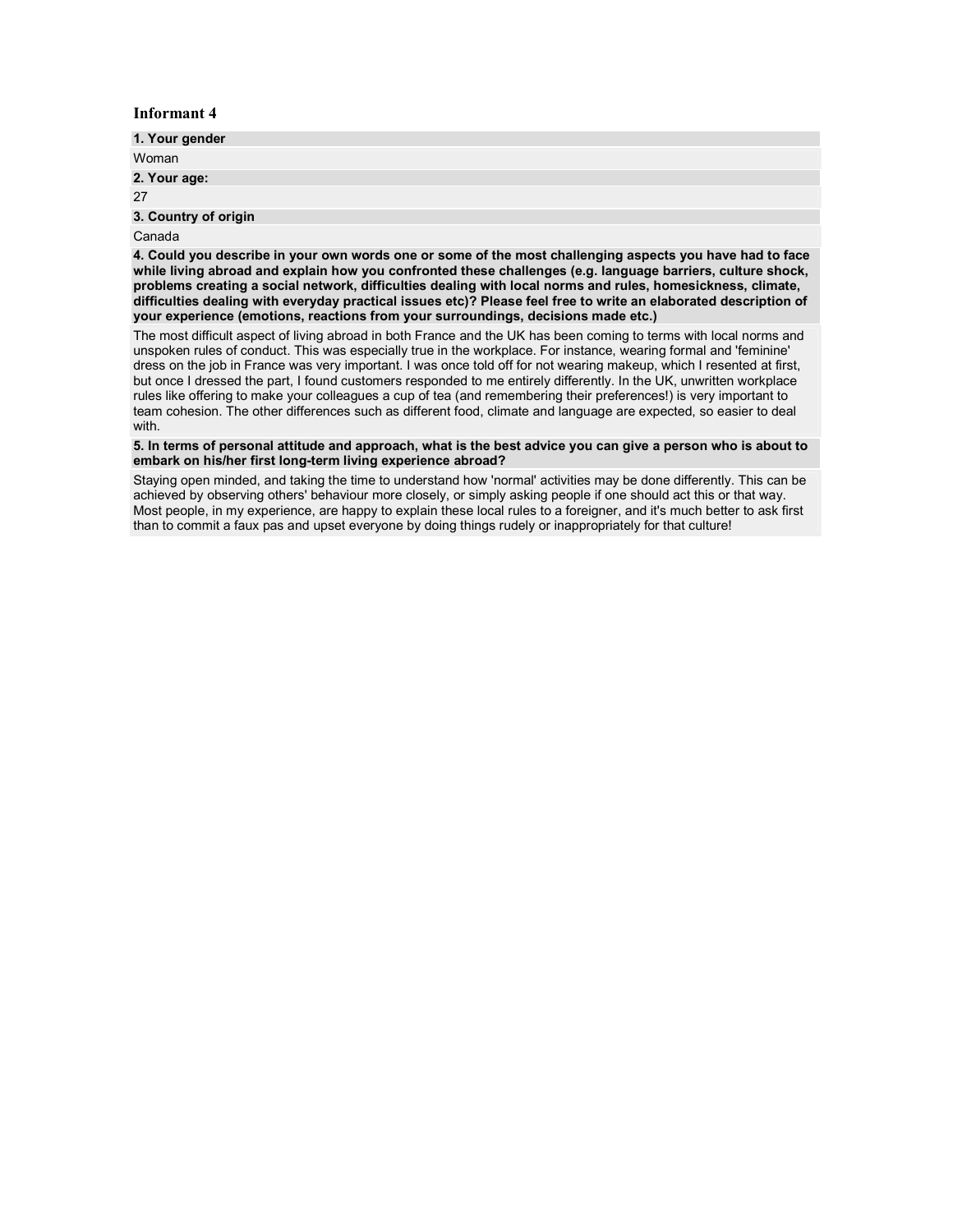### Informant 4

**1. Your gender**

Woman

**2. Your age:**

27

**3. Country of origin**

Canada

**4. Could you describe in your own words one or some of the most challenging aspects you have had to face while living abroad and explain how you confronted these challenges (e.g. language barriers, culture shock, problems creating a social network, difficulties dealing with local norms and rules, homesickness, climate, difficulties dealing with everyday practical issues etc)? Please feel free to write an elaborated description of your experience (emotions, reactions from your surroundings, decisions made etc.)**

The most difficult aspect of living abroad in both France and the UK has been coming to terms with local norms and unspoken rules of conduct. This was especially true in the workplace. For instance, wearing formal and 'feminine' dress on the job in France was very important. I was once told off for not wearing makeup, which I resented at first, but once I dressed the part, I found customers responded to me entirely differently. In the UK, unwritten workplace rules like offering to make your colleagues a cup of tea (and remembering their preferences!) is very important to team cohesion. The other differences such as different food, climate and language are expected, so easier to deal with.

**5. In terms of personal attitude and approach, what is the best advice you can give a person who is about to embark on his/her first long-term living experience abroad?**

Staying open minded, and taking the time to understand how 'normal' activities may be done differently. This can be achieved by observing others' behaviour more closely, or simply asking people if one should act this or that way. Most people, in my experience, are happy to explain these local rules to a foreigner, and it's much better to ask first than to commit a faux pas and upset everyone by doing things rudely or inappropriately for that culture!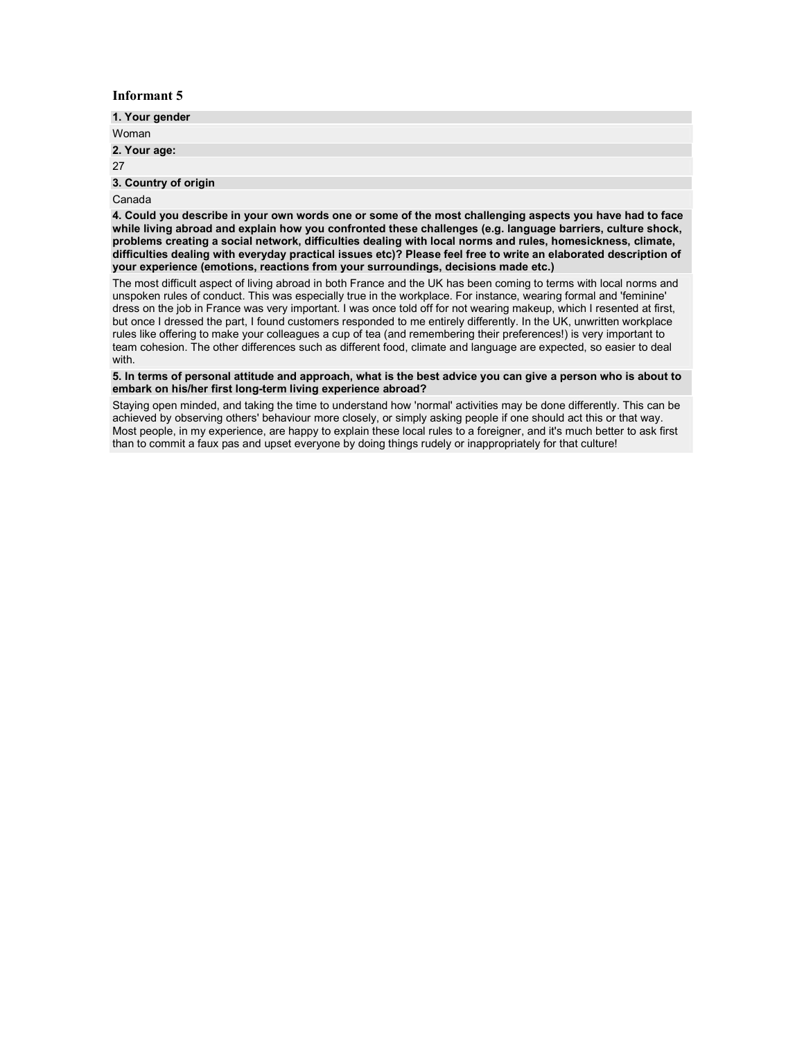## Informant 5

**1. Your gender**

Woman

**2. Your age:**

27

**3. Country of origin**

Canada

**4. Could you describe in your own words one or some of the most challenging aspects you have had to face while living abroad and explain how you confronted these challenges (e.g. language barriers, culture shock, problems creating a social network, difficulties dealing with local norms and rules, homesickness, climate, difficulties dealing with everyday practical issues etc)? Please feel free to write an elaborated description of your experience (emotions, reactions from your surroundings, decisions made etc.)**

The most difficult aspect of living abroad in both France and the UK has been coming to terms with local norms and unspoken rules of conduct. This was especially true in the workplace. For instance, wearing formal and 'feminine' dress on the job in France was very important. I was once told off for not wearing makeup, which I resented at first, but once I dressed the part, I found customers responded to me entirely differently. In the UK, unwritten workplace rules like offering to make your colleagues a cup of tea (and remembering their preferences!) is very important to team cohesion. The other differences such as different food, climate and language are expected, so easier to deal with.

**5. In terms of personal attitude and approach, what is the best advice you can give a person who is about to embark on his/her first long-term living experience abroad?**

Staying open minded, and taking the time to understand how 'normal' activities may be done differently. This can be achieved by observing others' behaviour more closely, or simply asking people if one should act this or that way. Most people, in my experience, are happy to explain these local rules to a foreigner, and it's much better to ask first than to commit a faux pas and upset everyone by doing things rudely or inappropriately for that culture!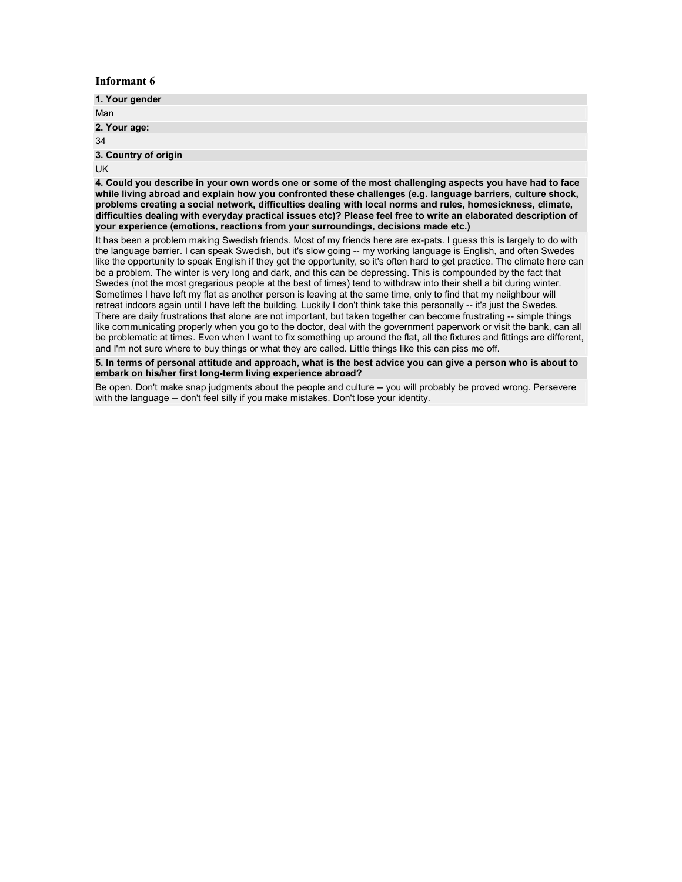### Informant 6

**1. Your gender**

Man

**2. Your age:**

34

**3. Country of origin**

UK

**4. Could you describe in your own words one or some of the most challenging aspects you have had to face while living abroad and explain how you confronted these challenges (e.g. language barriers, culture shock, problems creating a social network, difficulties dealing with local norms and rules, homesickness, climate, difficulties dealing with everyday practical issues etc)? Please feel free to write an elaborated description of your experience (emotions, reactions from your surroundings, decisions made etc.)**

It has been a problem making Swedish friends. Most of my friends here are ex-pats. I guess this is largely to do with the language barrier. I can speak Swedish, but it's slow going -- my working language is English, and often Swedes like the opportunity to speak English if they get the opportunity, so it's often hard to get practice. The climate here can be a problem. The winter is very long and dark, and this can be depressing. This is compounded by the fact that Swedes (not the most gregarious people at the best of times) tend to withdraw into their shell a bit during winter. Sometimes I have left my flat as another person is leaving at the same time, only to find that my neiighbour will retreat indoors again until I have left the building. Luckily I don't think take this personally -- it's just the Swedes. There are daily frustrations that alone are not important, but taken together can become frustrating -- simple things like communicating properly when you go to the doctor, deal with the government paperwork or visit the bank, can all be problematic at times. Even when I want to fix something up around the flat, all the fixtures and fittings are different, and I'm not sure where to buy things or what they are called. Little things like this can piss me off.

**5. In terms of personal attitude and approach, what is the best advice you can give a person who is about to embark on his/her first long-term living experience abroad?**

Be open. Don't make snap judgments about the people and culture -- you will probably be proved wrong. Persevere with the language -- don't feel silly if you make mistakes. Don't lose your identity.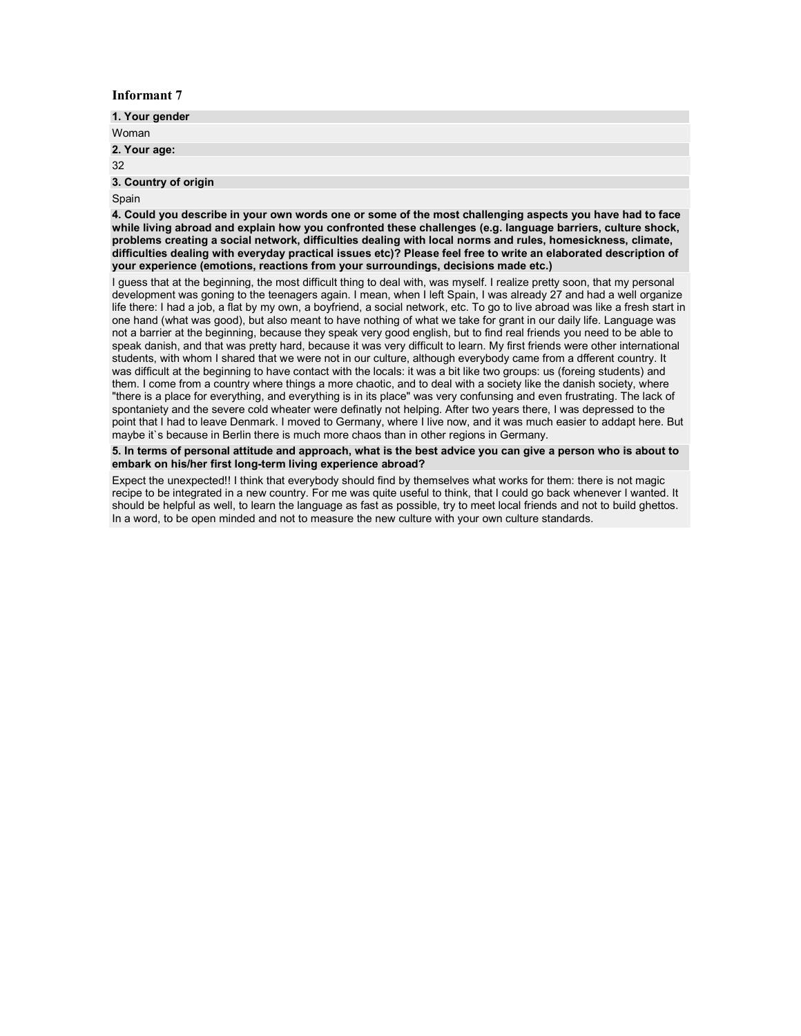## Informant 7

**1. Your gender**

Woman

**2. Your age:**

32

**3. Country of origin**

Spain

**4. Could you describe in your own words one or some of the most challenging aspects you have had to face while living abroad and explain how you confronted these challenges (e.g. language barriers, culture shock, problems creating a social network, difficulties dealing with local norms and rules, homesickness, climate, difficulties dealing with everyday practical issues etc)? Please feel free to write an elaborated description of your experience (emotions, reactions from your surroundings, decisions made etc.)**

I guess that at the beginning, the most difficult thing to deal with, was myself. I realize pretty soon, that my personal development was gonning to the teenagers again. I mean, when I left Spain, I was already 27 and had a well organize life there: I had a job, a flat by my own, a boyfriend, a social network, etc. To go to live abroad was like a fresh start in one hand (what was good), but also meant to have nothing of what we take for grant in our daily life. Language was not a barrier at the beginning, because they speak very good english, but to find real friends you need to be able to speak danish, and that was pretty hard, because it was very difficult to learn. My first friends were other international students, with whom I shared that we were not in our culture, although everybody came from a dfferent country. It was difficult at the beginning to have contact with the locals: it was a bit like two groups: us (foreing students) and them. I come from a country where things a more chaotic, and to deal with a society like the danish society, where "there is a place for everything, and everything is in its place" was very confunsing and even frustrating. The lack of spontaniety and the severe cold wheater were definatly not helping. After two years there, I was depressed to the point that I had to leave Denmark. I moved to Germany, where I live now, and it was much easier to addapt here. But maybe it`s because in Berlin there is much more chaos than in other regions in Germany.

**5. In terms of personal attitude and approach, what is the best advice you can give a person who is about to embark on his/her first long-term living experience abroad?**

Expect the unexpected!! I think that everybody should find by themselves what works for them: there is not magic recipe to be integrated in a new country. For me was quite useful to think, that I could go back whenever I wanted. It should be helpful as well, to learn the language as fast as possible, try to meet local friends and not to build ghettos. In a word, to be open minded and not to measure the new culture with your own culture standards.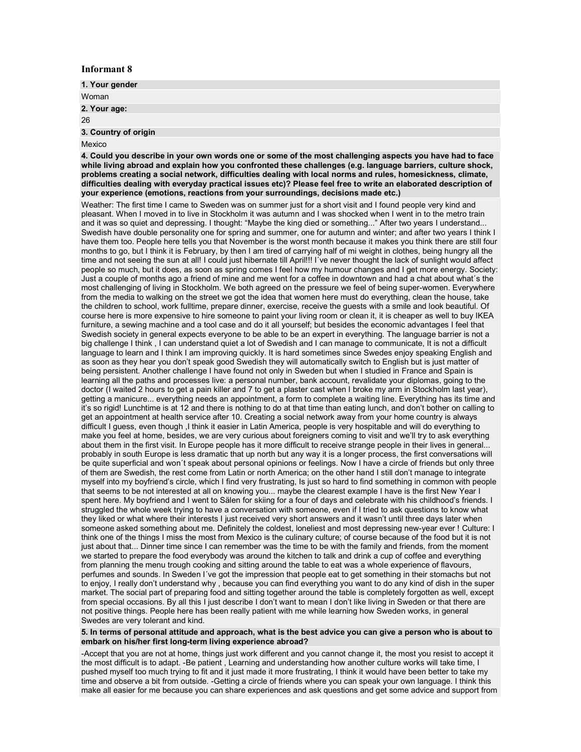### Informant 8

**1. Your gender**

Woman

**2. Your age:**

26

**3. Country of origin**

Mexico

**4. Could you describe in your own words one or some of the most challenging aspects you have had to face while living abroad and explain how you confronted these challenges (e.g. language barriers, culture shock, problems creating a social network, difficulties dealing with local norms and rules, homesickness, climate, difficulties dealing with everyday practical issues etc)? Please feel free to write an elaborated description of your experience (emotions, reactions from your surroundings, decisions made etc.)**

Weather: The first time I came to Sweden was on summer just for a short visit and I found people very kind and pleasant. When I moved in to live in Stockholm it was autumn and I was shocked when I went in to the metro train and it was so quiet and depressing. I thought: "Maybe the king died or something..." After two years I understand... Swedish have double personality one for spring and summer, one for autumn and winter; and after two years I think I have them too. People here tells you that November is the worst month because it makes you think there are still four months to go, but I think it is February, by then I am tired of carrying half of mi weight in clothes, being hungry all the time and not seeing the sun at all! I could just hibernate till April!!! I´ve never thought the lack of sunlight would affect people so much, but it does, as soon as spring comes I feel how my humour changes and I get more energy. Society: Just a couple of months ago a friend of mine and me went for a coffee in downtown and had a chat about what´s the most challenging of living in Stockholm. We both agreed on the pressure we feel of being super-women. Everywhere from the media to walking on the street we got the idea that women here must do everything, clean the house, take the children to school, work fulltime, prepare dinner, exercise, receive the guests with a smile and look beautiful. Of course here is more expensive to hire someone to paint your living room or clean it, it is cheaper as well to buy IKEA furniture, a sewing machine and a tool case and do it all yourself; but besides the economic advantages I feel that Swedish society in general expects everyone to be able to be an expert in everything. The language barrier is not a big challenge I think , I can understand quiet a lot of Swedish and I can manage to communicate, It is not a difficult language to learn and I think I am improving quickly. It is hard sometimes since Swedes enjoy speaking English and as soon as they hear you don't speak good Swedish they will automatically switch to English but is just matter of being persistent. Another challenge I have found not only in Sweden but when I studied in France and Spain is learning all the paths and processes live: a personal number, bank account, revalidate your diplomas, going to the doctor (I waited 2 hours to get a pain killer and 7 to get a plaster cast when I broke my arm in Stockholm last year), getting a manicure... everything needs an appointment, a form to complete a waiting line. Everything has its time and it's so rigid! Lunchtime is at 12 and there is nothing to do at that time than eating lunch, and don't bother on calling to get an appointment at health service after 10. Creating a social network away from your home country is always difficult I guess, even though ,I think it easier in Latin America, people is very hospitable and will do everything to make you feel at home, besides, we are very curious about foreigners coming to visit and we'll try to ask everything about them in the first visit. In Europe people has it more difficult to receive strange people in their lives in general... probably in south Europe is less dramatic that up north but any way it is a longer process, the first conversations will be quite superficial and won´t speak about personal opinions or feelings. Now I have a circle of friends but only three of them are Swedish, the rest come from Latin or north America; on the other hand I still don't manage to integrate myself into my boyfriend's circle, which I find very frustrating, Is just so hard to find something in common with people that seems to be not interested at all on knowing you... maybe the clearest example I have is the first New Year I spent here. My boyfriend and I went to Sälen for skiing for a four of days and celebrate with his childhood's friends. I struggled the whole week trying to have a conversation with someone, even if I tried to ask questions to know what they liked or what where their interests I just received very short answers and it wasn't until three days later when someone asked something about me. Definitely the coldest, loneliest and most depressing new-year ever ! Culture: I think one of the things I miss the most from Mexico is the culinary culture; of course because of the food but it is not just about that... Dinner time since I can remember was the time to be with the family and friends, from the moment we started to prepare the food everybody was around the kitchen to talk and drink a cup of coffee and everything from planning the menu trough cooking and sitting around the table to eat was a whole experience of flavours, perfumes and sounds. In Sweden I´ve got the impression that people eat to get something in their stomachs but not to enjoy, I really don't understand why , because you can find everything you want to do any kind of dish in the super market. The social part of preparing food and sitting together around the table is completely forgotten as well, except from special occasions. By all this I just describe I don't want to mean I don't like living in Sweden or that there are not positive things. People here has been really patient with me while learning how Sweden works, in general Swedes are very tolerant and kind.

**5. In terms of personal attitude and approach, what is the best advice you can give a person who is about to embark on his/her first long-term living experience abroad?**

-Accept that you are not at home, things just work different and you cannot change it, the most you resist to accept it the most difficult is to adapt. -Be patient , Learning and understanding how another culture works will take time, I pushed myself too much trying to fit and it just made it more frustrating, I think it would have been better to take my time and observe a bit from outside. -Getting a circle of friends where you can speak your own language. I think this make all easier for me because you can share experiences and ask questions and get some advice and support from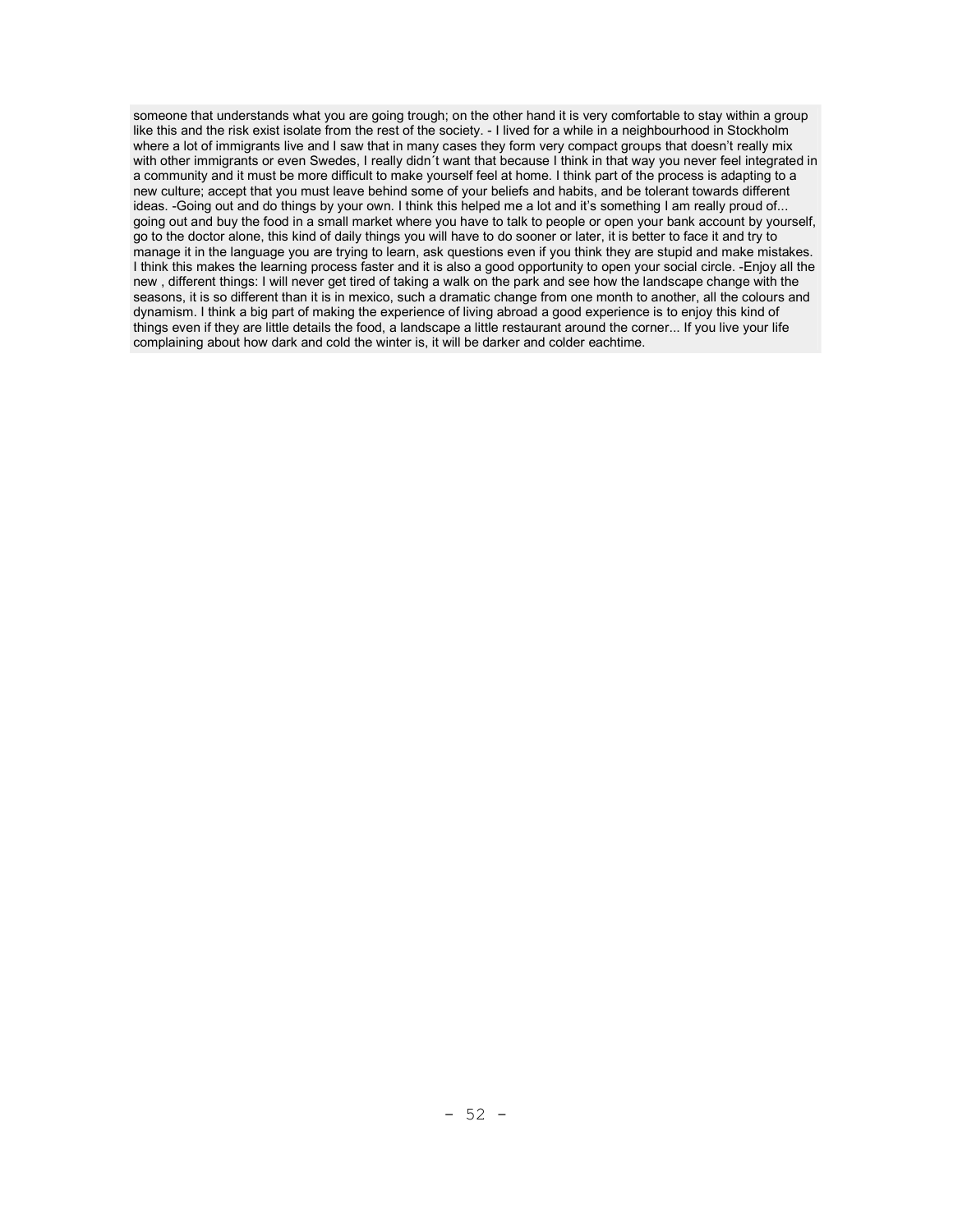someone that understands what you are going trough; on the other hand it is very comfortable to stay within a group like this and the risk exist isolate from the rest of the society. - I lived for a while in a neighbourhood in Stockholm where a lot of immigrants live and I saw that in many cases they form very compact groups that doesn't really mix with other immigrants or even Swedes, I really didn´t want that because I think in that way you never feel integrated in a community and it must be more difficult to make yourself feel at home. I think part of the process is adapting to a new culture; accept that you must leave behind some of your beliefs and habits, and be tolerant towards different ideas. -Going out and do things by your own. I think this helped me a lot and it's something I am really proud of... going out and buy the food in a small market where you have to talk to people or open your bank account by yourself, go to the doctor alone, this kind of daily things you will have to do sooner or later, it is better to face it and try to manage it in the language you are trying to learn, ask questions even if you think they are stupid and make mistakes. I think this makes the learning process faster and it is also a good opportunity to open your social circle. -Enjoy all the new , different things: I will never get tired of taking a walk on the park and see how the landscape change with the seasons, it is so different than it is in mexico, such a dramatic change from one month to another, all the colours and dynamism. I think a big part of making the experience of living abroad a good experience is to enjoy this kind of things even if they are little details the food, a landscape a little restaurant around the corner... If you live your life complaining about how dark and cold the winter is, it will be darker and colder eachtime.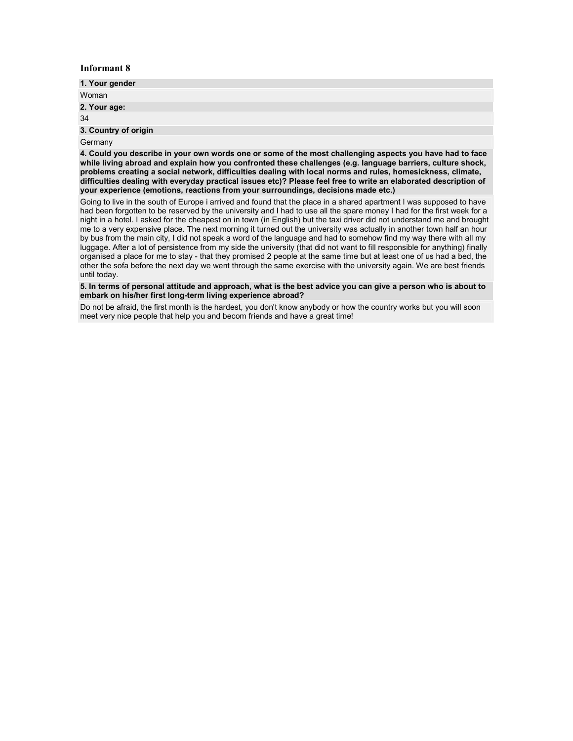### Informant 8

**1. Your gender**

Woman

**2. Your age:**

34

**3. Country of origin**

Germany

**4. Could you describe in your own words one or some of the most challenging aspects you have had to face while living abroad and explain how you confronted these challenges (e.g. language barriers, culture shock, problems creating a social network, difficulties dealing with local norms and rules, homesickness, climate, difficulties dealing with everyday practical issues etc)? Please feel free to write an elaborated description of your experience (emotions, reactions from your surroundings, decisions made etc.)**

Going to live in the south of Europe i arrived and found that the place in a shared apartment I was supposed to have had been forgotten to be reserved by the university and I had to use all the spare money I had for the first week for a night in a hotel. I asked for the cheapest on in town (in English) but the taxi driver did not understand me and brought me to a very expensive place. The next morning it turned out the university was actually in another town half an hour by bus from the main city, I did not speak a word of the language and had to somehow find my way there with all my luggage. After a lot of persistence from my side the university (that did not want to fill responsible for anything) finally organised a place for me to stay - that they promised 2 people at the same time but at least one of us had a bed, the other the sofa before the next day we went through the same exercise with the university again. We are best friends until today.

**5. In terms of personal attitude and approach, what is the best advice you can give a person who is about to embark on his/her first long-term living experience abroad?**

Do not be afraid, the first month is the hardest, you don't know anybody or how the country works but you will soon meet very nice people that help you and becom friends and have a great time!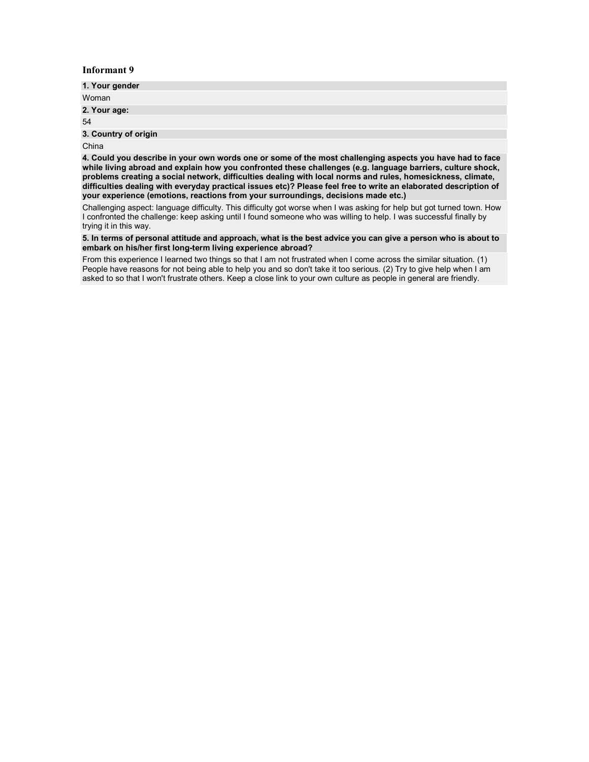# Informant 9

**1. Your gender**

Woman

**2. Your age:**

54

**3. Country of origin**

China

**4. Could you describe in your own words one or some of the most challenging aspects you have had to face while living abroad and explain how you confronted these challenges (e.g. language barriers, culture shock, problems creating a social network, difficulties dealing with local norms and rules, homesickness, climate, difficulties dealing with everyday practical issues etc)? Please feel free to write an elaborated description of your experience (emotions, reactions from your surroundings, decisions made etc.)**

Challenging aspect: language difficulty. This difficulty got worse when I was asking for help but got turned town. How I confronted the challenge: keep asking until I found someone who was willing to help. I was successful finally by trying it in this way.

**5. In terms of personal attitude and approach, what is the best advice you can give a person who is about to embark on his/her first long-term living experience abroad?**

From this experience I learned two things so that I am not frustrated when I come across the similar situation. (1) People have reasons for not being able to help you and so don't take it too serious. (2) Try to give help when I am asked to so that I won't frustrate others. Keep a close link to your own culture as people in general are friendly.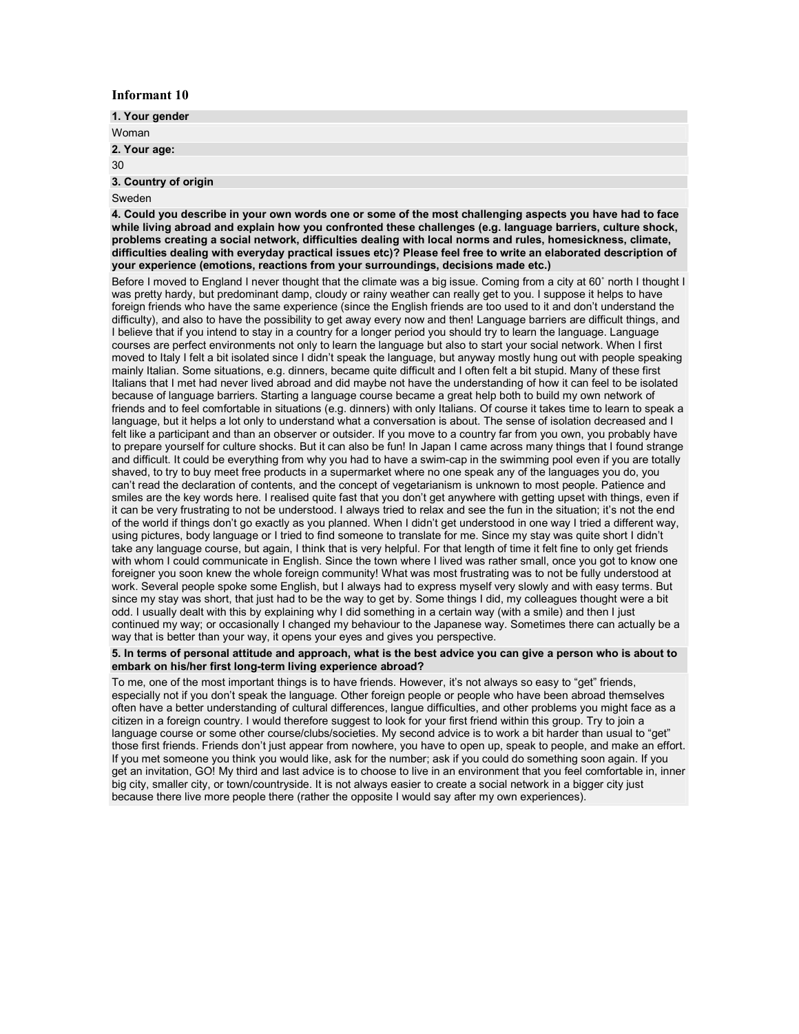# Informant 10

**1. Your gender**

Woman

**2. Your age:**

30

**3. Country of origin**

Sweden

**4. Could you describe in your own words one or some of the most challenging aspects you have had to face while living abroad and explain how you confronted these challenges (e.g. language barriers, culture shock, problems creating a social network, difficulties dealing with local norms and rules, homesickness, climate, difficulties dealing with everyday practical issues etc)? Please feel free to write an elaborated description of your experience (emotions, reactions from your surroundings, decisions made etc.)**

Before I moved to England I never thought that the climate was a big issue. Coming from a city at 60˚ north I thought I was pretty hardy, but predominant damp, cloudy or rainy weather can really get to you. I suppose it helps to have foreign friends who have the same experience (since the English friends are too used to it and don't understand the difficulty), and also to have the possibility to get away every now and then! Language barriers are difficult things, and I believe that if you intend to stay in a country for a longer period you should try to learn the language. Language courses are perfect environments not only to learn the language but also to start your social network. When I first moved to Italy I felt a bit isolated since I didn't speak the language, but anyway mostly hung out with people speaking mainly Italian. Some situations, e.g. dinners, became quite difficult and I often felt a bit stupid. Many of these first Italians that I met had never lived abroad and did maybe not have the understanding of how it can feel to be isolated because of language barriers. Starting a language course became a great help both to build my own network of friends and to feel comfortable in situations (e.g. dinners) with only Italians. Of course it takes time to learn to speak a language, but it helps a lot only to understand what a conversation is about. The sense of isolation decreased and I felt like a participant and than an observer or outsider. If you move to a country far from you own, you probably have to prepare yourself for culture shocks. But it can also be fun! In Japan I came across many things that I found strange and difficult. It could be everything from why you had to have a swim-cap in the swimming pool even if you are totally shaved, to try to buy meet free products in a supermarket where no one speak any of the languages you do, you can't read the declaration of contents, and the concept of vegetarianism is unknown to most people. Patience and smiles are the key words here. I realised quite fast that you don't get anywhere with getting upset with things, even if it can be very frustrating to not be understood. I always tried to relax and see the fun in the situation; it's not the end of the world if things don't go exactly as you planned. When I didn't get understood in one way I tried a different way, using pictures, body language or I tried to find someone to translate for me. Since my stay was quite short I didn't take any language course, but again, I think that is very helpful. For that length of time it felt fine to only get friends with whom I could communicate in English. Since the town where I lived was rather small, once you got to know one foreigner you soon knew the whole foreign community! What was most frustrating was to not be fully understood at work. Several people spoke some English, but I always had to express myself very slowly and with easy terms. But since my stay was short, that just had to be the way to get by. Some things I did, my colleagues thought were a bit odd. I usually dealt with this by explaining why I did something in a certain way (with a smile) and then I just continued my way; or occasionally I changed my behaviour to the Japanese way. Sometimes there can actually be a way that is better than your way, it opens your eyes and gives you perspective.

**5. In terms of personal attitude and approach, what is the best advice you can give a person who is about to embark on his/her first long-term living experience abroad?**

To me, one of the most important things is to have friends. However, it's not always so easy to "get" friends, especially not if you don't speak the language. Other foreign people or people who have been abroad themselves often have a better understanding of cultural differences, langue difficulties, and other problems you might face as a citizen in a foreign country. I would therefore suggest to look for your first friend within this group. Try to join a language course or some other course/clubs/societies. My second advice is to work a bit harder than usual to "get" those first friends. Friends don't just appear from nowhere, you have to open up, speak to people, and make an effort. If you met someone you think you would like, ask for the number; ask if you could do something soon again. If you get an invitation, GO! My third and last advice is to choose to live in an environment that you feel comfortable in, inner big city, smaller city, or town/countryside. It is not always easier to create a social network in a bigger city just because there live more people there (rather the opposite I would say after my own experiences).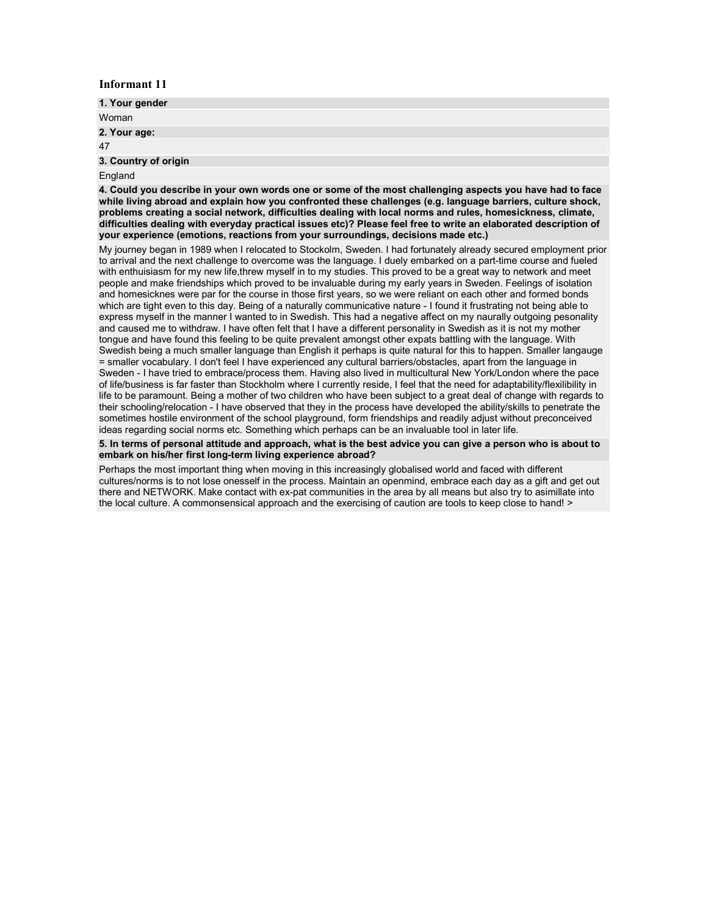### Informant 11

**1. Your gender**

Woman

**2. Your age:**

47

**3. Country of origin**

England

**4. Could you describe in your own words one or some of the most challenging aspects you have had to face while living abroad and explain how you confronted these challenges (e.g. language barriers, culture shock, problems creating a social network, difficulties dealing with local norms and rules, homesickness, climate, difficulties dealing with everyday practical issues etc)? Please feel free to write an elaborated description of your experience (emotions, reactions from your surroundings, decisions made etc.)**

My journey began in 1989 when I relocated to Stockolm, Sweden. I had fortunately already secured employment prior to arrival and the next challenge to overcome was the language. I duely embarked on a part-time course and fueled with enthuisiasm for my new life,threw myself in to my studies. This proved to be a great way to network and meet people and make friendships which proved to be invaluable during my early years in Sweden. Feelings of isolation and homesicknes were par for the course in those first years, so we were reliant on each other and formed bonds which are tight even to this day. Being of a naturally communicative nature - I found it frustrating not being able to express myself in the manner I wanted to in Swedish. This had a negative affect on my naurally outgoing pesonality and caused me to withdraw. I have often felt that I have a different personality in Swedish as it is not my mother tongue and have found this feeling to be quite prevalent amongst other expats battling with the language. With Swedish being a much smaller language than English it perhaps is quite natural for this to happen. Smaller langauge = smaller vocabulary. I don't feel I have experienced any cultural barriers/obstacles, apart from the language in Sweden - I have tried to embrace/process them. Having also lived in multicultural New York/London where the pace of life/business is far faster than Stockholm where I currently reside, I feel that the need for adaptability/flexilibility in life to be paramount. Being a mother of two children who have been subject to a great deal of change with regards to their schooling/relocation - I have observed that they in the process have developed the ability/skills to penetrate the sometimes hostile environment of the school playground, form friendships and readily adjust without preconceived ideas regarding social norms etc. Something which perhaps can be an invaluable tool in later life.

**5. In terms of personal attitude and approach, what is the best advice you can give a person who is about to embark on his/her first long-term living experience abroad?**

Perhaps the most important thing when moving in this increasingly globalised world and faced with different cultures/norms is to not lose onesself in the process. Maintain an openmind, embrace each day as a gift and get out there and NETWORK. Make contact with ex-pat communities in the area by all means but also try to asimillate into the local culture. A commonsensical approach and the exercising of caution are tools to keep close to hand! >